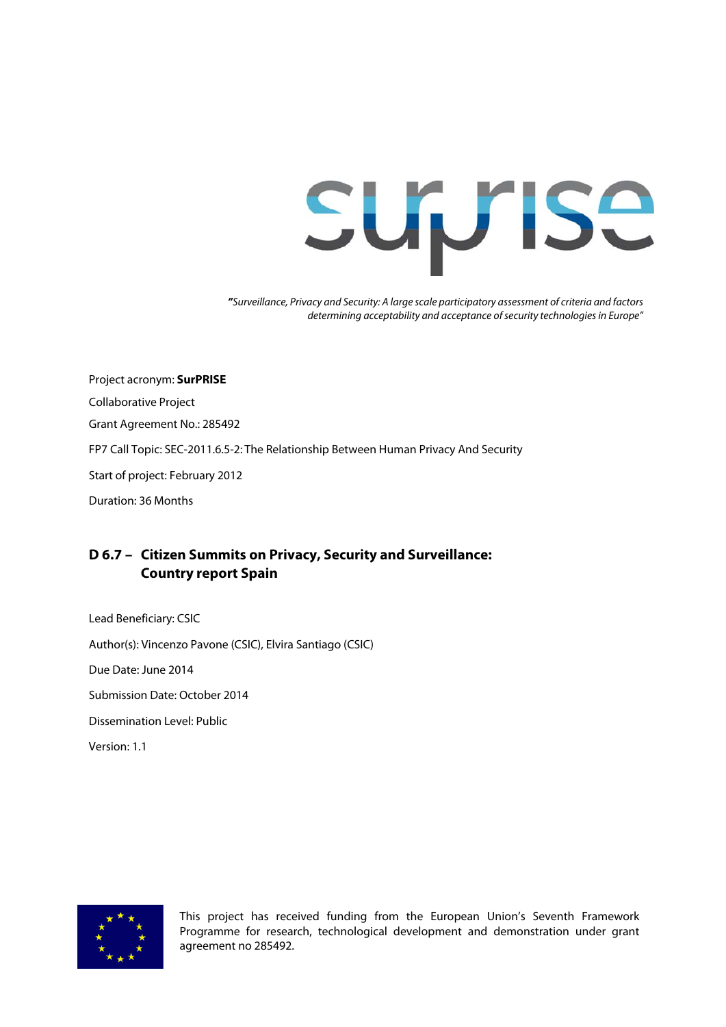surprise

*"Surveillance, Privacy and Security: A large scale participatory assessment of criteria and factors determining acceptability and acceptance of security technologies in Europe"*

Project acronym: **SurPRISE**

Collaborative Project

Grant Agreement No.: 285492

FP7 Call Topic: SEC-2011.6.5-2: The Relationship Between Human Privacy And Security

Start of project: February 2012

Duration: 36 Months

## D 6.7 – Citizen Summits on Privacy, Security and Surveillance: Country report Spain

Lead Beneficiary: CSIC

Author(s): Vincenzo Pavone (CSIC), Elvira Santiago (CSIC)

Due Date: June 2014

Submission Date: October 2014

Dissemination Level: Public

Version: 1.1

This project has received funding from the European Union's Seventh Framework Programme for research, technological development and demonstration under grant agreement no 285492.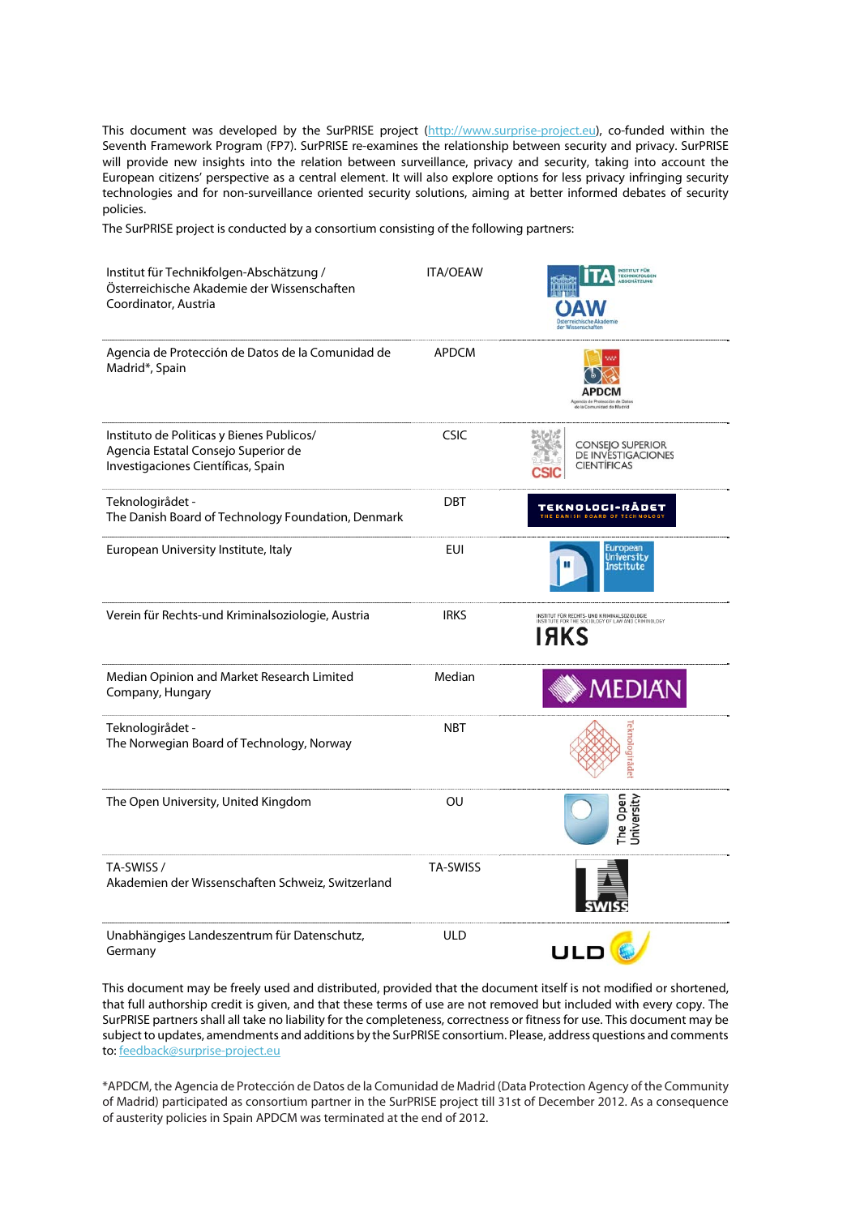This document was developed by the SurPRISE project (http://www.surprise-project.eu), co-funded within the Seventh Framework Program (FP7). SurPRISE re-examines the relationship between security and privacy. SurPRISE will provide new insights into the relation between surveillance, privacy and security, taking into account the European citizens' perspective as a central element. It will also explore options for less privacy infringing security technologies and for non-surveillance oriented security solutions, aiming at better informed debates of security policies.

The SurPRISE project is conducted by a consortium consisting of the following partners:

| Partner | Acronym |
|---|---|
| Institut für Technikfolgen-Abschätzung / Österreichische Akademie der Wissenschaften Coordinator, Austria | ITA/OEAW |
| Agencia de Protección de Datos de la Comunidad de Madrid*, Spain | APDCM |
| Instituto de Politicas y Bienes Publicos/ Agencia Estatal Consejo Superior de Investigaciones Científicas, Spain | CSIC |
| Teknologirådet - The Danish Board of Technology Foundation, Denmark | DBT |
| European University Institute, Italy | EUI |
| Verein für Rechts-und Kriminalsoziologie, Austria | IRKS |
| Median Opinion and Market Research Limited Company, Hungary | Median |
| Teknologirådet - The Norwegian Board of Technology, Norway | NBT |
| The Open University, United Kingdom | OU |
| TA-SWISS / Akademien der Wissenschaften Schweiz, Switzerland | TA-SWISS |
| Unabhängiges Landeszentrum für Datenschutz, Germany | ULD |

This document may be freely used and distributed, provided that the document itself is not modified or shortened, that full authorship credit is given, and that these terms of use are not removed but included with every copy. The SurPRISE partners shall all take no liability for the completeness, correctness or fitness for use. This document may be subject to updates, amendments and additions by the SurPRISE consortium. Please, address questions and comments to: feedback@surprise-project.eu

*APDCM, the Agencia de Protección de Datos de la Comunidad de Madrid (Data Protection Agency of the Community of Madrid) participated as consortium partner in the SurPRISE project till 31st of December 2012. As a consequence of austerity policies in Spain APDCM was terminated at the end of 2012.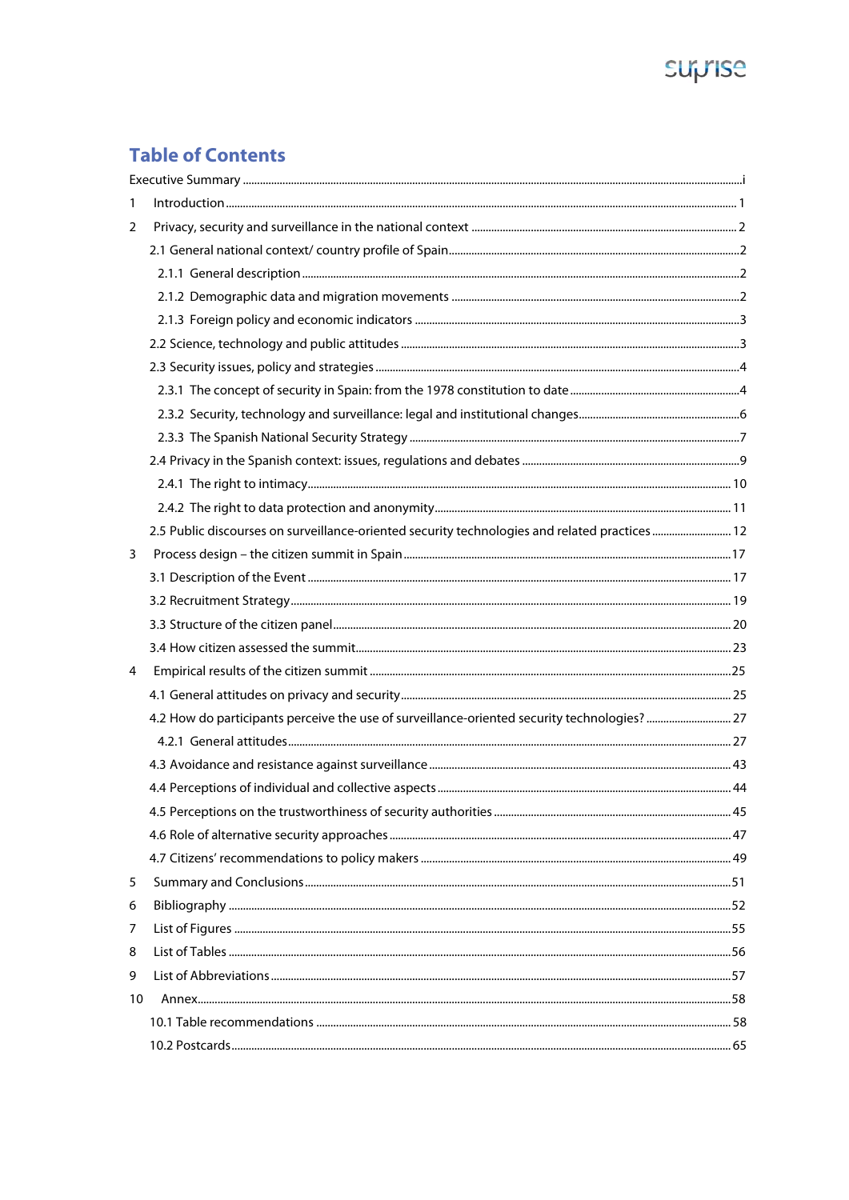# Table of Contents

Executive Summary ..... i

1 Introduction ..... 1

2 Privacy, security and surveillance in the national context ..... 2

- 2.1 General national context/ country profile of Spain ..... 2
  - 2.1.1 General description ..... 2
  - 2.1.2 Demographic data and migration movements ..... 2
  - 2.1.3 Foreign policy and economic indicators ..... 3
- 2.2 Science, technology and public attitudes ..... 3
- 2.3 Security issues, policy and strategies ..... 4
  - 2.3.1 The concept of security in Spain: from the 1978 constitution to date ..... 4
  - 2.3.2 Security, technology and surveillance: legal and institutional changes ..... 6
  - 2.3.3 The Spanish National Security Strategy ..... 7
- 2.4 Privacy in the Spanish context: issues, regulations and debates ..... 9
  - 2.4.1 The right to intimacy ..... 10
  - 2.4.2 The right to data protection and anonymity ..... 11
- 2.5 Public discourses on surveillance-oriented security technologies and related practices ..... 12

3 Process design – the citizen summit in Spain ..... 17

- 3.1 Description of the Event ..... 17
- 3.2 Recruitment Strategy ..... 19
- 3.3 Structure of the citizen panel ..... 20
- 3.4 How citizen assessed the summit ..... 23

4 Empirical results of the citizen summit ..... 25

- 4.1 General attitudes on privacy and security ..... 25
- 4.2 How do participants perceive the use of surveillance-oriented security technologies? ..... 27
  - 4.2.1 General attitudes ..... 27
- 4.3 Avoidance and resistance against surveillance ..... 43
- 4.4 Perceptions of individual and collective aspects ..... 44
- 4.5 Perceptions on the trustworthiness of security authorities ..... 45
- 4.6 Role of alternative security approaches ..... 47
- 4.7 Citizens' recommendations to policy makers ..... 49

5 Summary and Conclusions ..... 51

6 Bibliography ..... 52

7 List of Figures ..... 55

8 List of Tables ..... 56

9 List of Abbreviations ..... 57

10 Annex ..... 58

- 10.1 Table recommendations ..... 58
- 10.2 Postcards ..... 65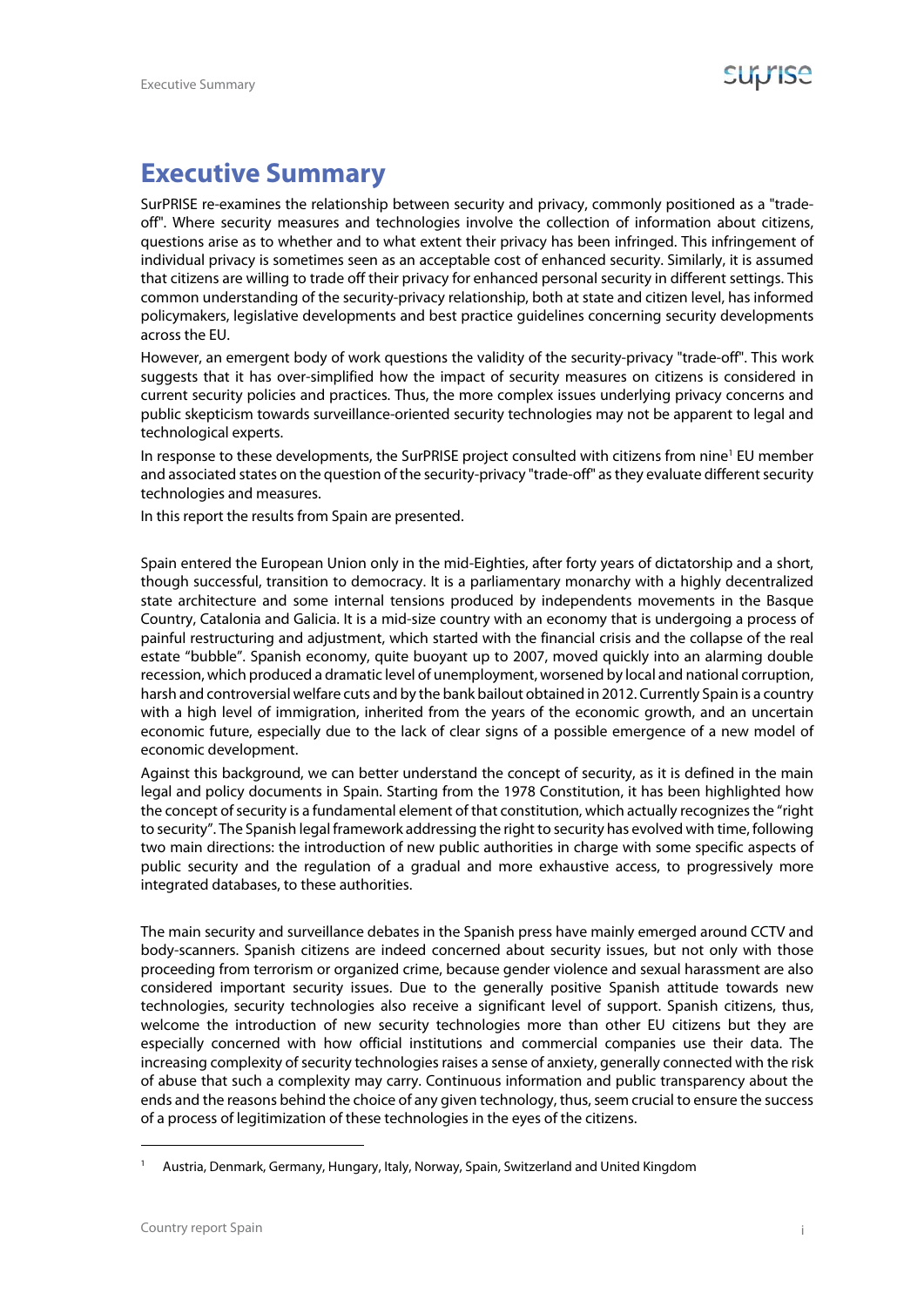# Executive Summary

SurPRISE re-examines the relationship between security and privacy, commonly positioned as a "trade-off". Where security measures and technologies involve the collection of information about citizens, questions arise as to whether and to what extent their privacy has been infringed. This infringement of individual privacy is sometimes seen as an acceptable cost of enhanced security. Similarly, it is assumed that citizens are willing to trade off their privacy for enhanced personal security in different settings. This common understanding of the security-privacy relationship, both at state and citizen level, has informed policymakers, legislative developments and best practice guidelines concerning security developments across the EU.

However, an emergent body of work questions the validity of the security-privacy "trade-off". This work suggests that it has over-simplified how the impact of security measures on citizens is considered in current security policies and practices. Thus, the more complex issues underlying privacy concerns and public skepticism towards surveillance-oriented security technologies may not be apparent to legal and technological experts.

In response to these developments, the SurPRISE project consulted with citizens from nine[1] EU member and associated states on the question of the security-privacy "trade-off" as they evaluate different security technologies and measures.

In this report the results from Spain are presented.

Spain entered the European Union only in the mid-Eighties, after forty years of dictatorship and a short, though successful, transition to democracy. It is a parliamentary monarchy with a highly decentralized state architecture and some internal tensions produced by independents movements in the Basque Country, Catalonia and Galicia. It is a mid-size country with an economy that is undergoing a process of painful restructuring and adjustment, which started with the financial crisis and the collapse of the real estate "bubble". Spanish economy, quite buoyant up to 2007, moved quickly into an alarming double recession, which produced a dramatic level of unemployment, worsened by local and national corruption, harsh and controversial welfare cuts and by the bank bailout obtained in 2012. Currently Spain is a country with a high level of immigration, inherited from the years of the economic growth, and an uncertain economic future, especially due to the lack of clear signs of a possible emergence of a new model of economic development.

Against this background, we can better understand the concept of security, as it is defined in the main legal and policy documents in Spain. Starting from the 1978 Constitution, it has been highlighted how the concept of security is a fundamental element of that constitution, which actually recognizes the "right to security". The Spanish legal framework addressing the right to security has evolved with time, following two main directions: the introduction of new public authorities in charge with some specific aspects of public security and the regulation of a gradual and more exhaustive access, to progressively more integrated databases, to these authorities.

The main security and surveillance debates in the Spanish press have mainly emerged around CCTV and body-scanners. Spanish citizens are indeed concerned about security issues, but not only with those proceeding from terrorism or organized crime, because gender violence and sexual harassment are also considered important security issues. Due to the generally positive Spanish attitude towards new technologies, security technologies also receive a significant level of support. Spanish citizens, thus, welcome the introduction of new security technologies more than other EU citizens but they are especially concerned with how official institutions and commercial companies use their data. The increasing complexity of security technologies raises a sense of anxiety, generally connected with the risk of abuse that such a complexity may carry. Continuous information and public transparency about the ends and the reasons behind the choice of any given technology, thus, seem crucial to ensure the success of a process of legitimization of these technologies in the eyes of the citizens.

[1] Austria, Denmark, Germany, Hungary, Italy, Norway, Spain, Switzerland and United Kingdom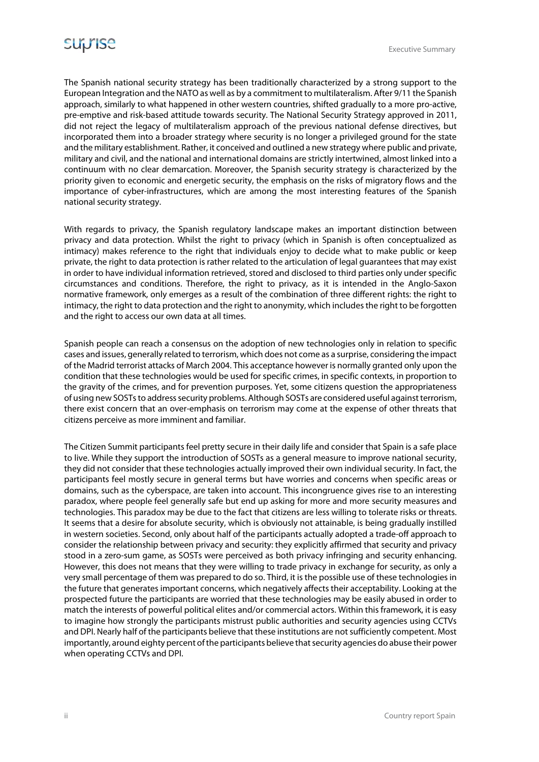The Spanish national security strategy has been traditionally characterized by a strong support to the European Integration and the NATO as well as by a commitment to multilateralism. After 9/11 the Spanish approach, similarly to what happened in other western countries, shifted gradually to a more pro-active, pre-emptive and risk-based attitude towards security. The National Security Strategy approved in 2011, did not reject the legacy of multilateralism approach of the previous national defense directives, but incorporated them into a broader strategy where security is no longer a privileged ground for the state and the military establishment. Rather, it conceived and outlined a new strategy where public and private, military and civil, and the national and international domains are strictly intertwined, almost linked into a continuum with no clear demarcation. Moreover, the Spanish security strategy is characterized by the priority given to economic and energetic security, the emphasis on the risks of migratory flows and the importance of cyber-infrastructures, which are among the most interesting features of the Spanish national security strategy.

With regards to privacy, the Spanish regulatory landscape makes an important distinction between privacy and data protection. Whilst the right to privacy (which in Spanish is often conceptualized as intimacy) makes reference to the right that individuals enjoy to decide what to make public or keep private, the right to data protection is rather related to the articulation of legal guarantees that may exist in order to have individual information retrieved, stored and disclosed to third parties only under specific circumstances and conditions. Therefore, the right to privacy, as it is intended in the Anglo-Saxon normative framework, only emerges as a result of the combination of three different rights: the right to intimacy, the right to data protection and the right to anonymity, which includes the right to be forgotten and the right to access our own data at all times.

Spanish people can reach a consensus on the adoption of new technologies only in relation to specific cases and issues, generally related to terrorism, which does not come as a surprise, considering the impact of the Madrid terrorist attacks of March 2004. This acceptance however is normally granted only upon the condition that these technologies would be used for specific crimes, in specific contexts, in proportion to the gravity of the crimes, and for prevention purposes. Yet, some citizens question the appropriateness of using new SOSTs to address security problems. Although SOSTs are considered useful against terrorism, there exist concern that an over-emphasis on terrorism may come at the expense of other threats that citizens perceive as more imminent and familiar.

The Citizen Summit participants feel pretty secure in their daily life and consider that Spain is a safe place to live. While they support the introduction of SOSTs as a general measure to improve national security, they did not consider that these technologies actually improved their own individual security. In fact, the participants feel mostly secure in general terms but have worries and concerns when specific areas or domains, such as the cyberspace, are taken into account. This incongruence gives rise to an interesting paradox, where people feel generally safe but end up asking for more and more security measures and technologies. This paradox may be due to the fact that citizens are less willing to tolerate risks or threats. It seems that a desire for absolute security, which is obviously not attainable, is being gradually instilled in western societies. Second, only about half of the participants actually adopted a trade-off approach to consider the relationship between privacy and security: they explicitly affirmed that security and privacy stood in a zero-sum game, as SOSTs were perceived as both privacy infringing and security enhancing. However, this does not means that they were willing to trade privacy in exchange for security, as only a very small percentage of them was prepared to do so. Third, it is the possible use of these technologies in the future that generates important concerns, which negatively affects their acceptability. Looking at the prospected future the participants are worried that these technologies may be easily abused in order to match the interests of powerful political elites and/or commercial actors. Within this framework, it is easy to imagine how strongly the participants mistrust public authorities and security agencies using CCTVs and DPI. Nearly half of the participants believe that these institutions are not sufficiently competent. Most importantly, around eighty percent of the participants believe that security agencies do abuse their power when operating CCTVs and DPI.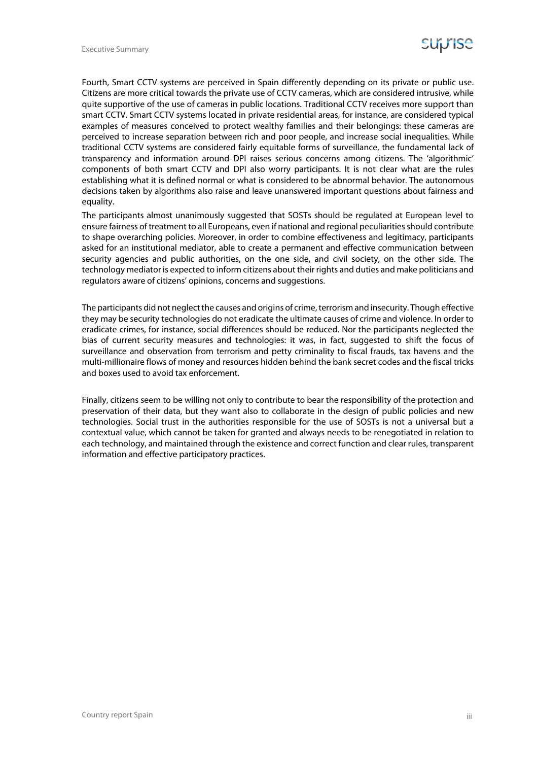Fourth, Smart CCTV systems are perceived in Spain differently depending on its private or public use. Citizens are more critical towards the private use of CCTV cameras, which are considered intrusive, while quite supportive of the use of cameras in public locations. Traditional CCTV receives more support than smart CCTV. Smart CCTV systems located in private residential areas, for instance, are considered typical examples of measures conceived to protect wealthy families and their belongings: these cameras are perceived to increase separation between rich and poor people, and increase social inequalities. While traditional CCTV systems are considered fairly equitable forms of surveillance, the fundamental lack of transparency and information around DPI raises serious concerns among citizens. The 'algorithmic' components of both smart CCTV and DPI also worry participants. It is not clear what are the rules establishing what it is defined normal or what is considered to be abnormal behavior. The autonomous decisions taken by algorithms also raise and leave unanswered important questions about fairness and equality.

The participants almost unanimously suggested that SOSTs should be regulated at European level to ensure fairness of treatment to all Europeans, even if national and regional peculiarities should contribute to shape overarching policies. Moreover, in order to combine effectiveness and legitimacy, participants asked for an institutional mediator, able to create a permanent and effective communication between security agencies and public authorities, on the one side, and civil society, on the other side. The technology mediator is expected to inform citizens about their rights and duties and make politicians and regulators aware of citizens' opinions, concerns and suggestions.

The participants did not neglect the causes and origins of crime, terrorism and insecurity. Though effective they may be security technologies do not eradicate the ultimate causes of crime and violence. In order to eradicate crimes, for instance, social differences should be reduced. Nor the participants neglected the bias of current security measures and technologies: it was, in fact, suggested to shift the focus of surveillance and observation from terrorism and petty criminality to fiscal frauds, tax havens and the multi-millionaire flows of money and resources hidden behind the bank secret codes and the fiscal tricks and boxes used to avoid tax enforcement.

Finally, citizens seem to be willing not only to contribute to bear the responsibility of the protection and preservation of their data, but they want also to collaborate in the design of public policies and new technologies. Social trust in the authorities responsible for the use of SOSTs is not a universal but a contextual value, which cannot be taken for granted and always needs to be renegotiated in relation to each technology, and maintained through the existence and correct function and clear rules, transparent information and effective participatory practices.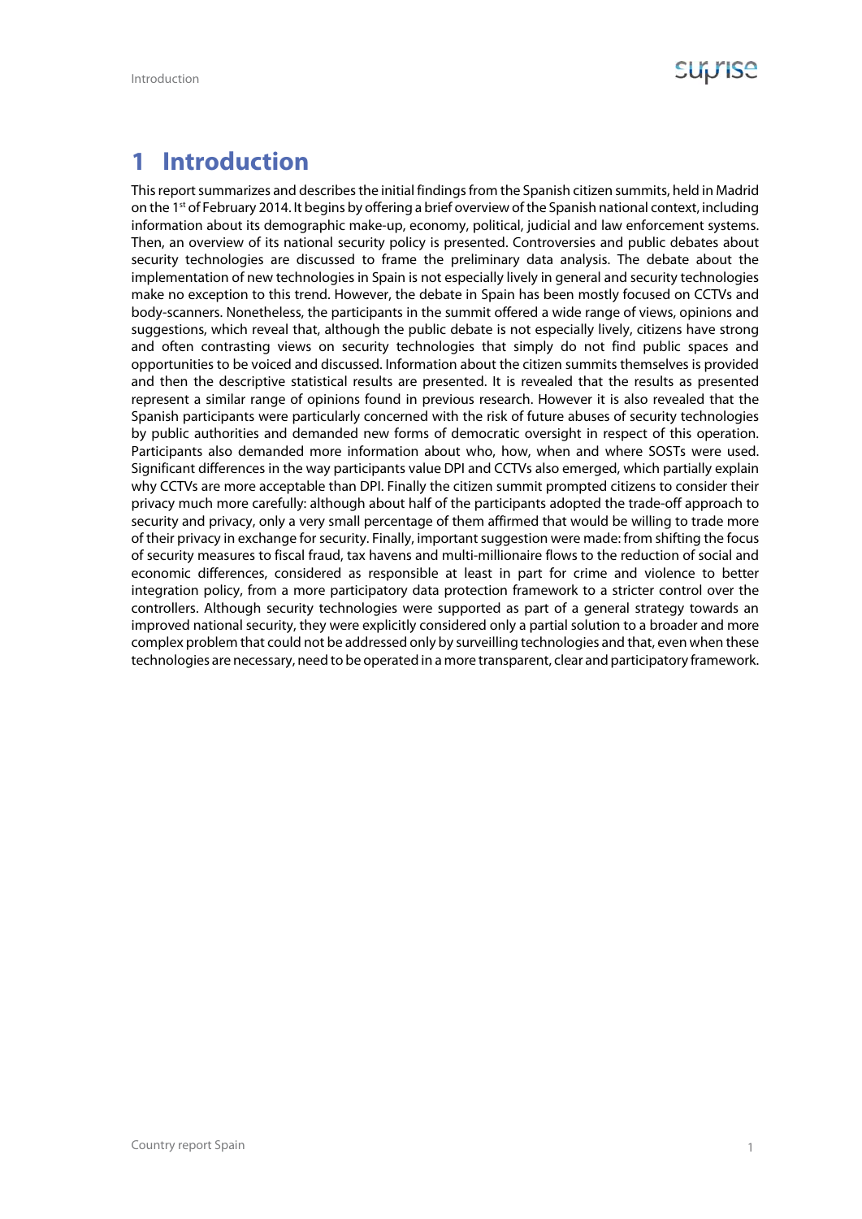# 1 Introduction

This report summarizes and describes the initial findings from the Spanish citizen summits, held in Madrid on the 1st of February 2014. It begins by offering a brief overview of the Spanish national context, including information about its demographic make-up, economy, political, judicial and law enforcement systems. Then, an overview of its national security policy is presented. Controversies and public debates about security technologies are discussed to frame the preliminary data analysis. The debate about the implementation of new technologies in Spain is not especially lively in general and security technologies make no exception to this trend. However, the debate in Spain has been mostly focused on CCTVs and body-scanners. Nonetheless, the participants in the summit offered a wide range of views, opinions and suggestions, which reveal that, although the public debate is not especially lively, citizens have strong and often contrasting views on security technologies that simply do not find public spaces and opportunities to be voiced and discussed. Information about the citizen summits themselves is provided and then the descriptive statistical results are presented. It is revealed that the results as presented represent a similar range of opinions found in previous research. However it is also revealed that the Spanish participants were particularly concerned with the risk of future abuses of security technologies by public authorities and demanded new forms of democratic oversight in respect of this operation. Participants also demanded more information about who, how, when and where SOSTs were used. Significant differences in the way participants value DPI and CCTVs also emerged, which partially explain why CCTVs are more acceptable than DPI. Finally the citizen summit prompted citizens to consider their privacy much more carefully: although about half of the participants adopted the trade-off approach to security and privacy, only a very small percentage of them affirmed that would be willing to trade more of their privacy in exchange for security. Finally, important suggestion were made: from shifting the focus of security measures to fiscal fraud, tax havens and multi-millionaire flows to the reduction of social and economic differences, considered as responsible at least in part for crime and violence to better integration policy, from a more participatory data protection framework to a stricter control over the controllers. Although security technologies were supported as part of a general strategy towards an improved national security, they were explicitly considered only a partial solution to a broader and more complex problem that could not be addressed only by surveilling technologies and that, even when these technologies are necessary, need to be operated in a more transparent, clear and participatory framework.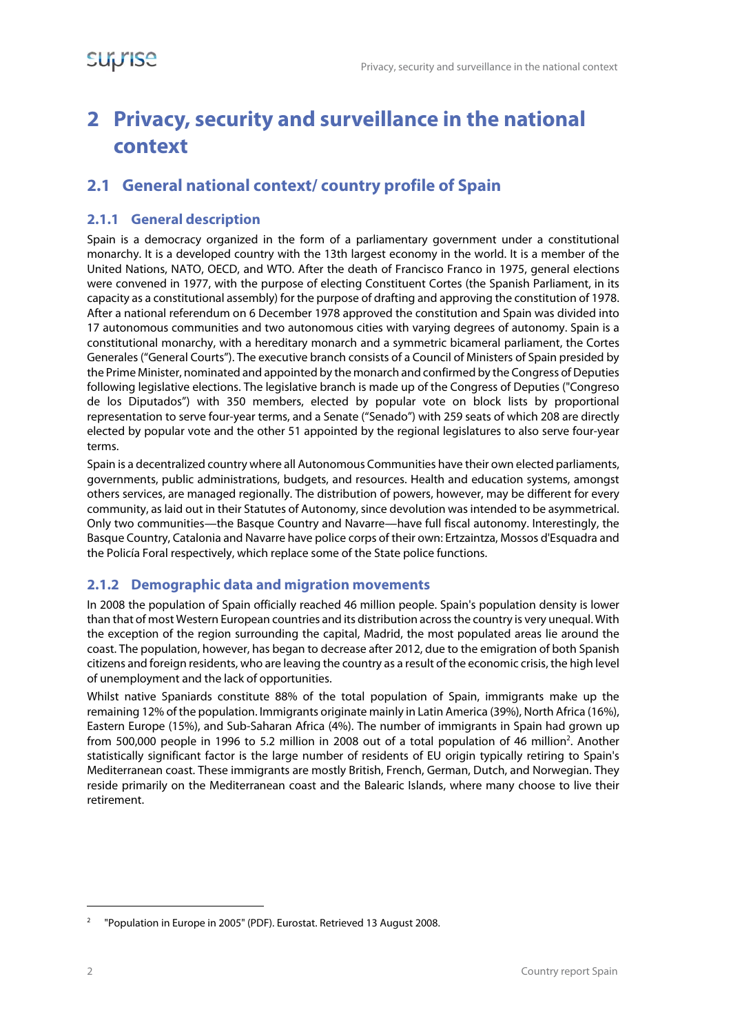# 2 Privacy, security and surveillance in the national context

## 2.1 General national context/ country profile of Spain

### 2.1.1 General description

Spain is a democracy organized in the form of a parliamentary government under a constitutional monarchy. It is a developed country with the 13th largest economy in the world. It is a member of the United Nations, NATO, OECD, and WTO. After the death of Francisco Franco in 1975, general elections were convened in 1977, with the purpose of electing Constituent Cortes (the Spanish Parliament, in its capacity as a constitutional assembly) for the purpose of drafting and approving the constitution of 1978. After a national referendum on 6 December 1978 approved the constitution and Spain was divided into 17 autonomous communities and two autonomous cities with varying degrees of autonomy. Spain is a constitutional monarchy, with a hereditary monarch and a symmetric bicameral parliament, the Cortes Generales ("General Courts"). The executive branch consists of a Council of Ministers of Spain presided by the Prime Minister, nominated and appointed by the monarch and confirmed by the Congress of Deputies following legislative elections. The legislative branch is made up of the Congress of Deputies ("Congreso de los Diputados") with 350 members, elected by popular vote on block lists by proportional representation to serve four-year terms, and a Senate ("Senado") with 259 seats of which 208 are directly elected by popular vote and the other 51 appointed by the regional legislatures to also serve four-year terms.

Spain is a decentralized country where all Autonomous Communities have their own elected parliaments, governments, public administrations, budgets, and resources. Health and education systems, amongst others services, are managed regionally. The distribution of powers, however, may be different for every community, as laid out in their Statutes of Autonomy, since devolution was intended to be asymmetrical. Only two communities—the Basque Country and Navarre—have full fiscal autonomy. Interestingly, the Basque Country, Catalonia and Navarre have police corps of their own: Ertzaintza, Mossos d'Esquadra and the Policía Foral respectively, which replace some of the State police functions.

### 2.1.2 Demographic data and migration movements

In 2008 the population of Spain officially reached 46 million people. Spain's population density is lower than that of most Western European countries and its distribution across the country is very unequal. With the exception of the region surrounding the capital, Madrid, the most populated areas lie around the coast. The population, however, has began to decrease after 2012, due to the emigration of both Spanish citizens and foreign residents, who are leaving the country as a result of the economic crisis, the high level of unemployment and the lack of opportunities.

Whilst native Spaniards constitute 88% of the total population of Spain, immigrants make up the remaining 12% of the population. Immigrants originate mainly in Latin America (39%), North Africa (16%), Eastern Europe (15%), and Sub-Saharan Africa (4%). The number of immigrants in Spain had grown up from 500,000 people in 1996 to 5.2 million in 2008 out of a total population of 46 million[2]. Another statistically significant factor is the large number of residents of EU origin typically retiring to Spain's Mediterranean coast. These immigrants are mostly British, French, German, Dutch, and Norwegian. They reside primarily on the Mediterranean coast and the Balearic Islands, where many choose to live their retirement.

---

[2] "Population in Europe in 2005" (PDF). Eurostat. Retrieved 13 August 2008.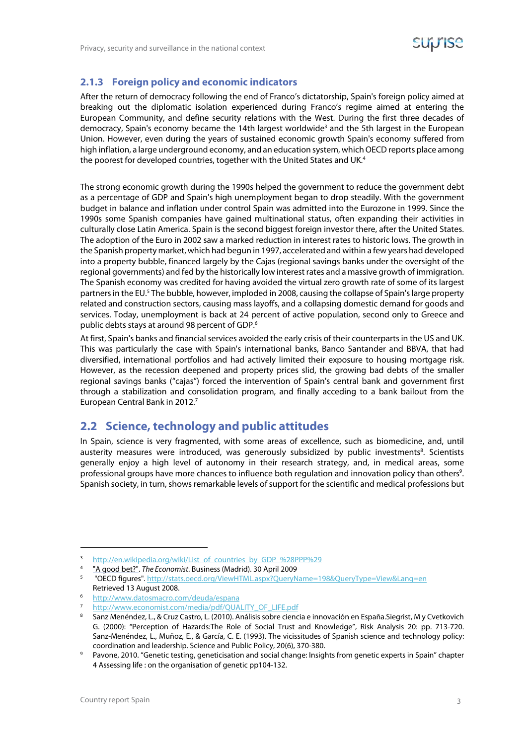### 2.1.3 Foreign policy and economic indicators

After the return of democracy following the end of Franco's dictatorship, Spain's foreign policy aimed at breaking out the diplomatic isolation experienced during Franco's regime aimed at entering the European Community, and define security relations with the West. During the first three decades of democracy, Spain's economy became the 14th largest worldwide[3] and the 5th largest in the European Union. However, even during the years of sustained economic growth Spain's economy suffered from high inflation, a large underground economy, and an education system, which OECD reports place among the poorest for developed countries, together with the United States and UK.[4]

The strong economic growth during the 1990s helped the government to reduce the government debt as a percentage of GDP and Spain's high unemployment began to drop steadily. With the government budget in balance and inflation under control Spain was admitted into the Eurozone in 1999. Since the 1990s some Spanish companies have gained multinational status, often expanding their activities in culturally close Latin America. Spain is the second biggest foreign investor there, after the United States. The adoption of the Euro in 2002 saw a marked reduction in interest rates to historic lows. The growth in the Spanish property market, which had begun in 1997, accelerated and within a few years had developed into a property bubble, financed largely by the Cajas (regional savings banks under the oversight of the regional governments) and fed by the historically low interest rates and a massive growth of immigration. The Spanish economy was credited for having avoided the virtual zero growth rate of some of its largest partners in the EU.[5] The bubble, however, imploded in 2008, causing the collapse of Spain's large property related and construction sectors, causing mass layoffs, and a collapsing domestic demand for goods and services. Today, unemployment is back at 24 percent of active population, second only to Greece and public debts stays at around 98 percent of GDP.[6]

At first, Spain's banks and financial services avoided the early crisis of their counterparts in the US and UK. This was particularly the case with Spain's international banks, Banco Santander and BBVA, that had diversified, international portfolios and had actively limited their exposure to housing mortgage risk. However, as the recession deepened and property prices slid, the growing bad debts of the smaller regional savings banks ("cajas") forced the intervention of Spain's central bank and government first through a stabilization and consolidation program, and finally acceding to a bank bailout from the European Central Bank in 2012.[7]

## 2.2 Science, technology and public attitudes

In Spain, science is very fragmented, with some areas of excellence, such as biomedicine, and, until austerity measures were introduced, was generously subsidized by public investments[8]. Scientists generally enjoy a high level of autonomy in their research strategy, and, in medical areas, some professional groups have more chances to influence both regulation and innovation policy than others[9]. Spanish society, in turn, shows remarkable levels of support for the scientific and medical professions but

---

[3] http://en.wikipedia.org/wiki/List_of_countries_by_GDP_%28PPP%29

[4] "A good bet?". *The Economist*. Business (Madrid). 30 April 2009

[5] "OECD figures". http://stats.oecd.org/ViewHTML.aspx?QueryName=198&QueryType=View&Lang=en Retrieved 13 August 2008.

[6] http://www.datosmacro.com/deuda/espana

[7] http://www.economist.com/media/pdf/QUALITY_OF_LIFE.pdf

[8] Sanz Menéndez, L., & Cruz Castro, L. (2010). Análisis sobre ciencia e innovación en España.Siegrist, M y Cvetkovich G. (2000): "Perception of Hazards:The Role of Social Trust and Knowledge", Risk Analysis 20: pp. 713-720. Sanz-Menéndez, L., Muñoz, E., & García, C. E. (1993). The vicissitudes of Spanish science and technology policy: coordination and leadership. Science and Public Policy, 20(6), 370-380.

[9] Pavone, 2010. "Genetic testing, geneticisation and social change: Insights from genetic experts in Spain" chapter 4 Assessing life : on the organisation of genetic pp104-132.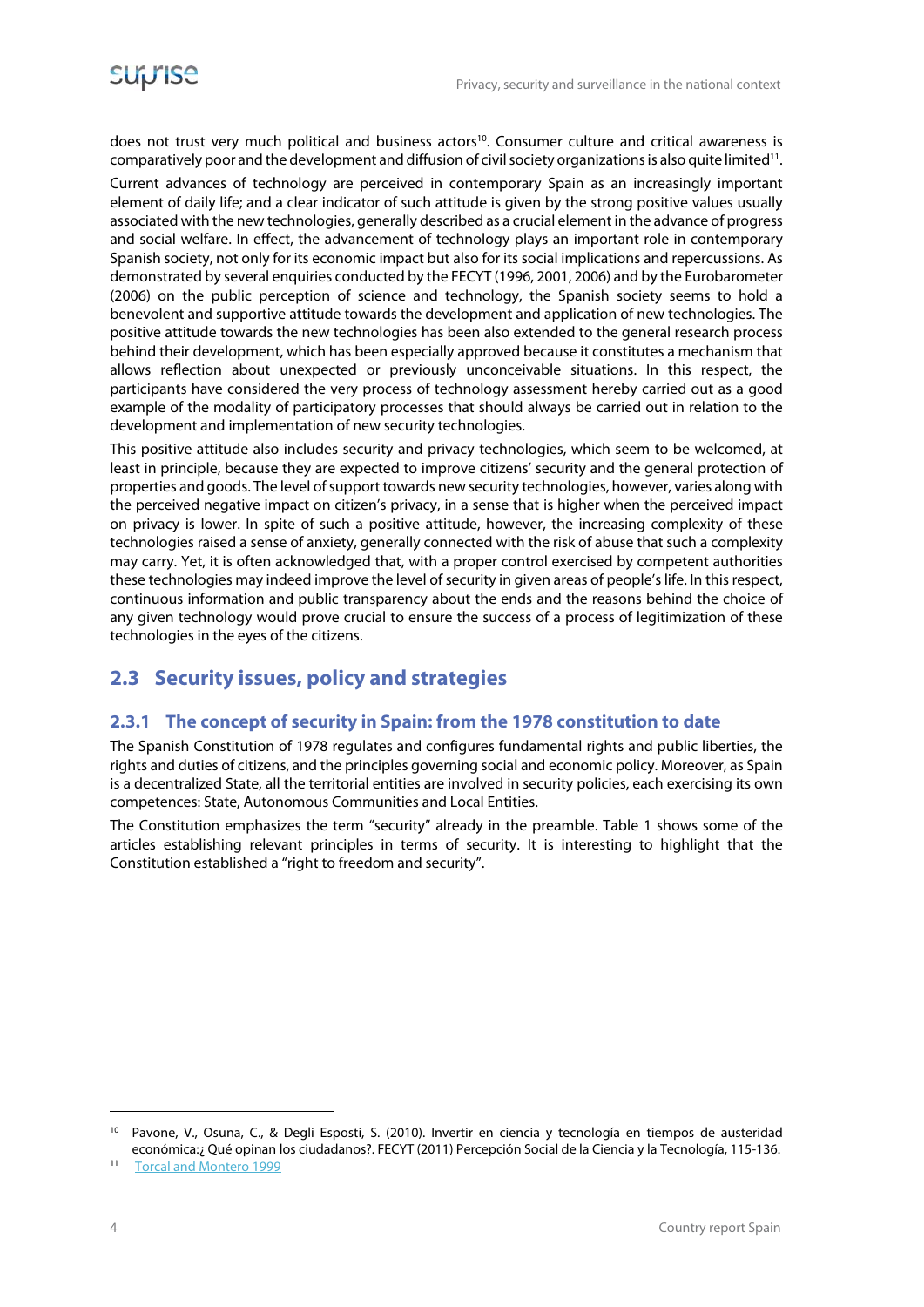does not trust very much political and business actors[10]. Consumer culture and critical awareness is comparatively poor and the development and diffusion of civil society organizations is also quite limited[11].

Current advances of technology are perceived in contemporary Spain as an increasingly important element of daily life; and a clear indicator of such attitude is given by the strong positive values usually associated with the new technologies, generally described as a crucial element in the advance of progress and social welfare. In effect, the advancement of technology plays an important role in contemporary Spanish society, not only for its economic impact but also for its social implications and repercussions. As demonstrated by several enquiries conducted by the FECYT (1996, 2001, 2006) and by the Eurobarometer (2006) on the public perception of science and technology, the Spanish society seems to hold a benevolent and supportive attitude towards the development and application of new technologies. The positive attitude towards the new technologies has been also extended to the general research process behind their development, which has been especially approved because it constitutes a mechanism that allows reflection about unexpected or previously unconceivable situations. In this respect, the participants have considered the very process of technology assessment hereby carried out as a good example of the modality of participatory processes that should always be carried out in relation to the development and implementation of new security technologies.

This positive attitude also includes security and privacy technologies, which seem to be welcomed, at least in principle, because they are expected to improve citizens' security and the general protection of properties and goods. The level of support towards new security technologies, however, varies along with the perceived negative impact on citizen's privacy, in a sense that is higher when the perceived impact on privacy is lower. In spite of such a positive attitude, however, the increasing complexity of these technologies raised a sense of anxiety, generally connected with the risk of abuse that such a complexity may carry. Yet, it is often acknowledged that, with a proper control exercised by competent authorities these technologies may indeed improve the level of security in given areas of people's life. In this respect, continuous information and public transparency about the ends and the reasons behind the choice of any given technology would prove crucial to ensure the success of a process of legitimization of these technologies in the eyes of the citizens.

## 2.3 Security issues, policy and strategies

### 2.3.1 The concept of security in Spain: from the 1978 constitution to date

The Spanish Constitution of 1978 regulates and configures fundamental rights and public liberties, the rights and duties of citizens, and the principles governing social and economic policy. Moreover, as Spain is a decentralized State, all the territorial entities are involved in security policies, each exercising its own competences: State, Autonomous Communities and Local Entities.

The Constitution emphasizes the term "security" already in the preamble. Table 1 shows some of the articles establishing relevant principles in terms of security. It is interesting to highlight that the Constitution established a "right to freedom and security".

---

[10] Pavone, V., Osuna, C., & Degli Esposti, S. (2010). Invertir en ciencia y tecnología en tiempos de austeridad económica:¿ Qué opinan los ciudadanos?. FECYT (2011) Percepción Social de la Ciencia y la Tecnología, 115-136.

[11] Torcal and Montero 1999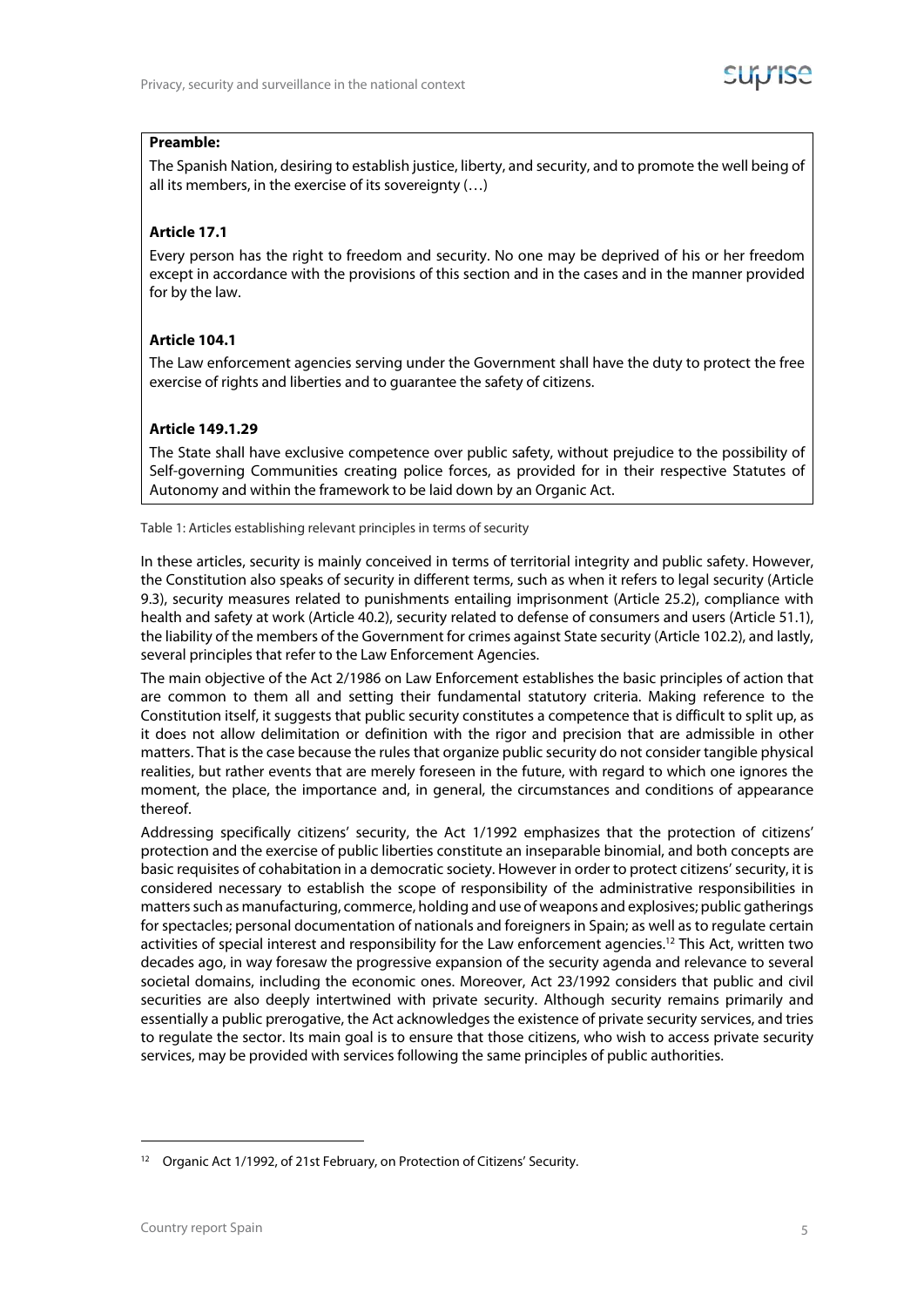**Preamble:**

The Spanish Nation, desiring to establish justice, liberty, and security, and to promote the well being of all its members, in the exercise of its sovereignty (…)

**Article 17.1**

Every person has the right to freedom and security. No one may be deprived of his or her freedom except in accordance with the provisions of this section and in the cases and in the manner provided for by the law.

**Article 104.1**

The Law enforcement agencies serving under the Government shall have the duty to protect the free exercise of rights and liberties and to guarantee the safety of citizens.

**Article 149.1.29**

The State shall have exclusive competence over public safety, without prejudice to the possibility of Self-governing Communities creating police forces, as provided for in their respective Statutes of Autonomy and within the framework to be laid down by an Organic Act.

Table 1: Articles establishing relevant principles in terms of security

In these articles, security is mainly conceived in terms of territorial integrity and public safety. However, the Constitution also speaks of security in different terms, such as when it refers to legal security (Article 9.3), security measures related to punishments entailing imprisonment (Article 25.2), compliance with health and safety at work (Article 40.2), security related to defense of consumers and users (Article 51.1), the liability of the members of the Government for crimes against State security (Article 102.2), and lastly, several principles that refer to the Law Enforcement Agencies.

The main objective of the Act 2/1986 on Law Enforcement establishes the basic principles of action that are common to them all and setting their fundamental statutory criteria. Making reference to the Constitution itself, it suggests that public security constitutes a competence that is difficult to split up, as it does not allow delimitation or definition with the rigor and precision that are admissible in other matters. That is the case because the rules that organize public security do not consider tangible physical realities, but rather events that are merely foreseen in the future, with regard to which one ignores the moment, the place, the importance and, in general, the circumstances and conditions of appearance thereof.

Addressing specifically citizens' security, the Act 1/1992 emphasizes that the protection of citizens' protection and the exercise of public liberties constitute an inseparable binomial, and both concepts are basic requisites of cohabitation in a democratic society. However in order to protect citizens' security, it is considered necessary to establish the scope of responsibility of the administrative responsibilities in matters such as manufacturing, commerce, holding and use of weapons and explosives; public gatherings for spectacles; personal documentation of nationals and foreigners in Spain; as well as to regulate certain activities of special interest and responsibility for the Law enforcement agencies.[12] This Act, written two decades ago, in way foresaw the progressive expansion of the security agenda and relevance to several societal domains, including the economic ones. Moreover, Act 23/1992 considers that public and civil securities are also deeply intertwined with private security. Although security remains primarily and essentially a public prerogative, the Act acknowledges the existence of private security services, and tries to regulate the sector. Its main goal is to ensure that those citizens, who wish to access private security services, may be provided with services following the same principles of public authorities.

[12] Organic Act 1/1992, of 21st February, on Protection of Citizens' Security.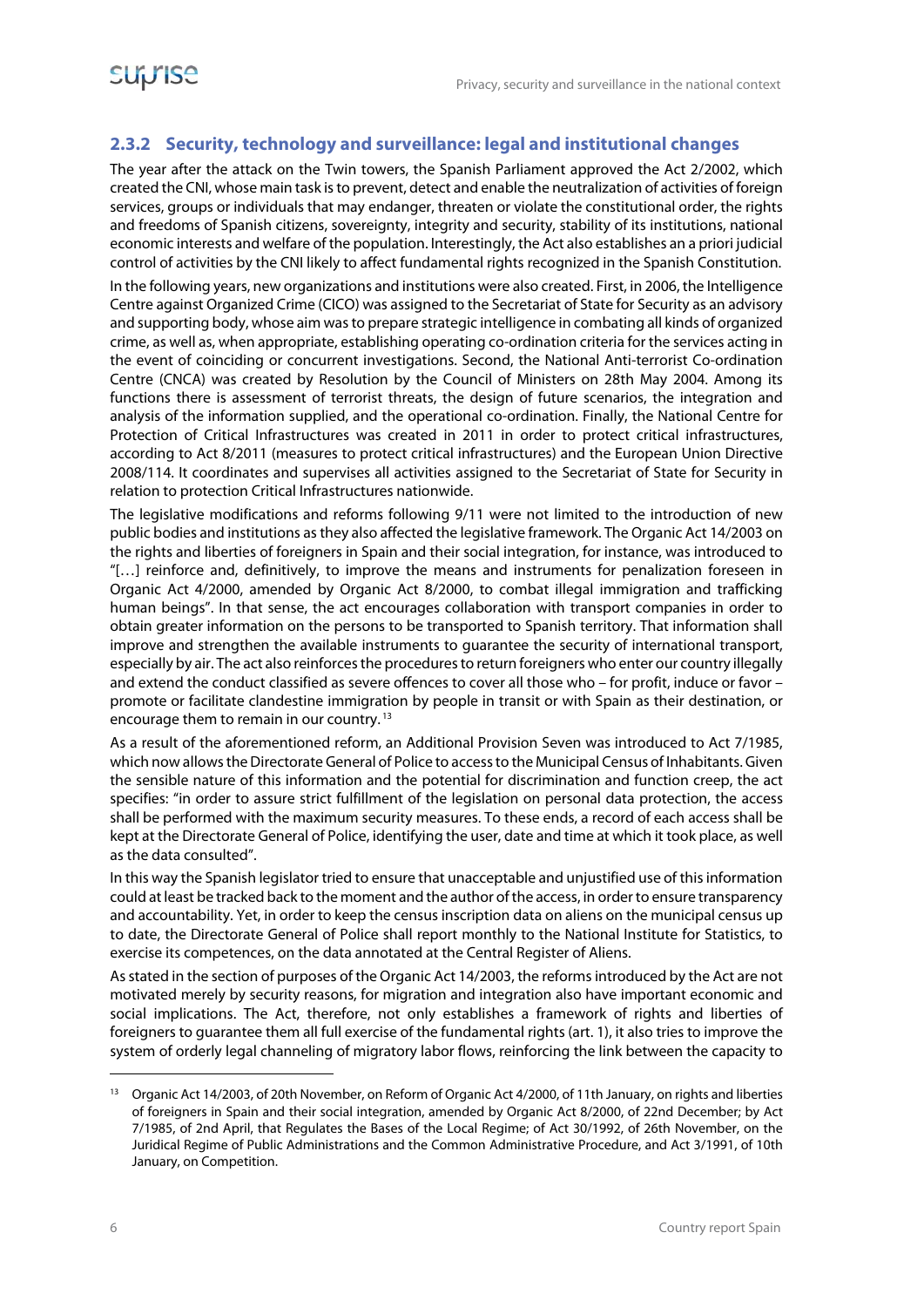### 2.3.2 Security, technology and surveillance: legal and institutional changes

The year after the attack on the Twin towers, the Spanish Parliament approved the Act 2/2002, which created the CNI, whose main task is to prevent, detect and enable the neutralization of activities of foreign services, groups or individuals that may endanger, threaten or violate the constitutional order, the rights and freedoms of Spanish citizens, sovereignty, integrity and security, stability of its institutions, national economic interests and welfare of the population. Interestingly, the Act also establishes an a priori judicial control of activities by the CNI likely to affect fundamental rights recognized in the Spanish Constitution.

In the following years, new organizations and institutions were also created. First, in 2006, the Intelligence Centre against Organized Crime (CICO) was assigned to the Secretariat of State for Security as an advisory and supporting body, whose aim was to prepare strategic intelligence in combating all kinds of organized crime, as well as, when appropriate, establishing operating co-ordination criteria for the services acting in the event of coinciding or concurrent investigations. Second, the National Anti-terrorist Co-ordination Centre (CNCA) was created by Resolution by the Council of Ministers on 28th May 2004. Among its functions there is assessment of terrorist threats, the design of future scenarios, the integration and analysis of the information supplied, and the operational co-ordination. Finally, the National Centre for Protection of Critical Infrastructures was created in 2011 in order to protect critical infrastructures, according to Act 8/2011 (measures to protect critical infrastructures) and the European Union Directive 2008/114. It coordinates and supervises all activities assigned to the Secretariat of State for Security in relation to protection Critical Infrastructures nationwide.

The legislative modifications and reforms following 9/11 were not limited to the introduction of new public bodies and institutions as they also affected the legislative framework. The Organic Act 14/2003 on the rights and liberties of foreigners in Spain and their social integration, for instance, was introduced to "[…] reinforce and, definitively, to improve the means and instruments for penalization foreseen in Organic Act 4/2000, amended by Organic Act 8/2000, to combat illegal immigration and trafficking human beings". In that sense, the act encourages collaboration with transport companies in order to obtain greater information on the persons to be transported to Spanish territory. That information shall improve and strengthen the available instruments to guarantee the security of international transport, especially by air. The act also reinforces the procedures to return foreigners who enter our country illegally and extend the conduct classified as severe offences to cover all those who – for profit, induce or favor – promote or facilitate clandestine immigration by people in transit or with Spain as their destination, or encourage them to remain in our country.[13]

As a result of the aforementioned reform, an Additional Provision Seven was introduced to Act 7/1985, which now allows the Directorate General of Police to access to the Municipal Census of Inhabitants. Given the sensible nature of this information and the potential for discrimination and function creep, the act specifies: "in order to assure strict fulfillment of the legislation on personal data protection, the access shall be performed with the maximum security measures. To these ends, a record of each access shall be kept at the Directorate General of Police, identifying the user, date and time at which it took place, as well as the data consulted".

In this way the Spanish legislator tried to ensure that unacceptable and unjustified use of this information could at least be tracked back to the moment and the author of the access, in order to ensure transparency and accountability. Yet, in order to keep the census inscription data on aliens on the municipal census up to date, the Directorate General of Police shall report monthly to the National Institute for Statistics, to exercise its competences, on the data annotated at the Central Register of Aliens.

As stated in the section of purposes of the Organic Act 14/2003, the reforms introduced by the Act are not motivated merely by security reasons, for migration and integration also have important economic and social implications. The Act, therefore, not only establishes a framework of rights and liberties of foreigners to guarantee them all full exercise of the fundamental rights (art. 1), it also tries to improve the system of orderly legal channeling of migratory labor flows, reinforcing the link between the capacity to

[13] Organic Act 14/2003, of 20th November, on Reform of Organic Act 4/2000, of 11th January, on rights and liberties of foreigners in Spain and their social integration, amended by Organic Act 8/2000, of 22nd December; by Act 7/1985, of 2nd April, that Regulates the Bases of the Local Regime; of Act 30/1992, of 26th November, on the Juridical Regime of Public Administrations and the Common Administrative Procedure, and Act 3/1991, of 10th January, on Competition.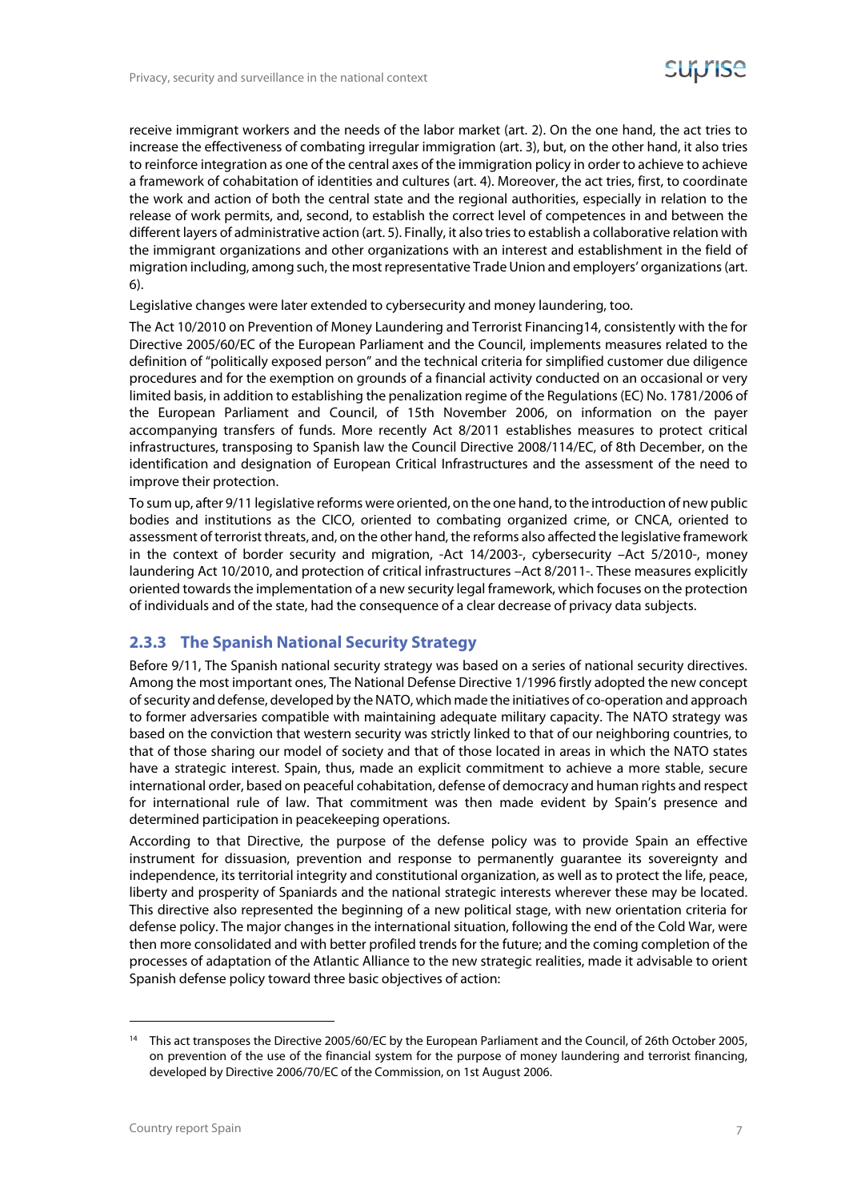receive immigrant workers and the needs of the labor market (art. 2). On the one hand, the act tries to increase the effectiveness of combating irregular immigration (art. 3), but, on the other hand, it also tries to reinforce integration as one of the central axes of the immigration policy in order to achieve to achieve a framework of cohabitation of identities and cultures (art. 4). Moreover, the act tries, first, to coordinate the work and action of both the central state and the regional authorities, especially in relation to the release of work permits, and, second, to establish the correct level of competences in and between the different layers of administrative action (art. 5). Finally, it also tries to establish a collaborative relation with the immigrant organizations and other organizations with an interest and establishment in the field of migration including, among such, the most representative Trade Union and employers' organizations (art. 6).

Legislative changes were later extended to cybersecurity and money laundering, too.

The Act 10/2010 on Prevention of Money Laundering and Terrorist Financing[14], consistently with the for Directive 2005/60/EC of the European Parliament and the Council, implements measures related to the definition of "politically exposed person" and the technical criteria for simplified customer due diligence procedures and for the exemption on grounds of a financial activity conducted on an occasional or very limited basis, in addition to establishing the penalization regime of the Regulations (EC) No. 1781/2006 of the European Parliament and Council, of 15th November 2006, on information on the payer accompanying transfers of funds. More recently Act 8/2011 establishes measures to protect critical infrastructures, transposing to Spanish law the Council Directive 2008/114/EC, of 8th December, on the identification and designation of European Critical Infrastructures and the assessment of the need to improve their protection.

To sum up, after 9/11 legislative reforms were oriented, on the one hand, to the introduction of new public bodies and institutions as the CICO, oriented to combating organized crime, or CNCA, oriented to assessment of terrorist threats, and, on the other hand, the reforms also affected the legislative framework in the context of border security and migration, -Act 14/2003-, cybersecurity –Act 5/2010-, money laundering Act 10/2010, and protection of critical infrastructures –Act 8/2011-. These measures explicitly oriented towards the implementation of a new security legal framework, which focuses on the protection of individuals and of the state, had the consequence of a clear decrease of privacy data subjects.

### 2.3.3 The Spanish National Security Strategy

Before 9/11, The Spanish national security strategy was based on a series of national security directives. Among the most important ones, The National Defense Directive 1/1996 firstly adopted the new concept of security and defense, developed by the NATO, which made the initiatives of co-operation and approach to former adversaries compatible with maintaining adequate military capacity. The NATO strategy was based on the conviction that western security was strictly linked to that of our neighboring countries, to that of those sharing our model of society and that of those located in areas in which the NATO states have a strategic interest. Spain, thus, made an explicit commitment to achieve a more stable, secure international order, based on peaceful cohabitation, defense of democracy and human rights and respect for international rule of law. That commitment was then made evident by Spain's presence and determined participation in peacekeeping operations.

According to that Directive, the purpose of the defense policy was to provide Spain an effective instrument for dissuasion, prevention and response to permanently guarantee its sovereignty and independence, its territorial integrity and constitutional organization, as well as to protect the life, peace, liberty and prosperity of Spaniards and the national strategic interests wherever these may be located. This directive also represented the beginning of a new political stage, with new orientation criteria for defense policy. The major changes in the international situation, following the end of the Cold War, were then more consolidated and with better profiled trends for the future; and the coming completion of the processes of adaptation of the Atlantic Alliance to the new strategic realities, made it advisable to orient Spanish defense policy toward three basic objectives of action:

---

[14] This act transposes the Directive 2005/60/EC by the European Parliament and the Council, of 26th October 2005, on prevention of the use of the financial system for the purpose of money laundering and terrorist financing, developed by Directive 2006/70/EC of the Commission, on 1st August 2006.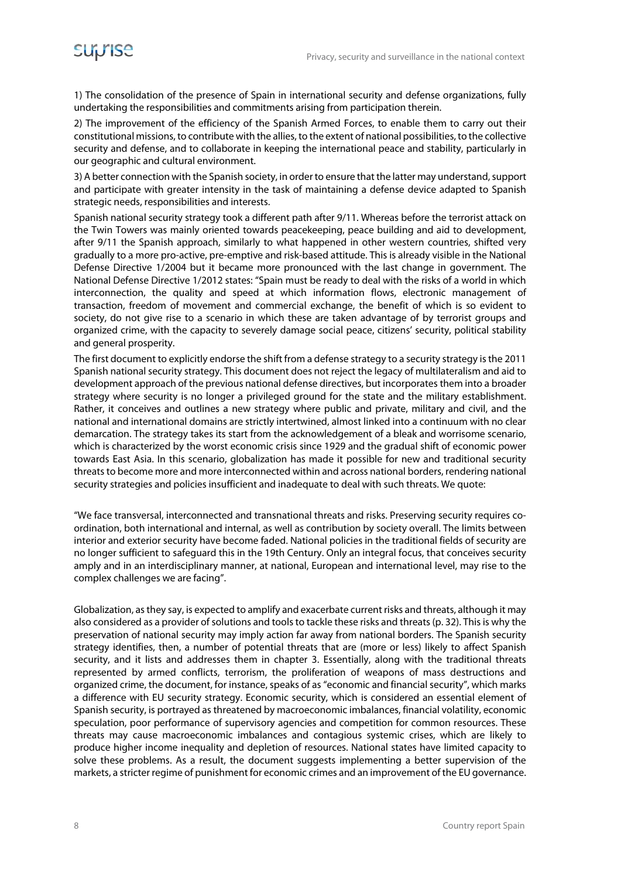1) The consolidation of the presence of Spain in international security and defense organizations, fully undertaking the responsibilities and commitments arising from participation therein.

2) The improvement of the efficiency of the Spanish Armed Forces, to enable them to carry out their constitutional missions, to contribute with the allies, to the extent of national possibilities, to the collective security and defense, and to collaborate in keeping the international peace and stability, particularly in our geographic and cultural environment.

3) A better connection with the Spanish society, in order to ensure that the latter may understand, support and participate with greater intensity in the task of maintaining a defense device adapted to Spanish strategic needs, responsibilities and interests.

Spanish national security strategy took a different path after 9/11. Whereas before the terrorist attack on the Twin Towers was mainly oriented towards peacekeeping, peace building and aid to development, after 9/11 the Spanish approach, similarly to what happened in other western countries, shifted very gradually to a more pro-active, pre-emptive and risk-based attitude. This is already visible in the National Defense Directive 1/2004 but it became more pronounced with the last change in government. The National Defense Directive 1/2012 states: "Spain must be ready to deal with the risks of a world in which interconnection, the quality and speed at which information flows, electronic management of transaction, freedom of movement and commercial exchange, the benefit of which is so evident to society, do not give rise to a scenario in which these are taken advantage of by terrorist groups and organized crime, with the capacity to severely damage social peace, citizens' security, political stability and general prosperity.

The first document to explicitly endorse the shift from a defense strategy to a security strategy is the 2011 Spanish national security strategy. This document does not reject the legacy of multilateralism and aid to development approach of the previous national defense directives, but incorporates them into a broader strategy where security is no longer a privileged ground for the state and the military establishment. Rather, it conceives and outlines a new strategy where public and private, military and civil, and the national and international domains are strictly intertwined, almost linked into a continuum with no clear demarcation. The strategy takes its start from the acknowledgement of a bleak and worrisome scenario, which is characterized by the worst economic crisis since 1929 and the gradual shift of economic power towards East Asia. In this scenario, globalization has made it possible for new and traditional security threats to become more and more interconnected within and across national borders, rendering national security strategies and policies insufficient and inadequate to deal with such threats. We quote:

"We face transversal, interconnected and transnational threats and risks. Preserving security requires co-ordination, both international and internal, as well as contribution by society overall. The limits between interior and exterior security have become faded. National policies in the traditional fields of security are no longer sufficient to safeguard this in the 19th Century. Only an integral focus, that conceives security amply and in an interdisciplinary manner, at national, European and international level, may rise to the complex challenges we are facing".

Globalization, as they say, is expected to amplify and exacerbate current risks and threats, although it may also considered as a provider of solutions and tools to tackle these risks and threats (p. 32). This is why the preservation of national security may imply action far away from national borders. The Spanish security strategy identifies, then, a number of potential threats that are (more or less) likely to affect Spanish security, and it lists and addresses them in chapter 3. Essentially, along with the traditional threats represented by armed conflicts, terrorism, the proliferation of weapons of mass destructions and organized crime, the document, for instance, speaks of as "economic and financial security", which marks a difference with EU security strategy. Economic security, which is considered an essential element of Spanish security, is portrayed as threatened by macroeconomic imbalances, financial volatility, economic speculation, poor performance of supervisory agencies and competition for common resources. These threats may cause macroeconomic imbalances and contagious systemic crises, which are likely to produce higher income inequality and depletion of resources. National states have limited capacity to solve these problems. As a result, the document suggests implementing a better supervision of the markets, a stricter regime of punishment for economic crimes and an improvement of the EU governance.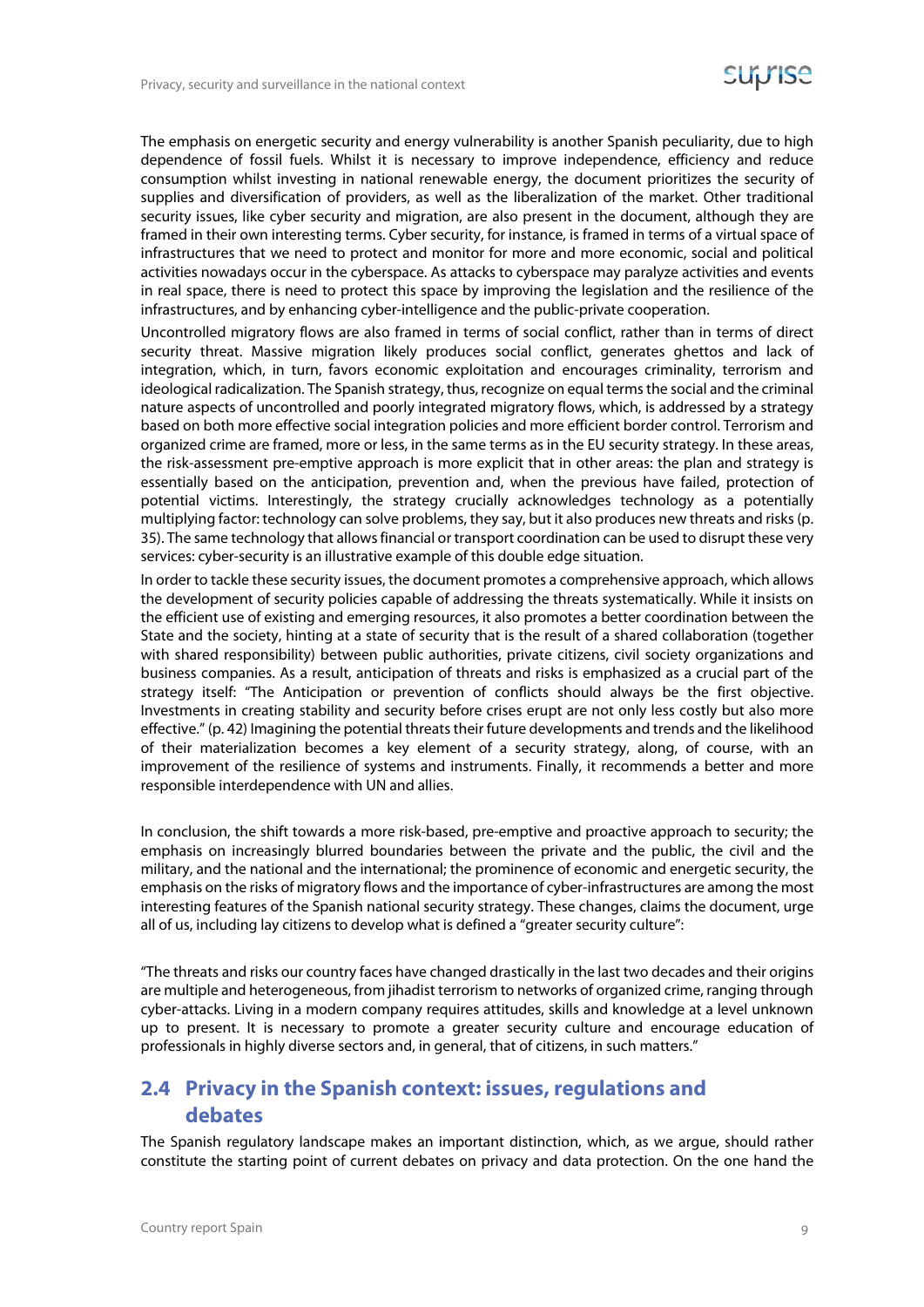The emphasis on energetic security and energy vulnerability is another Spanish peculiarity, due to high dependence of fossil fuels. Whilst it is necessary to improve independence, efficiency and reduce consumption whilst investing in national renewable energy, the document prioritizes the security of supplies and diversification of providers, as well as the liberalization of the market. Other traditional security issues, like cyber security and migration, are also present in the document, although they are framed in their own interesting terms. Cyber security, for instance, is framed in terms of a virtual space of infrastructures that we need to protect and monitor for more and more economic, social and political activities nowadays occur in the cyberspace. As attacks to cyberspace may paralyze activities and events in real space, there is need to protect this space by improving the legislation and the resilience of the infrastructures, and by enhancing cyber-intelligence and the public-private cooperation.

Uncontrolled migratory flows are also framed in terms of social conflict, rather than in terms of direct security threat. Massive migration likely produces social conflict, generates ghettos and lack of integration, which, in turn, favors economic exploitation and encourages criminality, terrorism and ideological radicalization. The Spanish strategy, thus, recognize on equal terms the social and the criminal nature aspects of uncontrolled and poorly integrated migratory flows, which, is addressed by a strategy based on both more effective social integration policies and more efficient border control. Terrorism and organized crime are framed, more or less, in the same terms as in the EU security strategy. In these areas, the risk-assessment pre-emptive approach is more explicit that in other areas: the plan and strategy is essentially based on the anticipation, prevention and, when the previous have failed, protection of potential victims. Interestingly, the strategy crucially acknowledges technology as a potentially multiplying factor: technology can solve problems, they say, but it also produces new threats and risks (p. 35). The same technology that allows financial or transport coordination can be used to disrupt these very services: cyber-security is an illustrative example of this double edge situation.

In order to tackle these security issues, the document promotes a comprehensive approach, which allows the development of security policies capable of addressing the threats systematically. While it insists on the efficient use of existing and emerging resources, it also promotes a better coordination between the State and the society, hinting at a state of security that is the result of a shared collaboration (together with shared responsibility) between public authorities, private citizens, civil society organizations and business companies. As a result, anticipation of threats and risks is emphasized as a crucial part of the strategy itself: "The Anticipation or prevention of conflicts should always be the first objective. Investments in creating stability and security before crises erupt are not only less costly but also more effective." (p. 42) Imagining the potential threats their future developments and trends and the likelihood of their materialization becomes a key element of a security strategy, along, of course, with an improvement of the resilience of systems and instruments. Finally, it recommends a better and more responsible interdependence with UN and allies.

In conclusion, the shift towards a more risk-based, pre-emptive and proactive approach to security; the emphasis on increasingly blurred boundaries between the private and the public, the civil and the military, and the national and the international; the prominence of economic and energetic security, the emphasis on the risks of migratory flows and the importance of cyber-infrastructures are among the most interesting features of the Spanish national security strategy. These changes, claims the document, urge all of us, including lay citizens to develop what is defined a "greater security culture":

"The threats and risks our country faces have changed drastically in the last two decades and their origins are multiple and heterogeneous, from jihadist terrorism to networks of organized crime, ranging through cyber-attacks. Living in a modern company requires attitudes, skills and knowledge at a level unknown up to present. It is necessary to promote a greater security culture and encourage education of professionals in highly diverse sectors and, in general, that of citizens, in such matters."

## 2.4 Privacy in the Spanish context: issues, regulations and debates

The Spanish regulatory landscape makes an important distinction, which, as we argue, should rather constitute the starting point of current debates on privacy and data protection. On the one hand the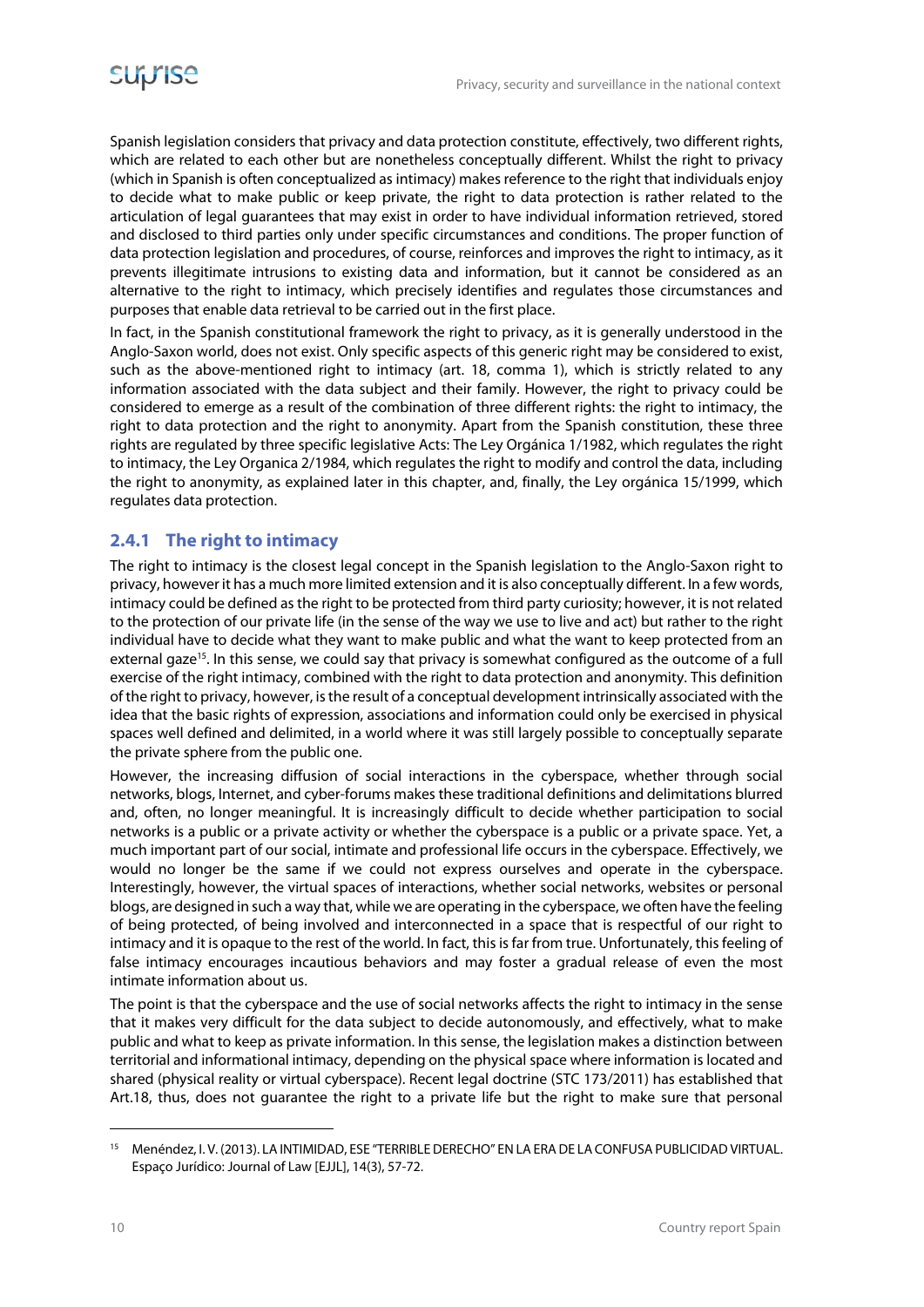Spanish legislation considers that privacy and data protection constitute, effectively, two different rights, which are related to each other but are nonetheless conceptually different. Whilst the right to privacy (which in Spanish is often conceptualized as intimacy) makes reference to the right that individuals enjoy to decide what to make public or keep private, the right to data protection is rather related to the articulation of legal guarantees that may exist in order to have individual information retrieved, stored and disclosed to third parties only under specific circumstances and conditions. The proper function of data protection legislation and procedures, of course, reinforces and improves the right to intimacy, as it prevents illegitimate intrusions to existing data and information, but it cannot be considered as an alternative to the right to intimacy, which precisely identifies and regulates those circumstances and purposes that enable data retrieval to be carried out in the first place.

In fact, in the Spanish constitutional framework the right to privacy, as it is generally understood in the Anglo-Saxon world, does not exist. Only specific aspects of this generic right may be considered to exist, such as the above-mentioned right to intimacy (art. 18, comma 1), which is strictly related to any information associated with the data subject and their family. However, the right to privacy could be considered to emerge as a result of the combination of three different rights: the right to intimacy, the right to data protection and the right to anonymity. Apart from the Spanish constitution, these three rights are regulated by three specific legislative Acts: The Ley Orgánica 1/1982, which regulates the right to intimacy, the Ley Organica 2/1984, which regulates the right to modify and control the data, including the right to anonymity, as explained later in this chapter, and, finally, the Ley orgánica 15/1999, which regulates data protection.

### 2.4.1 The right to intimacy

The right to intimacy is the closest legal concept in the Spanish legislation to the Anglo-Saxon right to privacy, however it has a much more limited extension and it is also conceptually different. In a few words, intimacy could be defined as the right to be protected from third party curiosity; however, it is not related to the protection of our private life (in the sense of the way we use to live and act) but rather to the right individual have to decide what they want to make public and what the want to keep protected from an external gaze[15]. In this sense, we could say that privacy is somewhat configured as the outcome of a full exercise of the right intimacy, combined with the right to data protection and anonymity. This definition of the right to privacy, however, is the result of a conceptual development intrinsically associated with the idea that the basic rights of expression, associations and information could only be exercised in physical spaces well defined and delimited, in a world where it was still largely possible to conceptually separate the private sphere from the public one.

However, the increasing diffusion of social interactions in the cyberspace, whether through social networks, blogs, Internet, and cyber-forums makes these traditional definitions and delimitations blurred and, often, no longer meaningful. It is increasingly difficult to decide whether participation to social networks is a public or a private activity or whether the cyberspace is a public or a private space. Yet, a much important part of our social, intimate and professional life occurs in the cyberspace. Effectively, we would no longer be the same if we could not express ourselves and operate in the cyberspace. Interestingly, however, the virtual spaces of interactions, whether social networks, websites or personal blogs, are designed in such a way that, while we are operating in the cyberspace, we often have the feeling of being protected, of being involved and interconnected in a space that is respectful of our right to intimacy and it is opaque to the rest of the world. In fact, this is far from true. Unfortunately, this feeling of false intimacy encourages incautious behaviors and may foster a gradual release of even the most intimate information about us.

The point is that the cyberspace and the use of social networks affects the right to intimacy in the sense that it makes very difficult for the data subject to decide autonomously, and effectively, what to make public and what to keep as private information. In this sense, the legislation makes a distinction between territorial and informational intimacy, depending on the physical space where information is located and shared (physical reality or virtual cyberspace). Recent legal doctrine (STC 173/2011) has established that Art.18, thus, does not guarantee the right to a private life but the right to make sure that personal

---

[15] Menéndez, I. V. (2013). LA INTIMIDAD, ESE "TERRIBLE DERECHO" EN LA ERA DE LA CONFUSA PUBLICIDAD VIRTUAL. Espaço Jurídico: Journal of Law [EJJL], 14(3), 57-72.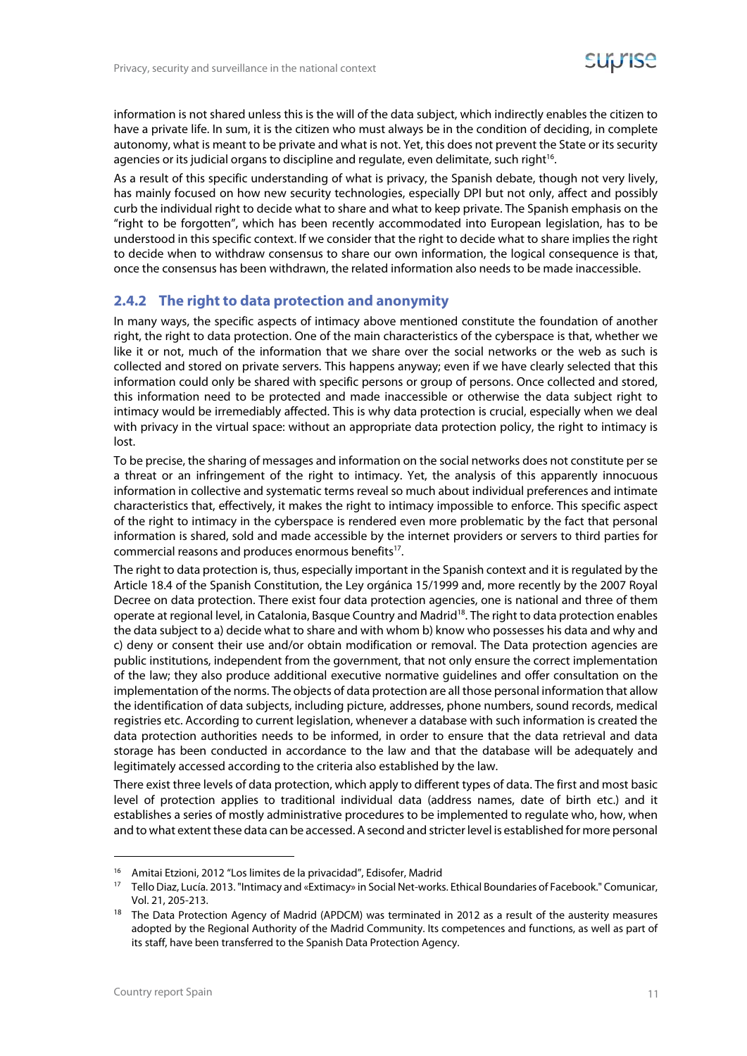information is not shared unless this is the will of the data subject, which indirectly enables the citizen to have a private life. In sum, it is the citizen who must always be in the condition of deciding, in complete autonomy, what is meant to be private and what is not. Yet, this does not prevent the State or its security agencies or its judicial organs to discipline and regulate, even delimitate, such right[16].

As a result of this specific understanding of what is privacy, the Spanish debate, though not very lively, has mainly focused on how new security technologies, especially DPI but not only, affect and possibly curb the individual right to decide what to share and what to keep private. The Spanish emphasis on the "right to be forgotten", which has been recently accommodated into European legislation, has to be understood in this specific context. If we consider that the right to decide what to share implies the right to decide when to withdraw consensus to share our own information, the logical consequence is that, once the consensus has been withdrawn, the related information also needs to be made inaccessible.

### 2.4.2 The right to data protection and anonymity

In many ways, the specific aspects of intimacy above mentioned constitute the foundation of another right, the right to data protection. One of the main characteristics of the cyberspace is that, whether we like it or not, much of the information that we share over the social networks or the web as such is collected and stored on private servers. This happens anyway; even if we have clearly selected that this information could only be shared with specific persons or group of persons. Once collected and stored, this information need to be protected and made inaccessible or otherwise the data subject right to intimacy would be irremediably affected. This is why data protection is crucial, especially when we deal with privacy in the virtual space: without an appropriate data protection policy, the right to intimacy is lost.

To be precise, the sharing of messages and information on the social networks does not constitute per se a threat or an infringement of the right to intimacy. Yet, the analysis of this apparently innocuous information in collective and systematic terms reveal so much about individual preferences and intimate characteristics that, effectively, it makes the right to intimacy impossible to enforce. This specific aspect of the right to intimacy in the cyberspace is rendered even more problematic by the fact that personal information is shared, sold and made accessible by the internet providers or servers to third parties for commercial reasons and produces enormous benefits[17].

The right to data protection is, thus, especially important in the Spanish context and it is regulated by the Article 18.4 of the Spanish Constitution, the Ley orgánica 15/1999 and, more recently by the 2007 Royal Decree on data protection. There exist four data protection agencies, one is national and three of them operate at regional level, in Catalonia, Basque Country and Madrid[18]. The right to data protection enables the data subject to a) decide what to share and with whom b) know who possesses his data and why and c) deny or consent their use and/or obtain modification or removal. The Data protection agencies are public institutions, independent from the government, that not only ensure the correct implementation of the law; they also produce additional executive normative guidelines and offer consultation on the implementation of the norms. The objects of data protection are all those personal information that allow the identification of data subjects, including picture, addresses, phone numbers, sound records, medical registries etc. According to current legislation, whenever a database with such information is created the data protection authorities needs to be informed, in order to ensure that the data retrieval and data storage has been conducted in accordance to the law and that the database will be adequately and legitimately accessed according to the criteria also established by the law.

There exist three levels of data protection, which apply to different types of data. The first and most basic level of protection applies to traditional individual data (address names, date of birth etc.) and it establishes a series of mostly administrative procedures to be implemented to regulate who, how, when and to what extent these data can be accessed. A second and stricter level is established for more personal

---

[16] Amitai Etzioni, 2012 "Los limites de la privacidad", Edisofer, Madrid

[17] Tello Diaz, Lucía. 2013. "Intimacy and «Extimacy» in Social Net-works. Ethical Boundaries of Facebook." Comunicar, Vol. 21, 205-213.

[18] The Data Protection Agency of Madrid (APDCM) was terminated in 2012 as a result of the austerity measures adopted by the Regional Authority of the Madrid Community. Its competences and functions, as well as part of its staff, have been transferred to the Spanish Data Protection Agency.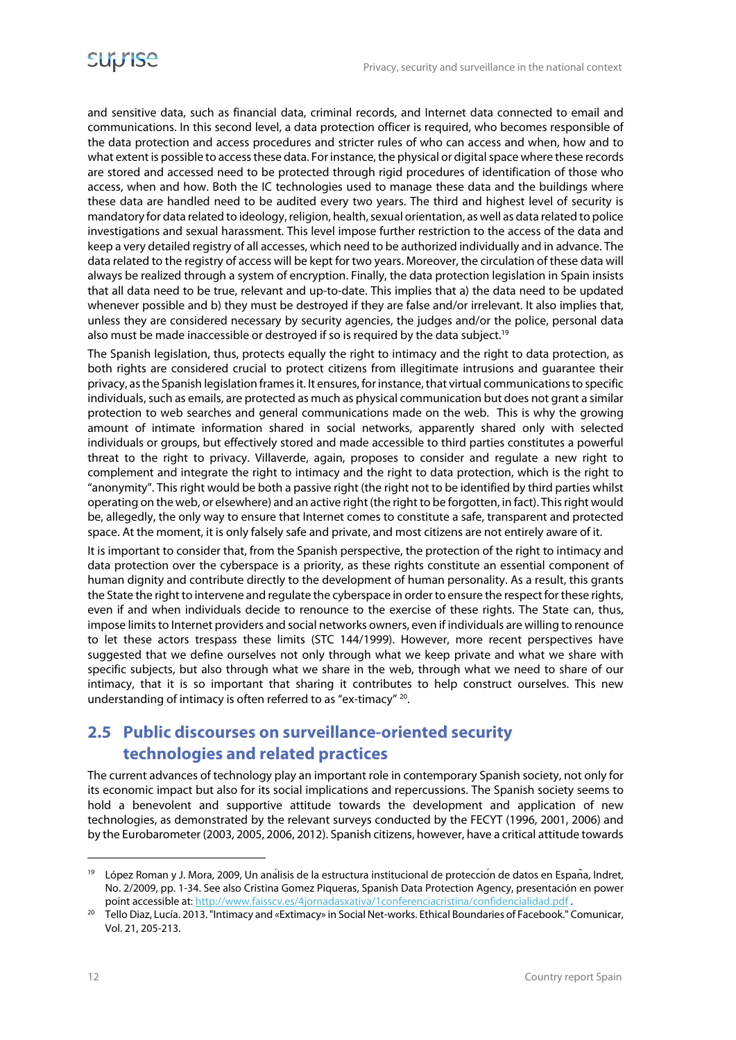and sensitive data, such as financial data, criminal records, and Internet data connected to email and communications. In this second level, a data protection officer is required, who becomes responsible of the data protection and access procedures and stricter rules of who can access and when, how and to what extent is possible to access these data. For instance, the physical or digital space where these records are stored and accessed need to be protected through rigid procedures of identification of those who access, when and how. Both the IC technologies used to manage these data and the buildings where these data are handled need to be audited every two years. The third and highest level of security is mandatory for data related to ideology, religion, health, sexual orientation, as well as data related to police investigations and sexual harassment. This level impose further restriction to the access of the data and keep a very detailed registry of all accesses, which need to be authorized individually and in advance. The data related to the registry of access will be kept for two years. Moreover, the circulation of these data will always be realized through a system of encryption. Finally, the data protection legislation in Spain insists that all data need to be true, relevant and up-to-date. This implies that a) the data need to be updated whenever possible and b) they must be destroyed if they are false and/or irrelevant. It also implies that, unless they are considered necessary by security agencies, the judges and/or the police, personal data also must be made inaccessible or destroyed if so is required by the data subject.[19]

The Spanish legislation, thus, protects equally the right to intimacy and the right to data protection, as both rights are considered crucial to protect citizens from illegitimate intrusions and guarantee their privacy, as the Spanish legislation frames it. It ensures, for instance, that virtual communications to specific individuals, such as emails, are protected as much as physical communication but does not grant a similar protection to web searches and general communications made on the web. This is why the growing amount of intimate information shared in social networks, apparently shared only with selected individuals or groups, but effectively stored and made accessible to third parties constitutes a powerful threat to the right to privacy. Villaverde, again, proposes to consider and regulate a new right to complement and integrate the right to intimacy and the right to data protection, which is the right to "anonymity". This right would be both a passive right (the right not to be identified by third parties whilst operating on the web, or elsewhere) and an active right (the right to be forgotten, in fact). This right would be, allegedly, the only way to ensure that Internet comes to constitute a safe, transparent and protected space. At the moment, it is only falsely safe and private, and most citizens are not entirely aware of it.

It is important to consider that, from the Spanish perspective, the protection of the right to intimacy and data protection over the cyberspace is a priority, as these rights constitute an essential component of human dignity and contribute directly to the development of human personality. As a result, this grants the State the right to intervene and regulate the cyberspace in order to ensure the respect for these rights, even if and when individuals decide to renounce to the exercise of these rights. The State can, thus, impose limits to Internet providers and social networks owners, even if individuals are willing to renounce to let these actors trespass these limits (STC 144/1999). However, more recent perspectives have suggested that we define ourselves not only through what we keep private and what we share with specific subjects, but also through what we share in the web, through what we need to share of our intimacy, that it is so important that sharing it contributes to help construct ourselves. This new understanding of intimacy is often referred to as "ex-timacy" [20].

## 2.5 Public discourses on surveillance-oriented security technologies and related practices

The current advances of technology play an important role in contemporary Spanish society, not only for its economic impact but also for its social implications and repercussions. The Spanish society seems to hold a benevolent and supportive attitude towards the development and application of new technologies, as demonstrated by the relevant surveys conducted by the FECYT (1996, 2001, 2006) and by the Eurobarometer (2003, 2005, 2006, 2012). Spanish citizens, however, have a critical attitude towards

---

[19] López Roman y J. Mora, 2009, Un análisis de la estructura institucional de protección de datos en España, Indret, No. 2/2009, pp. 1-34. See also Cristina Gomez Piqueras, Spanish Data Protection Agency, presentación en power point accessible at: http://www.faisscv.es/4jornadasxativa/1conferenciacristina/confidencialidad.pdf .

[20] Tello Diaz, Lucía. 2013. "Intimacy and «Extimacy» in Social Net-works. Ethical Boundaries of Facebook." Comunicar, Vol. 21, 205-213.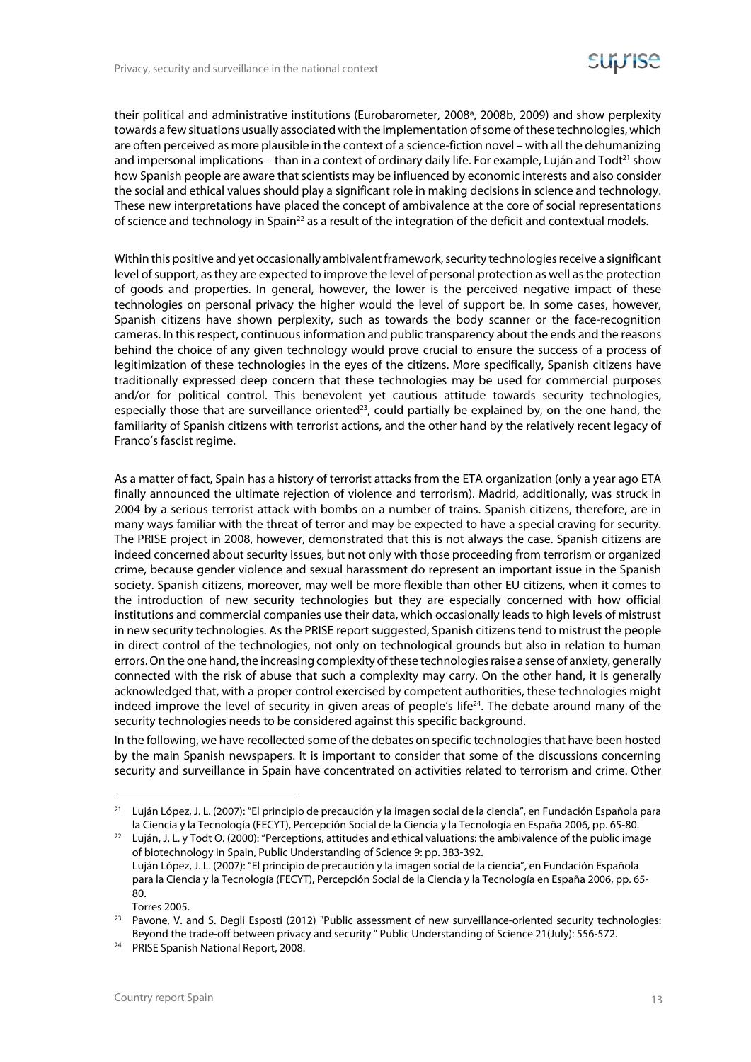their political and administrative institutions (Eurobarometer, 2008[a], 2008b, 2009) and show perplexity towards a few situations usually associated with the implementation of some of these technologies, which are often perceived as more plausible in the context of a science-fiction novel – with all the dehumanizing and impersonal implications – than in a context of ordinary daily life. For example, Luján and Todt[21] show how Spanish people are aware that scientists may be influenced by economic interests and also consider the social and ethical values should play a significant role in making decisions in science and technology. These new interpretations have placed the concept of ambivalence at the core of social representations of science and technology in Spain[22] as a result of the integration of the deficit and contextual models.

Within this positive and yet occasionally ambivalent framework, security technologies receive a significant level of support, as they are expected to improve the level of personal protection as well as the protection of goods and properties. In general, however, the lower is the perceived negative impact of these technologies on personal privacy the higher would the level of support be. In some cases, however, Spanish citizens have shown perplexity, such as towards the body scanner or the face-recognition cameras. In this respect, continuous information and public transparency about the ends and the reasons behind the choice of any given technology would prove crucial to ensure the success of a process of legitimization of these technologies in the eyes of the citizens. More specifically, Spanish citizens have traditionally expressed deep concern that these technologies may be used for commercial purposes and/or for political control. This benevolent yet cautious attitude towards security technologies, especially those that are surveillance oriented[23], could partially be explained by, on the one hand, the familiarity of Spanish citizens with terrorist actions, and the other hand by the relatively recent legacy of Franco's fascist regime.

As a matter of fact, Spain has a history of terrorist attacks from the ETA organization (only a year ago ETA finally announced the ultimate rejection of violence and terrorism). Madrid, additionally, was struck in 2004 by a serious terrorist attack with bombs on a number of trains. Spanish citizens, therefore, are in many ways familiar with the threat of terror and may be expected to have a special craving for security. The PRISE project in 2008, however, demonstrated that this is not always the case. Spanish citizens are indeed concerned about security issues, but not only with those proceeding from terrorism or organized crime, because gender violence and sexual harassment do represent an important issue in the Spanish society. Spanish citizens, moreover, may well be more flexible than other EU citizens, when it comes to the introduction of new security technologies but they are especially concerned with how official institutions and commercial companies use their data, which occasionally leads to high levels of mistrust in new security technologies. As the PRISE report suggested, Spanish citizens tend to mistrust the people in direct control of the technologies, not only on technological grounds but also in relation to human errors. On the one hand, the increasing complexity of these technologies raise a sense of anxiety, generally connected with the risk of abuse that such a complexity may carry. On the other hand, it is generally acknowledged that, with a proper control exercised by competent authorities, these technologies might indeed improve the level of security in given areas of people's life[24]. The debate around many of the security technologies needs to be considered against this specific background.

In the following, we have recollected some of the debates on specific technologies that have been hosted by the main Spanish newspapers. It is important to consider that some of the discussions concerning security and surveillance in Spain have concentrated on activities related to terrorism and crime. Other

---

[21] Luján López, J. L. (2007): "El principio de precaución y la imagen social de la ciencia", en Fundación Española para la Ciencia y la Tecnología (FECYT), Percepción Social de la Ciencia y la Tecnología en España 2006, pp. 65-80.

[22] Luján, J. L. y Todt O. (2000): "Perceptions, attitudes and ethical valuations: the ambivalence of the public image of biotechnology in Spain, Public Understanding of Science 9: pp. 383-392.
Luján López, J. L. (2007): "El principio de precaución y la imagen social de la ciencia", en Fundación Española para la Ciencia y la Tecnología (FECYT), Percepción Social de la Ciencia y la Tecnología en España 2006, pp. 65-80.
Torres 2005.

[23] Pavone, V. and S. Degli Esposti (2012) "Public assessment of new surveillance-oriented security technologies: Beyond the trade-off between privacy and security " Public Understanding of Science 21(July): 556-572.

[24] PRISE Spanish National Report, 2008.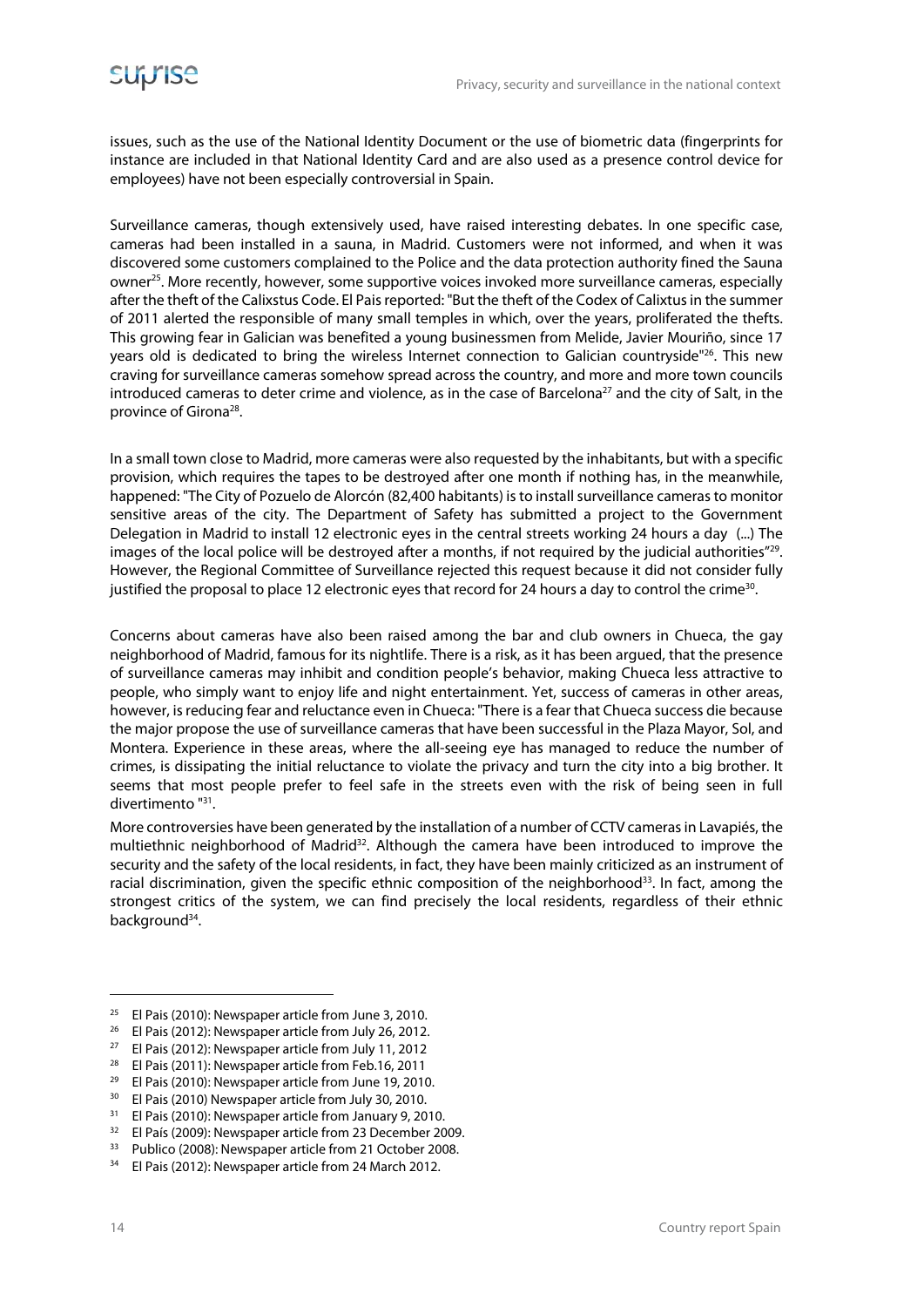issues, such as the use of the National Identity Document or the use of biometric data (fingerprints for instance are included in that National Identity Card and are also used as a presence control device for employees) have not been especially controversial in Spain.

Surveillance cameras, though extensively used, have raised interesting debates. In one specific case, cameras had been installed in a sauna, in Madrid. Customers were not informed, and when it was discovered some customers complained to the Police and the data protection authority fined the Sauna owner[25]. More recently, however, some supportive voices invoked more surveillance cameras, especially after the theft of the Calixstus Code. El Pais reported: "But the theft of the Codex of Calixtus in the summer of 2011 alerted the responsible of many small temples in which, over the years, proliferated the thefts. This growing fear in Galician was benefited a young businessmen from Melide, Javier Mouriño, since 17 years old is dedicated to bring the wireless Internet connection to Galician countryside"[26]. This new craving for surveillance cameras somehow spread across the country, and more and more town councils introduced cameras to deter crime and violence, as in the case of Barcelona[27] and the city of Salt, in the province of Girona[28].

In a small town close to Madrid, more cameras were also requested by the inhabitants, but with a specific provision, which requires the tapes to be destroyed after one month if nothing has, in the meanwhile, happened: "The City of Pozuelo de Alorcón (82,400 habitants) is to install surveillance cameras to monitor sensitive areas of the city. The Department of Safety has submitted a project to the Government Delegation in Madrid to install 12 electronic eyes in the central streets working 24 hours a day (...) The images of the local police will be destroyed after a months, if not required by the judicial authorities"[29]. However, the Regional Committee of Surveillance rejected this request because it did not consider fully justified the proposal to place 12 electronic eyes that record for 24 hours a day to control the crime[30].

Concerns about cameras have also been raised among the bar and club owners in Chueca, the gay neighborhood of Madrid, famous for its nightlife. There is a risk, as it has been argued, that the presence of surveillance cameras may inhibit and condition people's behavior, making Chueca less attractive to people, who simply want to enjoy life and night entertainment. Yet, success of cameras in other areas, however, is reducing fear and reluctance even in Chueca: "There is a fear that Chueca success die because the major propose the use of surveillance cameras that have been successful in the Plaza Mayor, Sol, and Montera. Experience in these areas, where the all-seeing eye has managed to reduce the number of crimes, is dissipating the initial reluctance to violate the privacy and turn the city into a big brother. It seems that most people prefer to feel safe in the streets even with the risk of being seen in full divertimento "[31].

More controversies have been generated by the installation of a number of CCTV cameras in Lavapiés, the multiethnic neighborhood of Madrid[32]. Although the camera have been introduced to improve the security and the safety of the local residents, in fact, they have been mainly criticized as an instrument of racial discrimination, given the specific ethnic composition of the neighborhood[33]. In fact, among the strongest critics of the system, we can find precisely the local residents, regardless of their ethnic background[34].

---

[25] El Pais (2010): Newspaper article from June 3, 2010.

[26] El Pais (2012): Newspaper article from July 26, 2012.

[27] El Pais (2012): Newspaper article from July 11, 2012

[28] El Pais (2011): Newspaper article from Feb.16, 2011

[29] El Pais (2010): Newspaper article from June 19, 2010.

[30] El Pais (2010) Newspaper article from July 30, 2010.

[31] El Pais (2010): Newspaper article from January 9, 2010.

[32] El País (2009): Newspaper article from 23 December 2009.

[33] Publico (2008): Newspaper article from 21 October 2008.

[34] El Pais (2012): Newspaper article from 24 March 2012.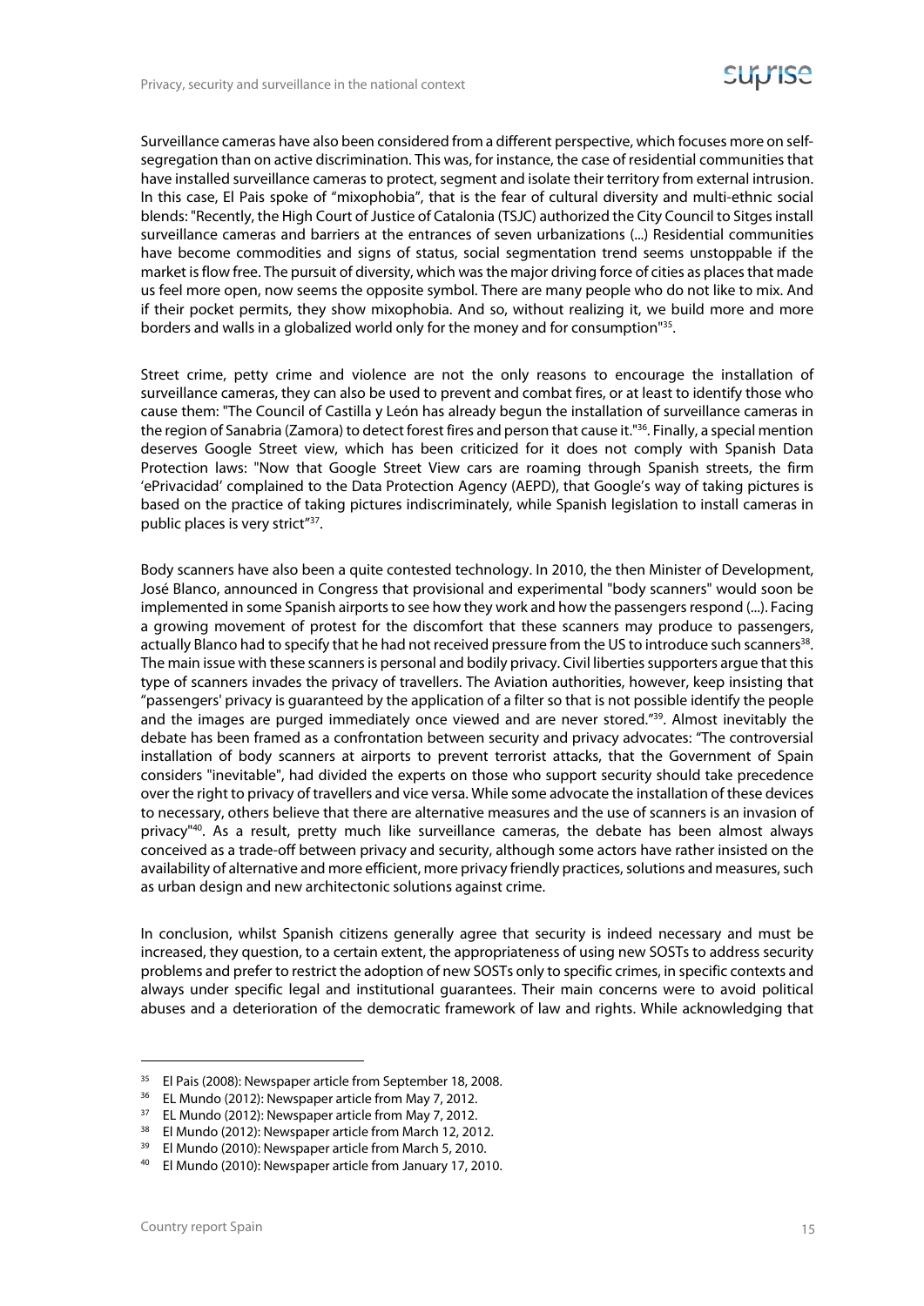Surveillance cameras have also been considered from a different perspective, which focuses more on self-segregation than on active discrimination. This was, for instance, the case of residential communities that have installed surveillance cameras to protect, segment and isolate their territory from external intrusion. In this case, El Pais spoke of "mixophobia", that is the fear of cultural diversity and multi-ethnic social blends: "Recently, the High Court of Justice of Catalonia (TSJC) authorized the City Council to Sitges install surveillance cameras and barriers at the entrances of seven urbanizations (...) Residential communities have become commodities and signs of status, social segmentation trend seems unstoppable if the market is flow free. The pursuit of diversity, which was the major driving force of cities as places that made us feel more open, now seems the opposite symbol. There are many people who do not like to mix. And if their pocket permits, they show mixophobia. And so, without realizing it, we build more and more borders and walls in a globalized world only for the money and for consumption"[35].

Street crime, petty crime and violence are not the only reasons to encourage the installation of surveillance cameras, they can also be used to prevent and combat fires, or at least to identify those who cause them: "The Council of Castilla y León has already begun the installation of surveillance cameras in the region of Sanabria (Zamora) to detect forest fires and person that cause it."[36]. Finally, a special mention deserves Google Street view, which has been criticized for it does not comply with Spanish Data Protection laws: "Now that Google Street View cars are roaming through Spanish streets, the firm 'ePrivacidad' complained to the Data Protection Agency (AEPD), that Google's way of taking pictures is based on the practice of taking pictures indiscriminately, while Spanish legislation to install cameras in public places is very strict"[37].

Body scanners have also been a quite contested technology. In 2010, the then Minister of Development, José Blanco, announced in Congress that provisional and experimental "body scanners" would soon be implemented in some Spanish airports to see how they work and how the passengers respond (...). Facing a growing movement of protest for the discomfort that these scanners may produce to passengers, actually Blanco had to specify that he had not received pressure from the US to introduce such scanners[38]. The main issue with these scanners is personal and bodily privacy. Civil liberties supporters argue that this type of scanners invades the privacy of travellers. The Aviation authorities, however, keep insisting that "passengers' privacy is guaranteed by the application of a filter so that is not possible identify the people and the images are purged immediately once viewed and are never stored."[39]. Almost inevitably the debate has been framed as a confrontation between security and privacy advocates: "The controversial installation of body scanners at airports to prevent terrorist attacks, that the Government of Spain considers "inevitable", had divided the experts on those who support security should take precedence over the right to privacy of travellers and vice versa. While some advocate the installation of these devices to necessary, others believe that there are alternative measures and the use of scanners is an invasion of privacy"[40]. As a result, pretty much like surveillance cameras, the debate has been almost always conceived as a trade-off between privacy and security, although some actors have rather insisted on the availability of alternative and more efficient, more privacy friendly practices, solutions and measures, such as urban design and new architectonic solutions against crime.

In conclusion, whilst Spanish citizens generally agree that security is indeed necessary and must be increased, they question, to a certain extent, the appropriateness of using new SOSTs to address security problems and prefer to restrict the adoption of new SOSTs only to specific crimes, in specific contexts and always under specific legal and institutional guarantees. Their main concerns were to avoid political abuses and a deterioration of the democratic framework of law and rights. While acknowledging that

---

[35] El Pais (2008): Newspaper article from September 18, 2008.

[36] EL Mundo (2012): Newspaper article from May 7, 2012.

[37] EL Mundo (2012): Newspaper article from May 7, 2012.

[38] El Mundo (2012): Newspaper article from March 12, 2012.

[39] El Mundo (2010): Newspaper article from March 5, 2010.

[40] El Mundo (2010): Newspaper article from January 17, 2010.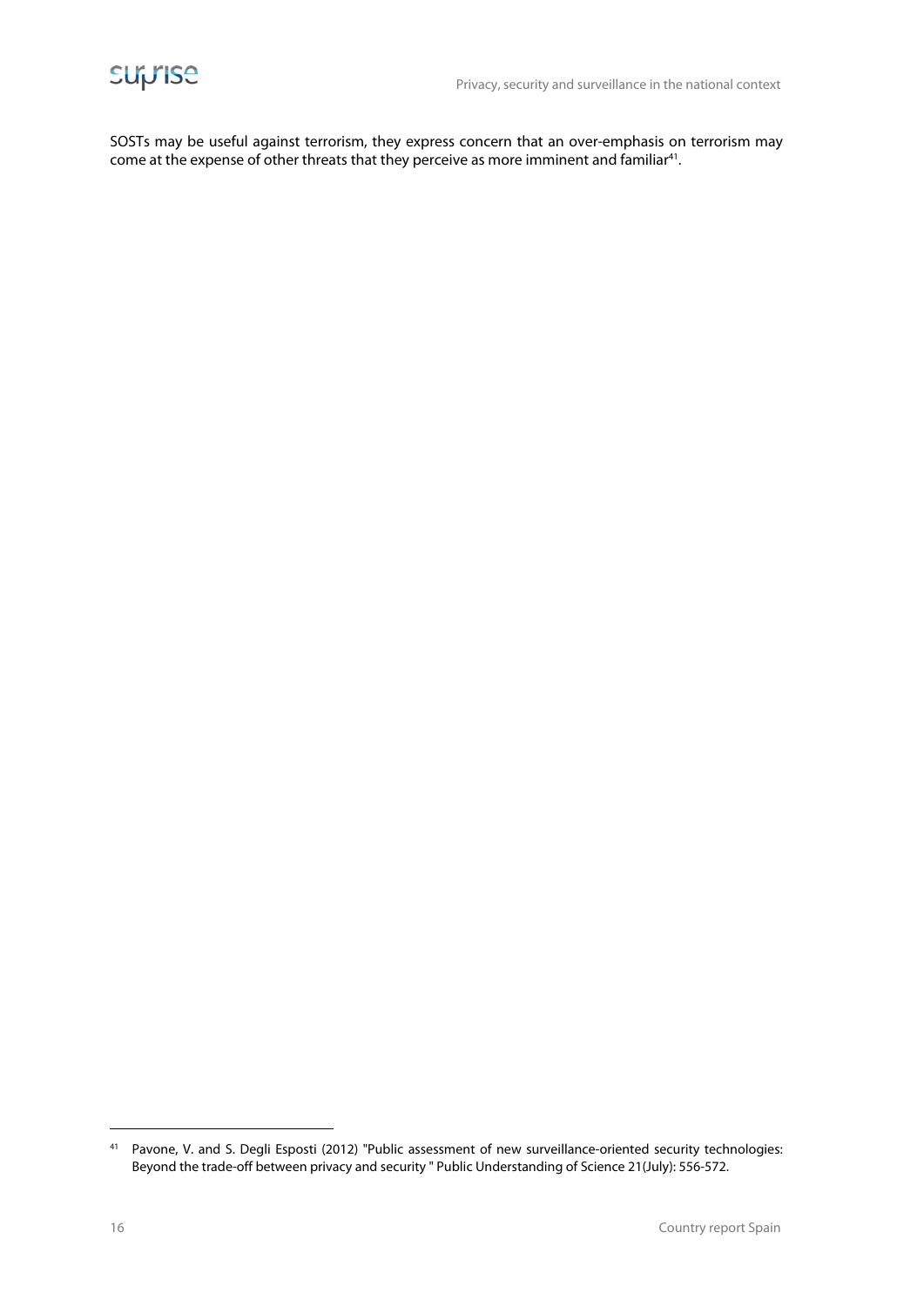SOSTs may be useful against terrorism, they express concern that an over-emphasis on terrorism may come at the expense of other threats that they perceive as more imminent and familiar[41].

[41] Pavone, V. and S. Degli Esposti (2012) "Public assessment of new surveillance-oriented security technologies: Beyond the trade-off between privacy and security " Public Understanding of Science 21(July): 556-572.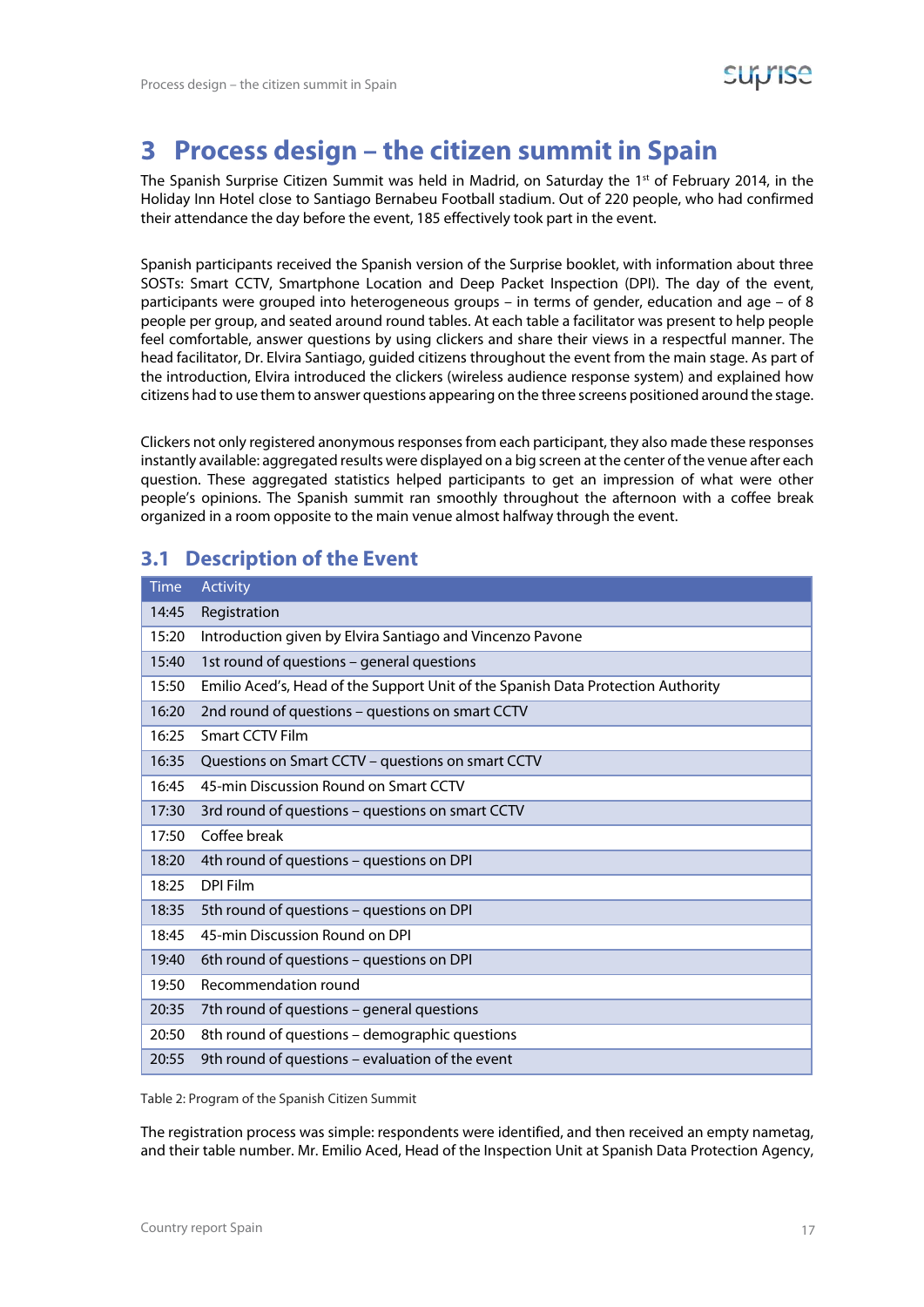# 3 Process design – the citizen summit in Spain

The Spanish Surprise Citizen Summit was held in Madrid, on Saturday the 1st of February 2014, in the Holiday Inn Hotel close to Santiago Bernabeu Football stadium. Out of 220 people, who had confirmed their attendance the day before the event, 185 effectively took part in the event.

Spanish participants received the Spanish version of the Surprise booklet, with information about three SOSTs: Smart CCTV, Smartphone Location and Deep Packet Inspection (DPI). The day of the event, participants were grouped into heterogeneous groups – in terms of gender, education and age – of 8 people per group, and seated around round tables. At each table a facilitator was present to help people feel comfortable, answer questions by using clickers and share their views in a respectful manner. The head facilitator, Dr. Elvira Santiago, guided citizens throughout the event from the main stage. As part of the introduction, Elvira introduced the clickers (wireless audience response system) and explained how citizens had to use them to answer questions appearing on the three screens positioned around the stage.

Clickers not only registered anonymous responses from each participant, they also made these responses instantly available: aggregated results were displayed on a big screen at the center of the venue after each question. These aggregated statistics helped participants to get an impression of what were other people's opinions. The Spanish summit ran smoothly throughout the afternoon with a coffee break organized in a room opposite to the main venue almost halfway through the event.

## 3.1 Description of the Event

| Time | Activity |
|---|---|
| 14:45 | Registration |
| 15:20 | Introduction given by Elvira Santiago and Vincenzo Pavone |
| 15:40 | 1st round of questions – general questions |
| 15:50 | Emilio Aced's, Head of the Support Unit of the Spanish Data Protection Authority |
| 16:20 | 2nd round of questions – questions on smart CCTV |
| 16:25 | Smart CCTV Film |
| 16:35 | Questions on Smart CCTV – questions on smart CCTV |
| 16:45 | 45-min Discussion Round on Smart CCTV |
| 17:30 | 3rd round of questions – questions on smart CCTV |
| 17:50 | Coffee break |
| 18:20 | 4th round of questions – questions on DPI |
| 18:25 | DPI Film |
| 18:35 | 5th round of questions – questions on DPI |
| 18:45 | 45-min Discussion Round on DPI |
| 19:40 | 6th round of questions – questions on DPI |
| 19:50 | Recommendation round |
| 20:35 | 7th round of questions – general questions |
| 20:50 | 8th round of questions – demographic questions |
| 20:55 | 9th round of questions – evaluation of the event |

Table 2: Program of the Spanish Citizen Summit

The registration process was simple: respondents were identified, and then received an empty nametag, and their table number. Mr. Emilio Aced, Head of the Inspection Unit at Spanish Data Protection Agency,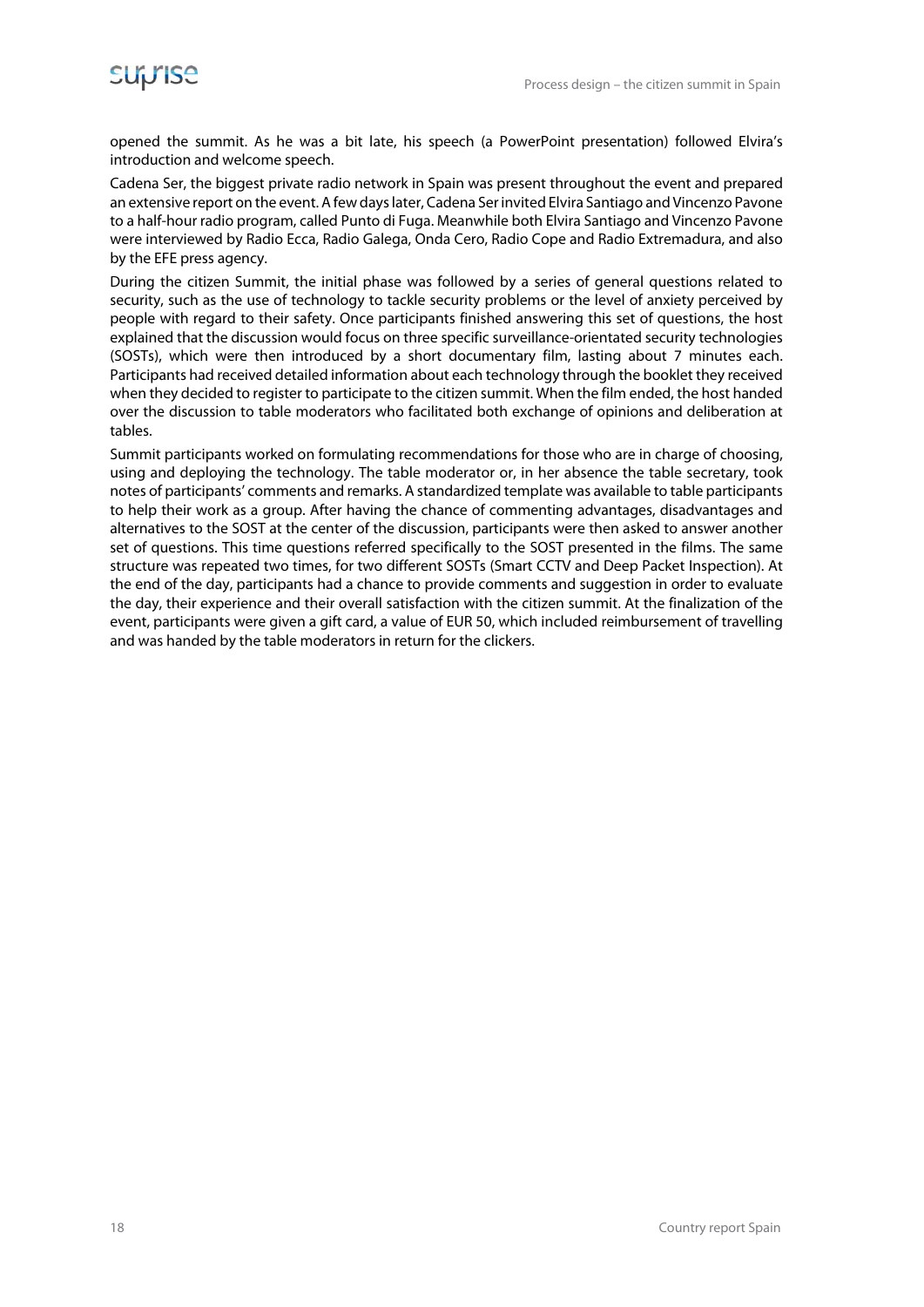opened the summit. As he was a bit late, his speech (a PowerPoint presentation) followed Elvira's introduction and welcome speech.

Cadena Ser, the biggest private radio network in Spain was present throughout the event and prepared an extensive report on the event. A few days later, Cadena Ser invited Elvira Santiago and Vincenzo Pavone to a half-hour radio program, called Punto di Fuga. Meanwhile both Elvira Santiago and Vincenzo Pavone were interviewed by Radio Ecca, Radio Galega, Onda Cero, Radio Cope and Radio Extremadura, and also by the EFE press agency.

During the citizen Summit, the initial phase was followed by a series of general questions related to security, such as the use of technology to tackle security problems or the level of anxiety perceived by people with regard to their safety. Once participants finished answering this set of questions, the host explained that the discussion would focus on three specific surveillance-orientated security technologies (SOSTs), which were then introduced by a short documentary film, lasting about 7 minutes each. Participants had received detailed information about each technology through the booklet they received when they decided to register to participate to the citizen summit. When the film ended, the host handed over the discussion to table moderators who facilitated both exchange of opinions and deliberation at tables.

Summit participants worked on formulating recommendations for those who are in charge of choosing, using and deploying the technology. The table moderator or, in her absence the table secretary, took notes of participants' comments and remarks. A standardized template was available to table participants to help their work as a group. After having the chance of commenting advantages, disadvantages and alternatives to the SOST at the center of the discussion, participants were then asked to answer another set of questions. This time questions referred specifically to the SOST presented in the films. The same structure was repeated two times, for two different SOSTs (Smart CCTV and Deep Packet Inspection). At the end of the day, participants had a chance to provide comments and suggestion in order to evaluate the day, their experience and their overall satisfaction with the citizen summit. At the finalization of the event, participants were given a gift card, a value of EUR 50, which included reimbursement of travelling and was handed by the table moderators in return for the clickers.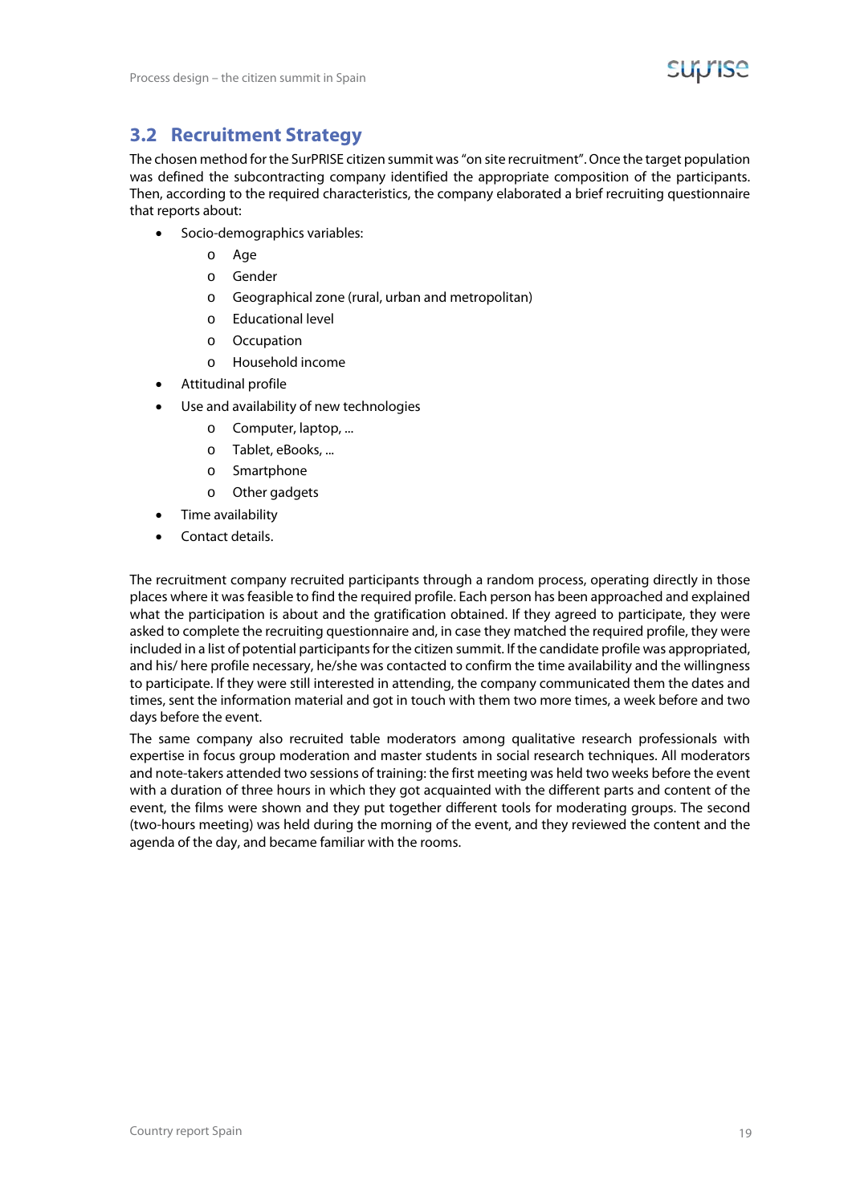## 3.2 Recruitment Strategy

The chosen method for the SurPRISE citizen summit was "on site recruitment". Once the target population was defined the subcontracting company identified the appropriate composition of the participants. Then, according to the required characteristics, the company elaborated a brief recruiting questionnaire that reports about:

- Socio-demographics variables:
  - Age
  - Gender
  - Geographical zone (rural, urban and metropolitan)
  - Educational level
  - Occupation
  - Household income
- Attitudinal profile
- Use and availability of new technologies
  - Computer, laptop, ...
  - Tablet, eBooks, ...
  - Smartphone
  - Other gadgets
- Time availability
- Contact details.

The recruitment company recruited participants through a random process, operating directly in those places where it was feasible to find the required profile. Each person has been approached and explained what the participation is about and the gratification obtained. If they agreed to participate, they were asked to complete the recruiting questionnaire and, in case they matched the required profile, they were included in a list of potential participants for the citizen summit. If the candidate profile was appropriated, and his/ here profile necessary, he/she was contacted to confirm the time availability and the willingness to participate. If they were still interested in attending, the company communicated them the dates and times, sent the information material and got in touch with them two more times, a week before and two days before the event.

The same company also recruited table moderators among qualitative research professionals with expertise in focus group moderation and master students in social research techniques. All moderators and note-takers attended two sessions of training: the first meeting was held two weeks before the event with a duration of three hours in which they got acquainted with the different parts and content of the event, the films were shown and they put together different tools for moderating groups. The second (two-hours meeting) was held during the morning of the event, and they reviewed the content and the agenda of the day, and became familiar with the rooms.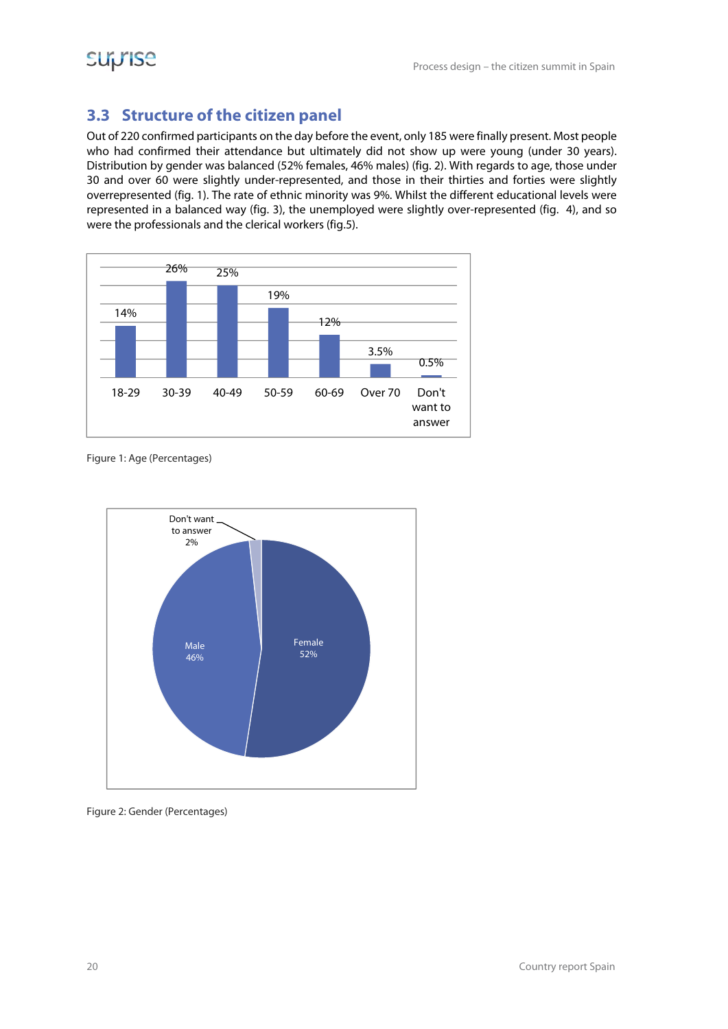## 3.3 Structure of the citizen panel

Out of 220 confirmed participants on the day before the event, only 185 were finally present. Most people who had confirmed their attendance but ultimately did not show up were young (under 30 years). Distribution by gender was balanced (52% females, 46% males) (fig. 2). With regards to age, those under 30 and over 60 were slightly under-represented, and those in their thirties and forties were slightly overrepresented (fig. 1). The rate of ethnic minority was 9%. Whilst the different educational levels were represented in a balanced way (fig. 3), the unemployed were slightly over-represented (fig. 4), and so were the professionals and the clerical workers (fig.5).

| Age | Percentage |
|---|---|
| 18-29 | 14% |
| 30-39 | 26% |
| 40-49 | 25% |
| 50-59 | 19% |
| 60-69 | 12% |
| Over 70 | 3.5% |
| Don't want to answer | 0.5% |

Figure 1: Age (Percentages)

| Gender | Percentage |
|---|---|
| Female | 52% |
| Male | 46% |
| Don't want to answer | 2% |

Figure 2: Gender (Percentages)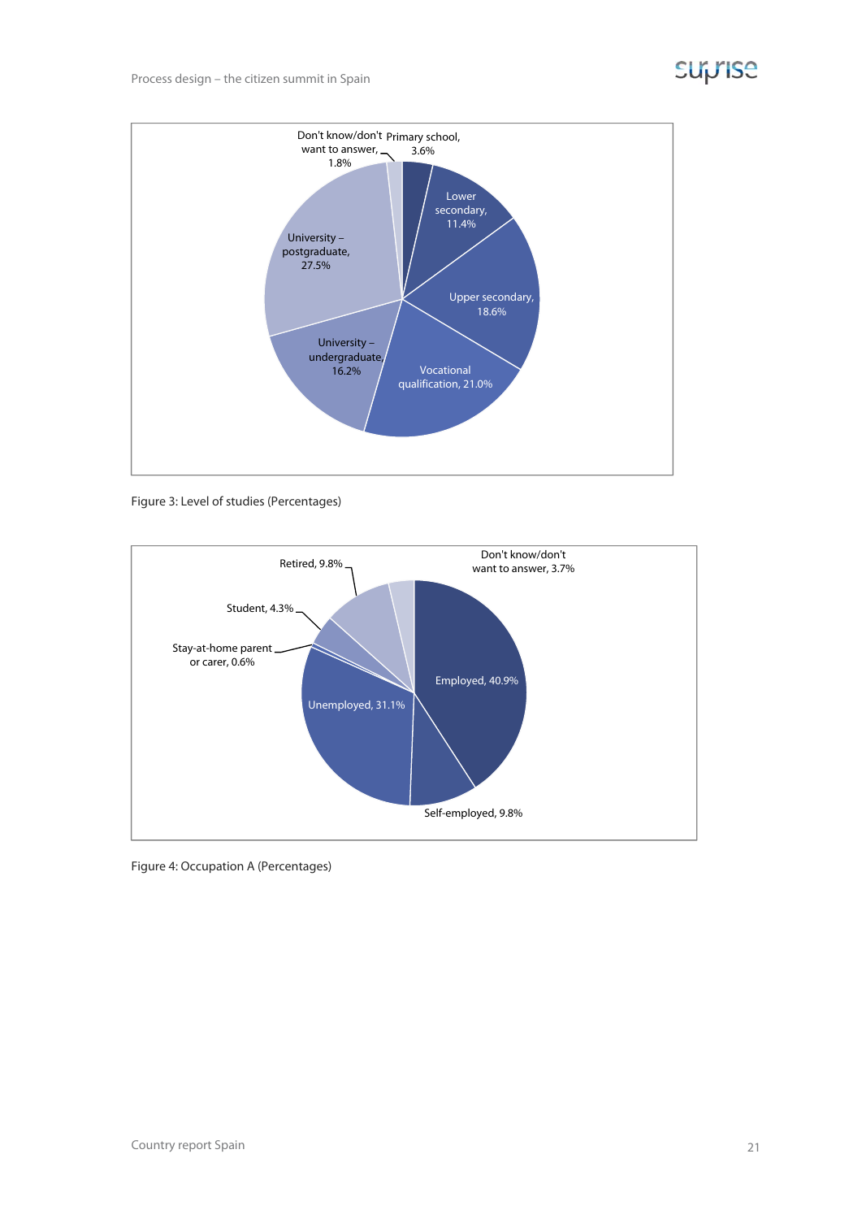| Level of studies | Percentage |
|---|---|
| Primary school | 3.6% |
| Lower secondary | 11.4% |
| Upper secondary | 18.6% |
| Vocational qualification | 21.0% |
| University – undergraduate | 16.2% |
| University – postgraduate | 27.5% |
| Don't know/don't want to answer | 1.8% |

Figure 3: Level of studies (Percentages)

| Occupation | Percentage |
|---|---|
| Employed | 40.9% |
| Self-employed | 9.8% |
| Unemployed | 31.1% |
| Stay-at-home parent or carer | 0.6% |
| Student | 4.3% |
| Retired | 9.8% |
| Don't know/don't want to answer | 3.7% |

Figure 4: Occupation A (Percentages)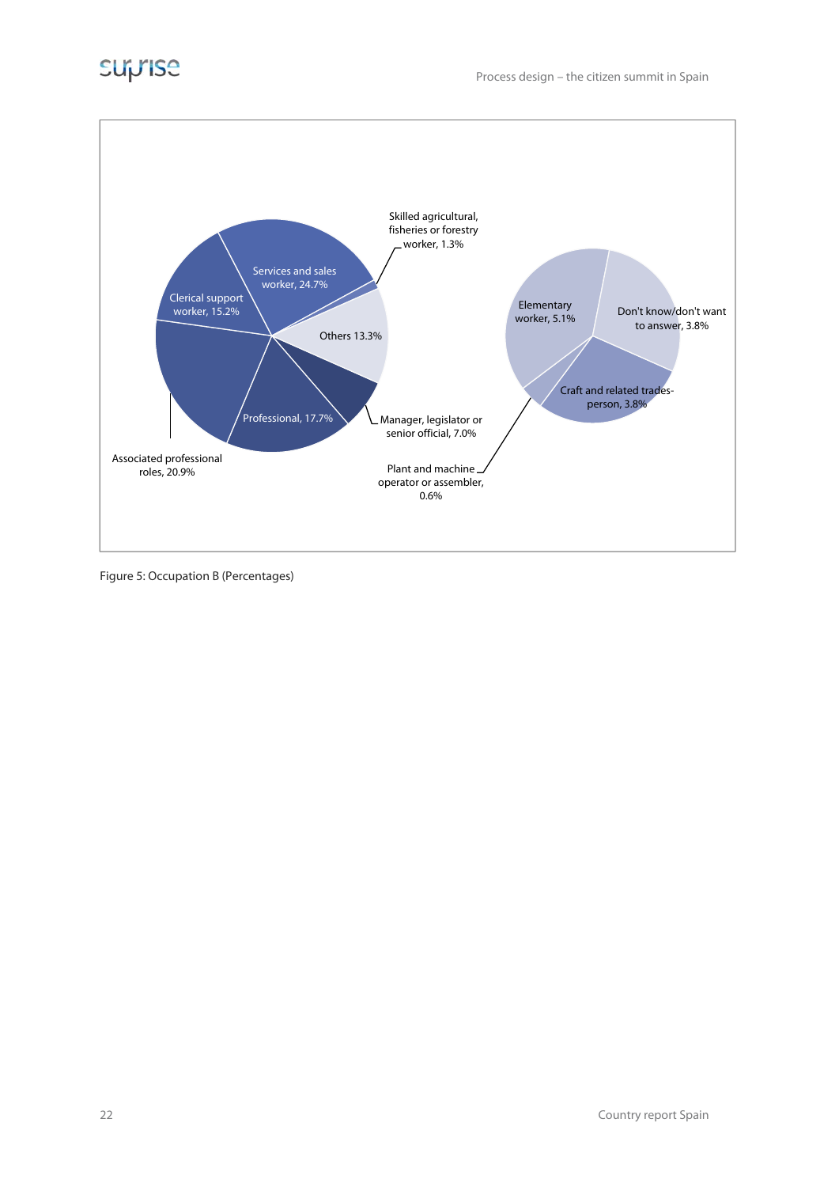Skilled agricultural, fisheries or forestry worker, 1.3%

Services and sales worker, 24.7%

Clerical support worker, 15.2%

Others 13.3%

Associated professional roles, 20.9%

Professional, 17.7%

Manager, legislator or senior official, 7.0%

Elementary worker, 5.1%

Don't know/don't want to answer, 3.8%

Craft and related trades-person, 3.8%

Plant and machine operator or assembler, 0.6%

Figure 5: Occupation B (Percentages)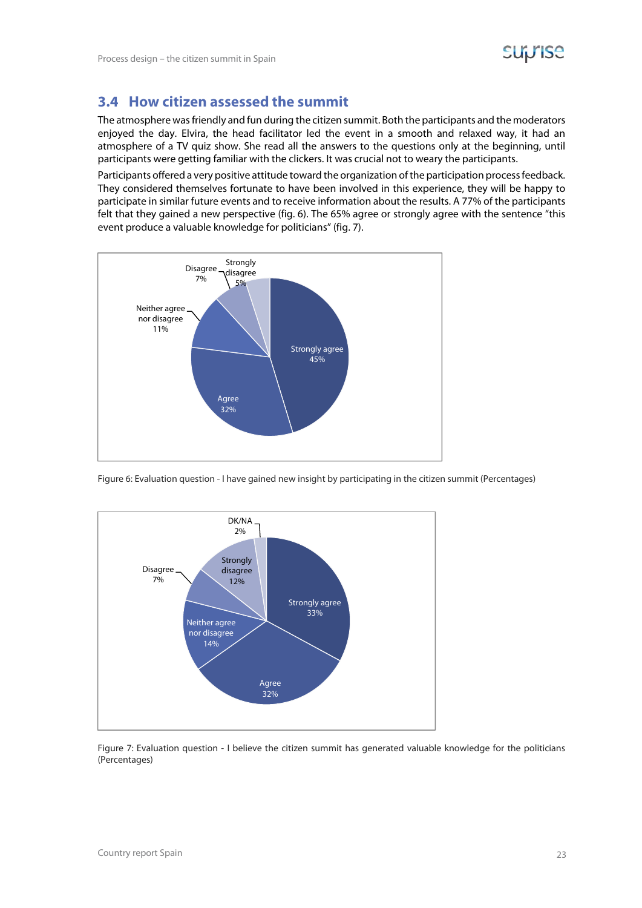## 3.4 How citizen assessed the summit

The atmosphere was friendly and fun during the citizen summit. Both the participants and the moderators enjoyed the day. Elvira, the head facilitator led the event in a smooth and relaxed way, it had an atmosphere of a TV quiz show. She read all the answers to the questions only at the beginning, until participants were getting familiar with the clickers. It was crucial not to weary the participants.

Participants offered a very positive attitude toward the organization of the participation process feedback. They considered themselves fortunate to have been involved in this experience, they will be happy to participate in similar future events and to receive information about the results. A 77% of the participants felt that they gained a new perspective (fig. 6). The 65% agree or strongly agree with the sentence "this event produce a valuable knowledge for politicians" (fig. 7).

| Response | % |
|---|---|
| Strongly agree | 45% |
| Agree | 32% |
| Neither agree nor disagree | 11% |
| Disagree | 7% |
| Strongly disagree | 5% |

Figure 6: Evaluation question - I have gained new insight by participating in the citizen summit (Percentages)

| Response | % |
|---|---|
| Strongly agree | 33% |
| Agree | 32% |
| Neither agree nor disagree | 14% |
| Disagree | 7% |
| Strongly disagree | 12% |
| DK/NA | 2% |

Figure 7: Evaluation question - I believe the citizen summit has generated valuable knowledge for the politicians (Percentages)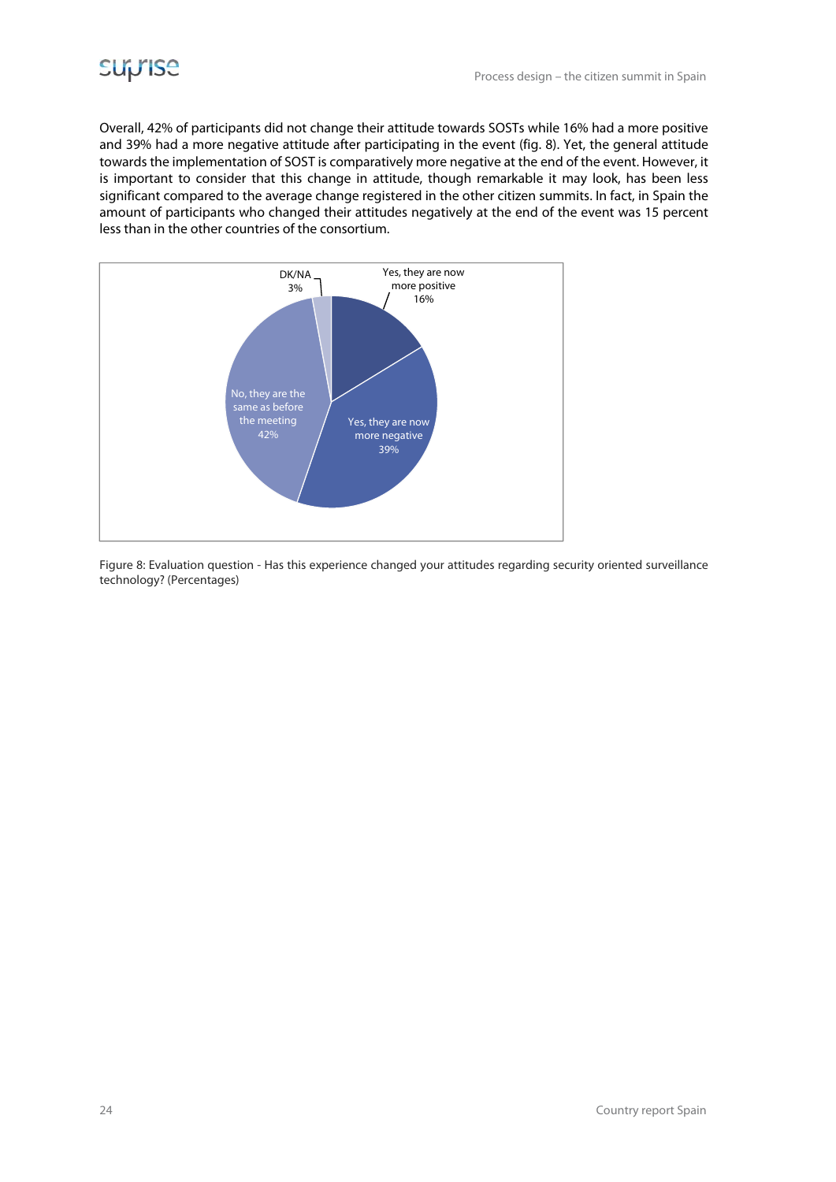Overall, 42% of participants did not change their attitude towards SOSTs while 16% had a more positive and 39% had a more negative attitude after participating in the event (fig. 8). Yet, the general attitude towards the implementation of SOST is comparatively more negative at the end of the event. However, it is important to consider that this change in attitude, though remarkable it may look, has been less significant compared to the average change registered in the other citizen summits. In fact, in Spain the amount of participants who changed their attitudes negatively at the end of the event was 15 percent less than in the other countries of the consortium.

Figure 8: Evaluation question - Has this experience changed your attitudes regarding security oriented surveillance technology? (Percentages)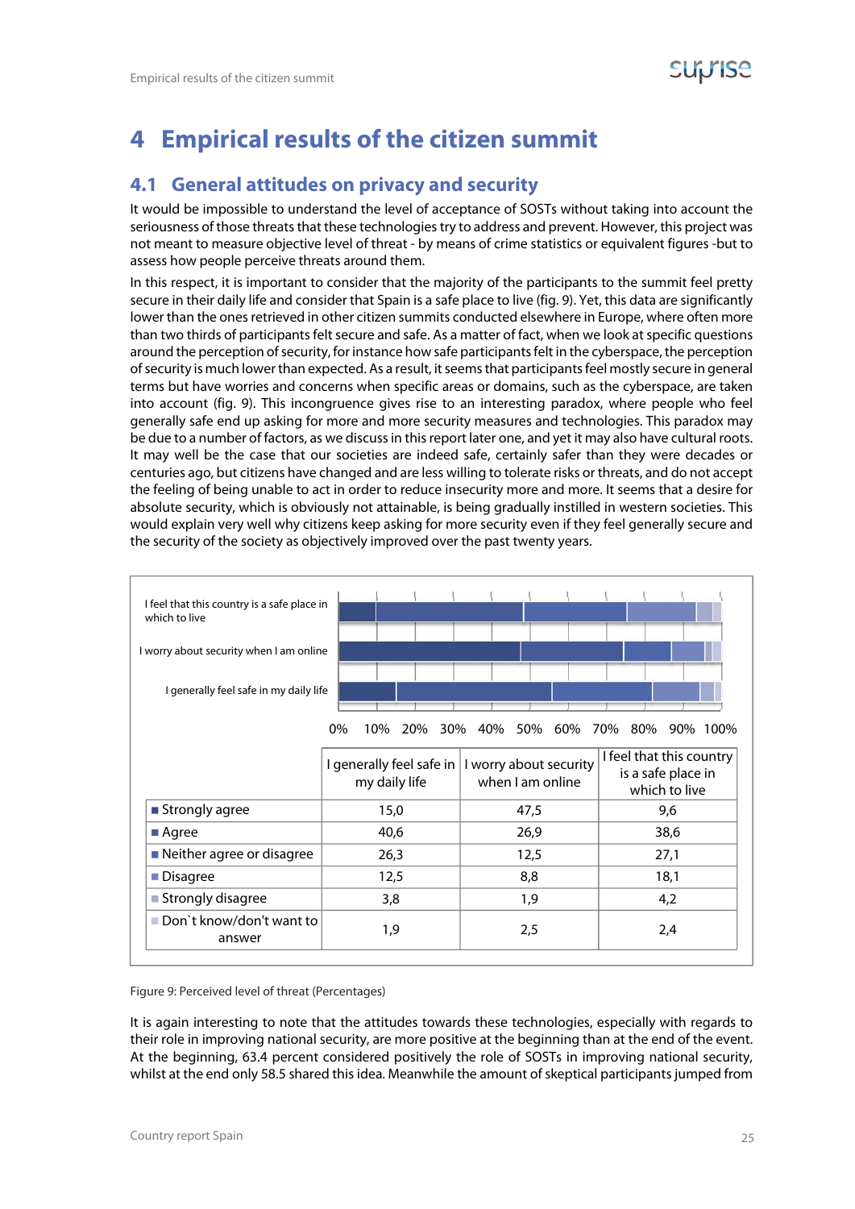# 4 Empirical results of the citizen summit

## 4.1 General attitudes on privacy and security

It would be impossible to understand the level of acceptance of SOSTs without taking into account the seriousness of those threats that these technologies try to address and prevent. However, this project was not meant to measure objective level of threat - by means of crime statistics or equivalent figures -but to assess how people perceive threats around them.

In this respect, it is important to consider that the majority of the participants to the summit feel pretty secure in their daily life and consider that Spain is a safe place to live (fig. 9). Yet, this data are significantly lower than the ones retrieved in other citizen summits conducted elsewhere in Europe, where often more than two thirds of participants felt secure and safe. As a matter of fact, when we look at specific questions around the perception of security, for instance how safe participants felt in the cyberspace, the perception of security is much lower than expected. As a result, it seems that participants feel mostly secure in general terms but have worries and concerns when specific areas or domains, such as the cyberspace, are taken into account (fig. 9). This incongruence gives rise to an interesting paradox, where people who feel generally safe end up asking for more and more security measures and technologies. This paradox may be due to a number of factors, as we discuss in this report later one, and yet it may also have cultural roots. It may well be the case that our societies are indeed safe, certainly safer than they were decades or centuries ago, but citizens have changed and are less willing to tolerate risks or threats, and do not accept the feeling of being unable to act in order to reduce insecurity more and more. It seems that a desire for absolute security, which is obviously not attainable, is being gradually instilled in western societies. This would explain very well why citizens keep asking for more security even if they feel generally secure and the security of the society as objectively improved over the past twenty years.

| | I generally feel safe in my daily life | I worry about security when I am online | I feel that this country is a safe place in which to live |
|---|---|---|---|
| Strongly agree | 15,0 | 47,5 | 9,6 |
| Agree | 40,6 | 26,9 | 38,6 |
| Neither agree or disagree | 26,3 | 12,5 | 27,1 |
| Disagree | 12,5 | 8,8 | 18,1 |
| Strongly disagree | 3,8 | 1,9 | 4,2 |
| Don`t know/don't want to answer | 1,9 | 2,5 | 2,4 |

Figure 9: Perceived level of threat (Percentages)

It is again interesting to note that the attitudes towards these technologies, especially with regards to their role in improving national security, are more positive at the beginning than at the end of the event. At the beginning, 63.4 percent considered positively the role of SOSTs in improving national security, whilst at the end only 58.5 shared this idea. Meanwhile the amount of skeptical participants jumped from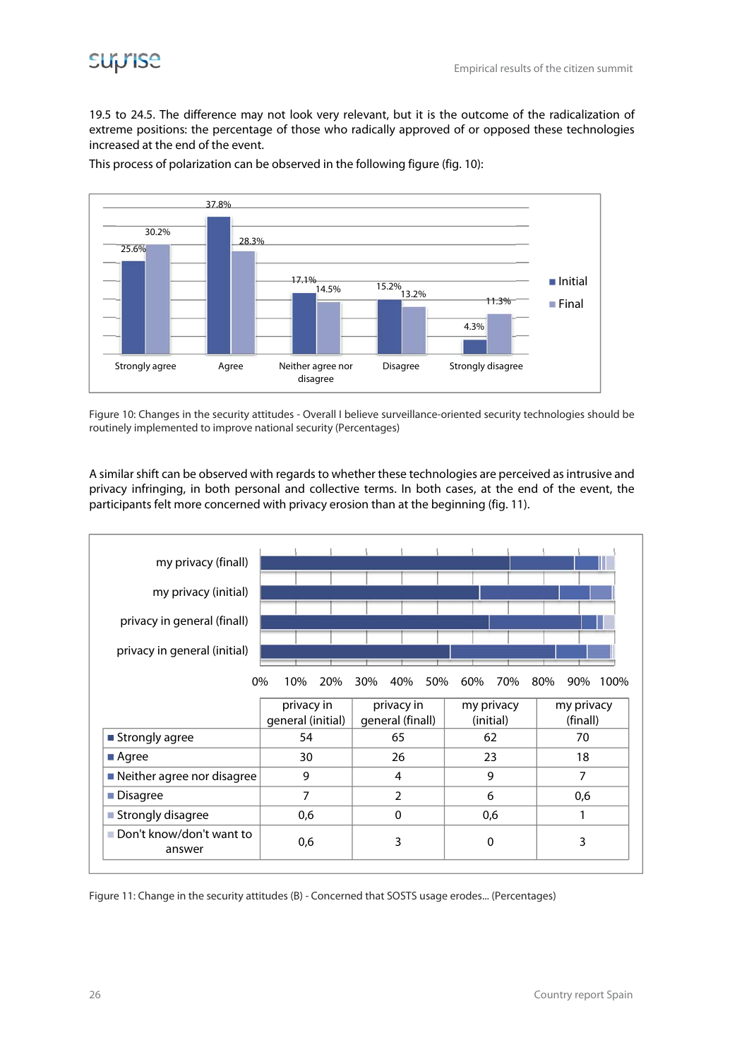19.5 to 24.5. The difference may not look very relevant, but it is the outcome of the radicalization of extreme positions: the percentage of those who radically approved of or opposed these technologies increased at the end of the event.

This process of polarization can be observed in the following figure (fig. 10):

| | Strongly agree | Agree | Neither agree nor disagree | Disagree | Strongly disagree |
|---|---|---|---|---|---|
| Initial | 25.6% | 37.8% | 17.1% | 15.2% | 4.3% |
| Final | 30.2% | 28.3% | 14.5% | 13.2% | 11.3% |

Figure 10: Changes in the security attitudes - Overall I believe surveillance-oriented security technologies should be routinely implemented to improve national security (Percentages)

A similar shift can be observed with regards to whether these technologies are perceived as intrusive and privacy infringing, in both personal and collective terms. In both cases, at the end of the event, the participants felt more concerned with privacy erosion than at the beginning (fig. 11).

| | privacy in general (initial) | privacy in general (finall) | my privacy (initial) | my privacy (finall) |
|---|---|---|---|---|
| Strongly agree | 54 | 65 | 62 | 70 |
| Agree | 30 | 26 | 23 | 18 |
| Neither agree nor disagree | 9 | 4 | 9 | 7 |
| Disagree | 7 | 2 | 6 | 0,6 |
| Strongly disagree | 0,6 | 0 | 0,6 | 1 |
| Don't know/don't want to answer | 0,6 | 3 | 0 | 3 |

Figure 11: Change in the security attitudes (B) - Concerned that SOSTS usage erodes... (Percentages)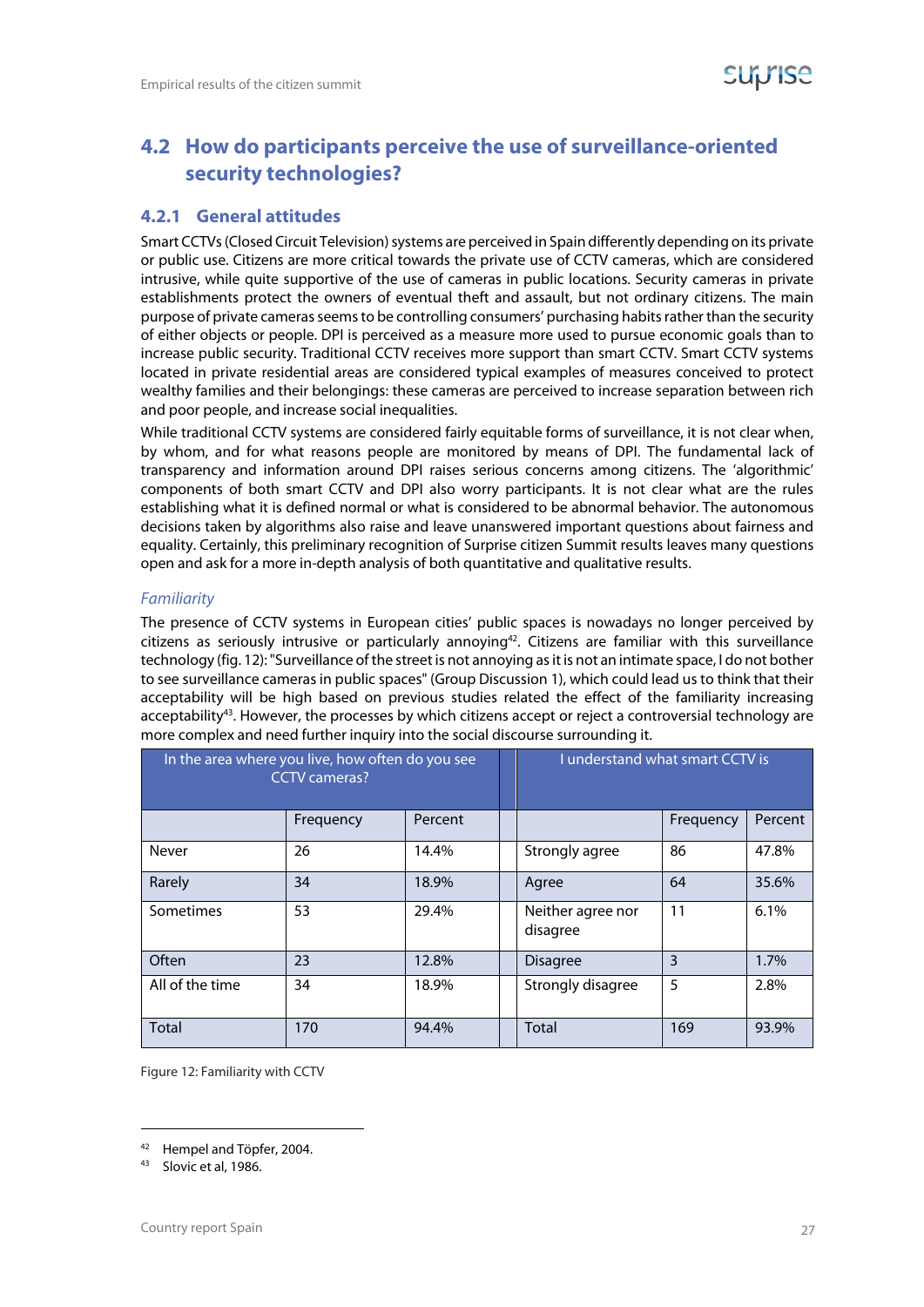## 4.2 How do participants perceive the use of surveillance-oriented security technologies?

### 4.2.1 General attitudes

Smart CCTVs (Closed Circuit Television) systems are perceived in Spain differently depending on its private or public use. Citizens are more critical towards the private use of CCTV cameras, which are considered intrusive, while quite supportive of the use of cameras in public locations. Security cameras in private establishments protect the owners of eventual theft and assault, but not ordinary citizens. The main purpose of private cameras seems to be controlling consumers' purchasing habits rather than the security of either objects or people. DPI is perceived as a measure more used to pursue economic goals than to increase public security. Traditional CCTV receives more support than smart CCTV. Smart CCTV systems located in private residential areas are considered typical examples of measures conceived to protect wealthy families and their belongings: these cameras are perceived to increase separation between rich and poor people, and increase social inequalities.

While traditional CCTV systems are considered fairly equitable forms of surveillance, it is not clear when, by whom, and for what reasons people are monitored by means of DPI. The fundamental lack of transparency and information around DPI raises serious concerns among citizens. The 'algorithmic' components of both smart CCTV and DPI also worry participants. It is not clear what are the rules establishing what it is defined normal or what is considered to be abnormal behavior. The autonomous decisions taken by algorithms also raise and leave unanswered important questions about fairness and equality. Certainly, this preliminary recognition of Surprise citizen Summit results leaves many questions open and ask for a more in-depth analysis of both quantitative and qualitative results.

*Familiarity*

The presence of CCTV systems in European cities' public spaces is nowadays no longer perceived by citizens as seriously intrusive or particularly annoying[42]. Citizens are familiar with this surveillance technology (fig. 12): "Surveillance of the street is not annoying as it is not an intimate space, I do not bother to see surveillance cameras in public spaces" (Group Discussion 1), which could lead us to think that their acceptability will be high based on previous studies related the effect of the familiarity increasing acceptability[43]. However, the processes by which citizens accept or reject a controversial technology are more complex and need further inquiry into the social discourse surrounding it.

| In the area where you live, how often do you see CCTV cameras? | | | | I understand what smart CCTV is | | |
|---|---|---|---|---|---|---|
| | Frequency | Percent | | | Frequency | Percent |
| Never | 26 | 14.4% | | Strongly agree | 86 | 47.8% |
| Rarely | 34 | 18.9% | | Agree | 64 | 35.6% |
| Sometimes | 53 | 29.4% | | Neither agree nor disagree | 11 | 6.1% |
| Often | 23 | 12.8% | | Disagree | 3 | 1.7% |
| All of the time | 34 | 18.9% | | Strongly disagree | 5 | 2.8% |
| Total | 170 | 94.4% | | Total | 169 | 93.9% |

Figure 12: Familiarity with CCTV

[42] Hempel and Töpfer, 2004.

[43] Slovic et al, 1986.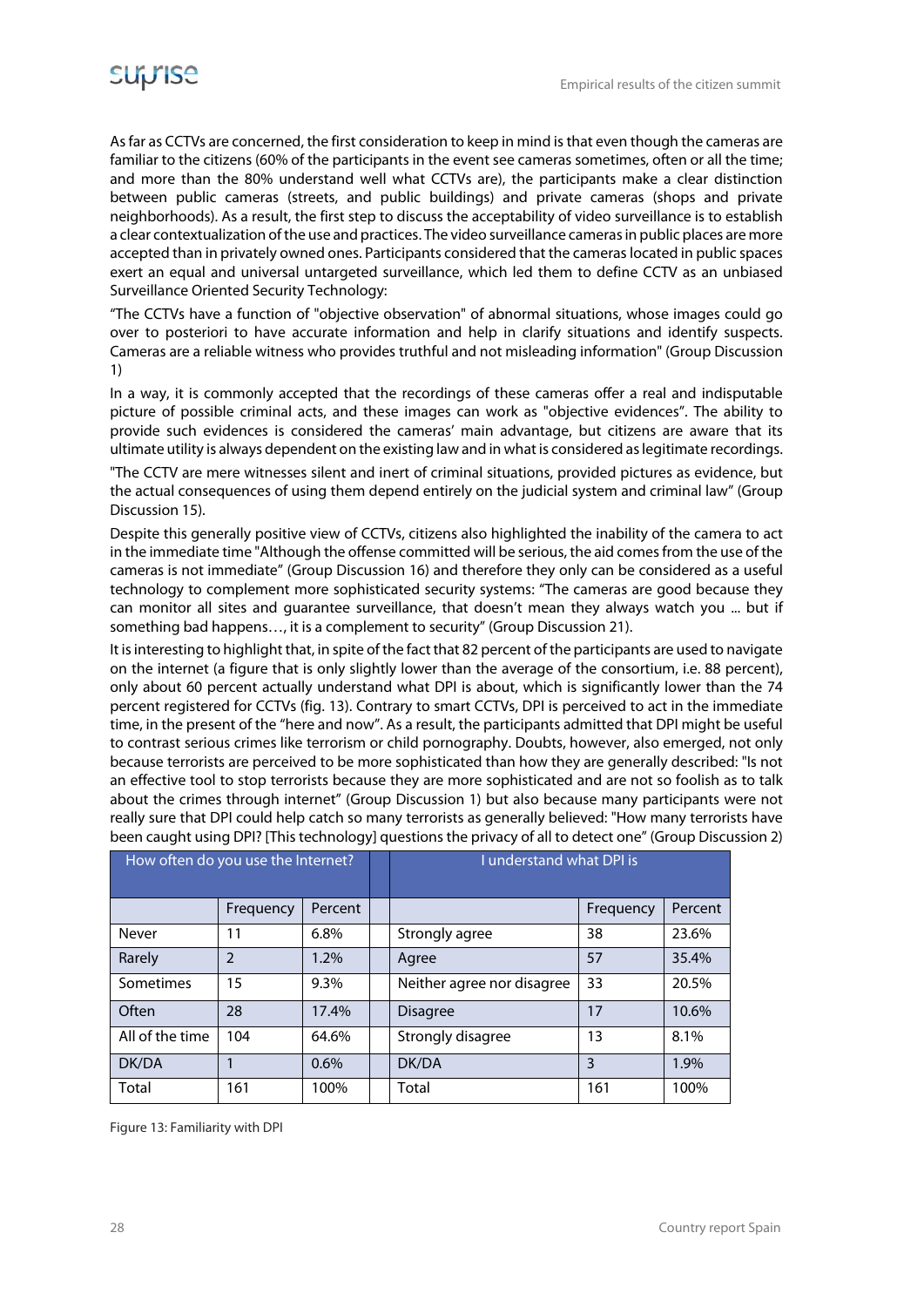As far as CCTVs are concerned, the first consideration to keep in mind is that even though the cameras are familiar to the citizens (60% of the participants in the event see cameras sometimes, often or all the time; and more than the 80% understand well what CCTVs are), the participants make a clear distinction between public cameras (streets, and public buildings) and private cameras (shops and private neighborhoods). As a result, the first step to discuss the acceptability of video surveillance is to establish a clear contextualization of the use and practices. The video surveillance cameras in public places are more accepted than in privately owned ones. Participants considered that the cameras located in public spaces exert an equal and universal untargeted surveillance, which led them to define CCTV as an unbiased Surveillance Oriented Security Technology:

"The CCTVs have a function of "objective observation" of abnormal situations, whose images could go over to posteriori to have accurate information and help in clarify situations and identify suspects. Cameras are a reliable witness who provides truthful and not misleading information" (Group Discussion 1)

In a way, it is commonly accepted that the recordings of these cameras offer a real and indisputable picture of possible criminal acts, and these images can work as "objective evidences". The ability to provide such evidences is considered the cameras' main advantage, but citizens are aware that its ultimate utility is always dependent on the existing law and in what is considered as legitimate recordings.

"The CCTV are mere witnesses silent and inert of criminal situations, provided pictures as evidence, but the actual consequences of using them depend entirely on the judicial system and criminal law" (Group Discussion 15).

Despite this generally positive view of CCTVs, citizens also highlighted the inability of the camera to act in the immediate time "Although the offense committed will be serious, the aid comes from the use of the cameras is not immediate" (Group Discussion 16) and therefore they only can be considered as a useful technology to complement more sophisticated security systems: "The cameras are good because they can monitor all sites and guarantee surveillance, that doesn't mean they always watch you ... but if something bad happens…, it is a complement to security" (Group Discussion 21).

It is interesting to highlight that, in spite of the fact that 82 percent of the participants are used to navigate on the internet (a figure that is only slightly lower than the average of the consortium, i.e. 88 percent), only about 60 percent actually understand what DPI is about, which is significantly lower than the 74 percent registered for CCTVs (fig. 13). Contrary to smart CCTVs, DPI is perceived to act in the immediate time, in the present of the "here and now". As a result, the participants admitted that DPI might be useful to contrast serious crimes like terrorism or child pornography. Doubts, however, also emerged, not only because terrorists are perceived to be more sophisticated than how they are generally described: "Is not an effective tool to stop terrorists because they are more sophisticated and are not so foolish as to talk about the crimes through internet" (Group Discussion 1) but also because many participants were not really sure that DPI could help catch so many terrorists as generally believed: "How many terrorists have been caught using DPI? [This technology] questions the privacy of all to detect one" (Group Discussion 2)

| How often do you use the Internet? | | | | I understand what DPI is | | |
|---|---|---|---|---|---|---|
| | Frequency | Percent | | | Frequency | Percent |
| Never | 11 | 6.8% | | Strongly agree | 38 | 23.6% |
| Rarely | 2 | 1.2% | | Agree | 57 | 35.4% |
| Sometimes | 15 | 9.3% | | Neither agree nor disagree | 33 | 20.5% |
| Often | 28 | 17.4% | | Disagree | 17 | 10.6% |
| All of the time | 104 | 64.6% | | Strongly disagree | 13 | 8.1% |
| DK/DA | 1 | 0.6% | | DK/DA | 3 | 1.9% |
| Total | 161 | 100% | | Total | 161 | 100% |

Figure 13: Familiarity with DPI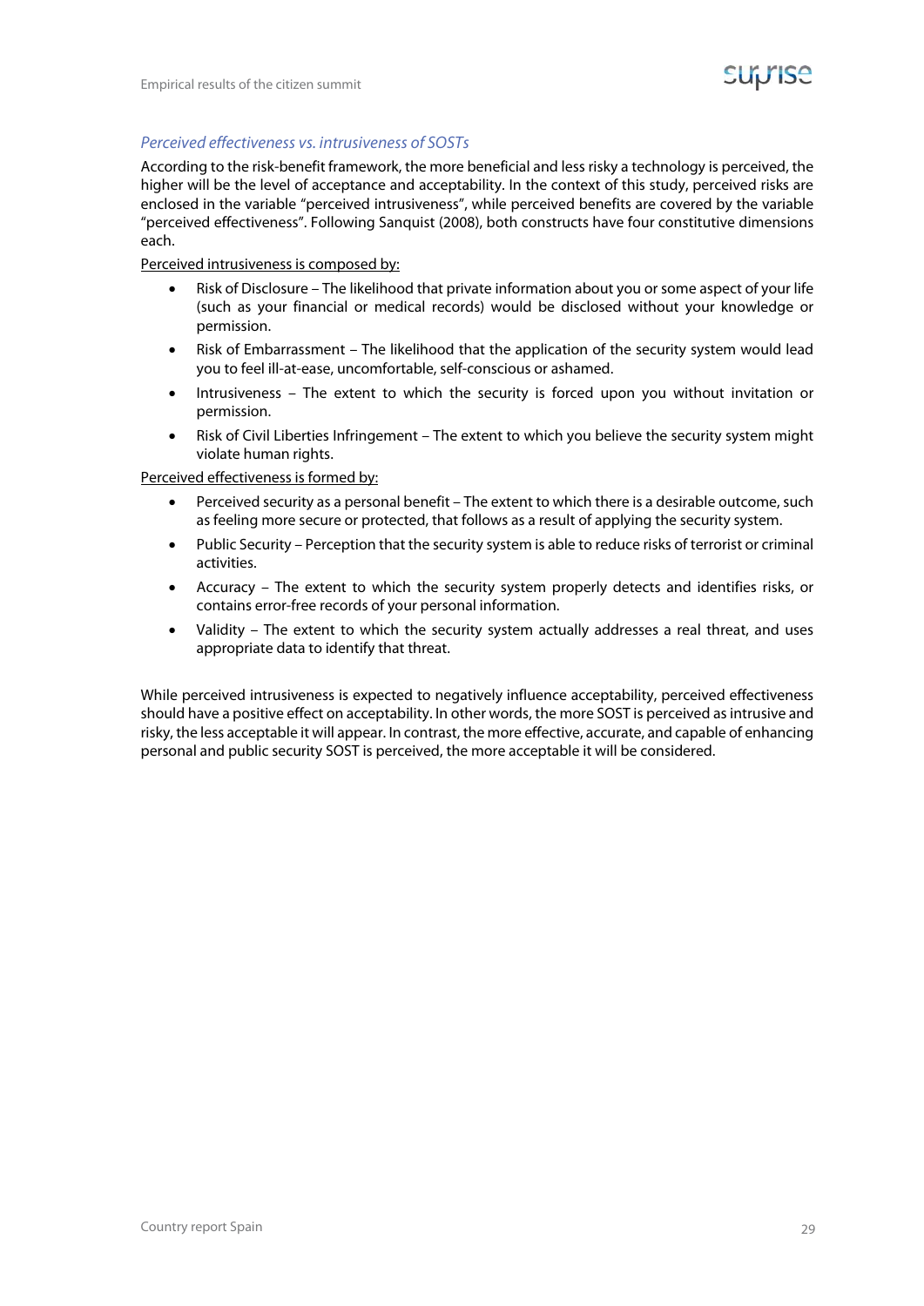### *Perceived effectiveness vs. intrusiveness of SOSTs*

According to the risk-benefit framework, the more beneficial and less risky a technology is perceived, the higher will be the level of acceptance and acceptability. In the context of this study, perceived risks are enclosed in the variable "perceived intrusiveness", while perceived benefits are covered by the variable "perceived effectiveness". Following Sanquist (2008), both constructs have four constitutive dimensions each.

Perceived intrusiveness is composed by:

- Risk of Disclosure – The likelihood that private information about you or some aspect of your life (such as your financial or medical records) would be disclosed without your knowledge or permission.
- Risk of Embarrassment – The likelihood that the application of the security system would lead you to feel ill-at-ease, uncomfortable, self-conscious or ashamed.
- Intrusiveness – The extent to which the security is forced upon you without invitation or permission.
- Risk of Civil Liberties Infringement – The extent to which you believe the security system might violate human rights.

Perceived effectiveness is formed by:

- Perceived security as a personal benefit – The extent to which there is a desirable outcome, such as feeling more secure or protected, that follows as a result of applying the security system.
- Public Security – Perception that the security system is able to reduce risks of terrorist or criminal activities.
- Accuracy – The extent to which the security system properly detects and identifies risks, or contains error-free records of your personal information.
- Validity – The extent to which the security system actually addresses a real threat, and uses appropriate data to identify that threat.

While perceived intrusiveness is expected to negatively influence acceptability, perceived effectiveness should have a positive effect on acceptability. In other words, the more SOST is perceived as intrusive and risky, the less acceptable it will appear. In contrast, the more effective, accurate, and capable of enhancing personal and public security SOST is perceived, the more acceptable it will be considered.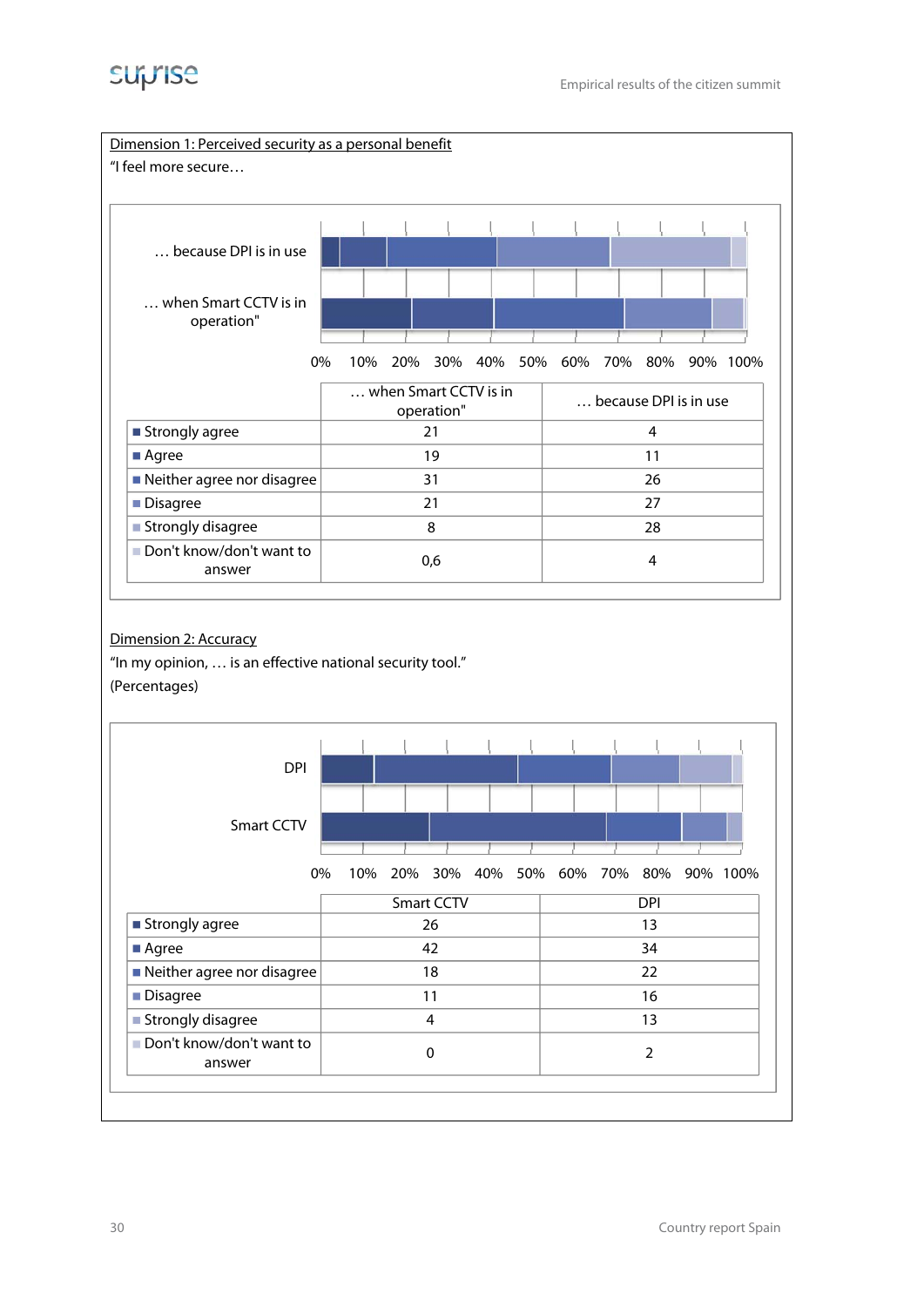Dimension 1: Perceived security as a personal benefit

"I feel more secure…

| | … when Smart CCTV is in operation" | … because DPI is in use |
|---|---|---|
| Strongly agree | 21 | 4 |
| Agree | 19 | 11 |
| Neither agree nor disagree | 31 | 26 |
| Disagree | 21 | 27 |
| Strongly disagree | 8 | 28 |
| Don't know/don't want to answer | 0,6 | 4 |

Dimension 2: Accuracy

"In my opinion, … is an effective national security tool."

(Percentages)

| | Smart CCTV | DPI |
|---|---|---|
| Strongly agree | 26 | 13 |
| Agree | 42 | 34 |
| Neither agree nor disagree | 18 | 22 |
| Disagree | 11 | 16 |
| Strongly disagree | 4 | 13 |
| Don't know/don't want to answer | 0 | 2 |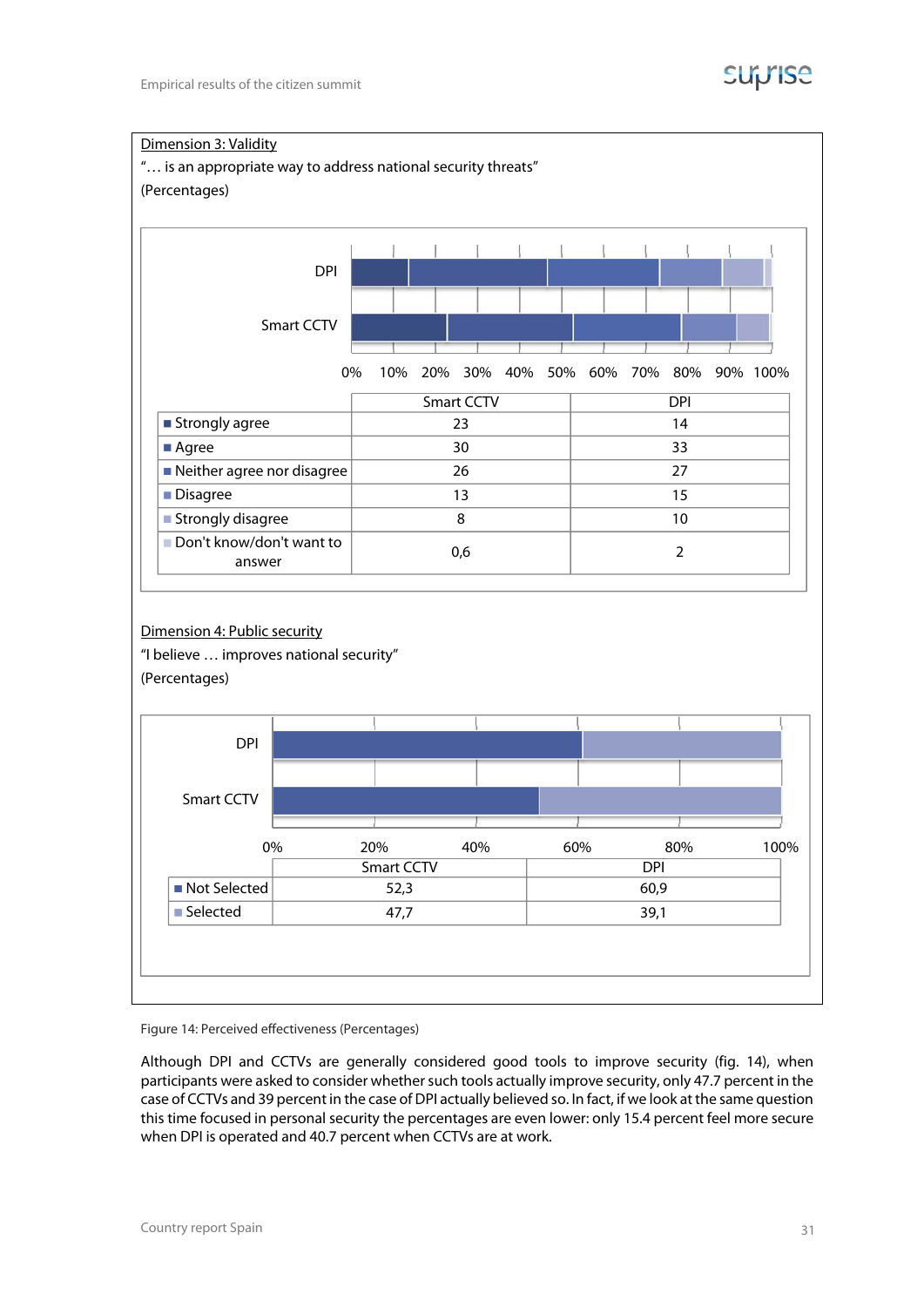Dimension 3: Validity

"… is an appropriate way to address national security threats"

(Percentages)

| | Smart CCTV | DPI |
|---|---|---|
| Strongly agree | 23 | 14 |
| Agree | 30 | 33 |
| Neither agree nor disagree | 26 | 27 |
| Disagree | 13 | 15 |
| Strongly disagree | 8 | 10 |
| Don't know/don't want to answer | 0,6 | 2 |

Dimension 4: Public security

"I believe … improves national security"

(Percentages)

| | Smart CCTV | DPI |
|---|---|---|
| Not Selected | 52,3 | 60,9 |
| Selected | 47,7 | 39,1 |

Figure 14: Perceived effectiveness (Percentages)

Although DPI and CCTVs are generally considered good tools to improve security (fig. 14), when participants were asked to consider whether such tools actually improve security, only 47.7 percent in the case of CCTVs and 39 percent in the case of DPI actually believed so. In fact, if we look at the same question this time focused in personal security the percentages are even lower: only 15.4 percent feel more secure when DPI is operated and 40.7 percent when CCTVs are at work.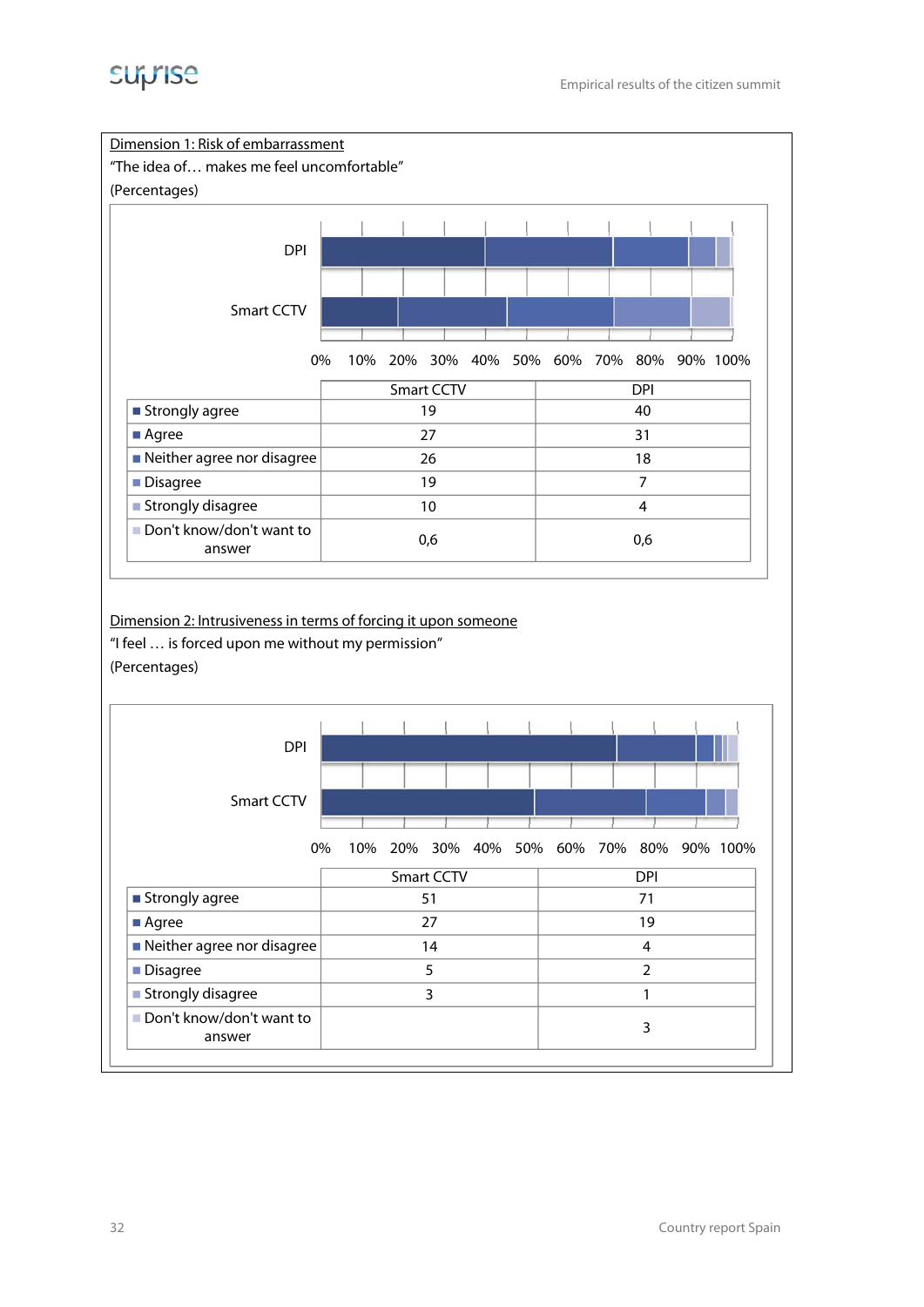Dimension 1: Risk of embarrassment

"The idea of… makes me feel uncomfortable"

(Percentages)

| | Smart CCTV | DPI |
|---|---|---|
| Strongly agree | 19 | 40 |
| Agree | 27 | 31 |
| Neither agree nor disagree | 26 | 18 |
| Disagree | 19 | 7 |
| Strongly disagree | 10 | 4 |
| Don't know/don't want to answer | 0,6 | 0,6 |

Dimension 2: Intrusiveness in terms of forcing it upon someone

"I feel … is forced upon me without my permission"

(Percentages)

| | Smart CCTV | DPI |
|---|---|---|
| Strongly agree | 51 | 71 |
| Agree | 27 | 19 |
| Neither agree nor disagree | 14 | 4 |
| Disagree | 5 | 2 |
| Strongly disagree | 3 | 1 |
| Don't know/don't want to answer | | 3 |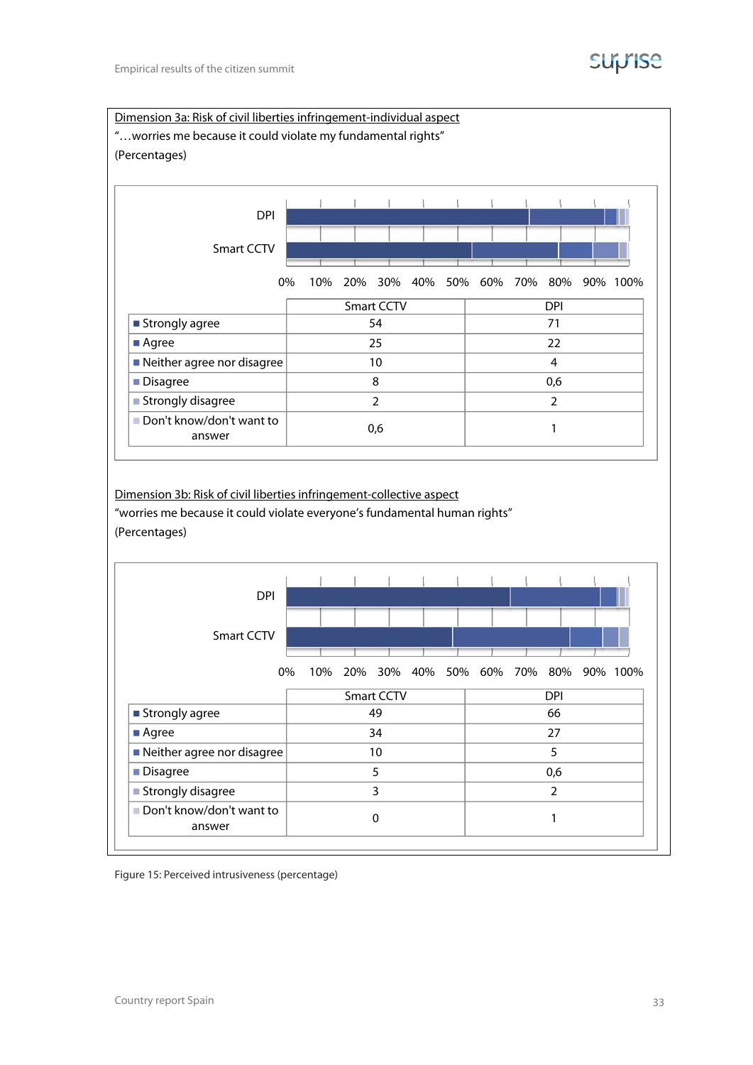Dimension 3a: Risk of civil liberties infringement-individual aspect

"…worries me because it could violate my fundamental rights"

(Percentages)

| | Smart CCTV | DPI |
|---|---|---|
| Strongly agree | 54 | 71 |
| Agree | 25 | 22 |
| Neither agree nor disagree | 10 | 4 |
| Disagree | 8 | 0,6 |
| Strongly disagree | 2 | 2 |
| Don't know/don't want to answer | 0,6 | 1 |

Dimension 3b: Risk of civil liberties infringement-collective aspect

"worries me because it could violate everyone's fundamental human rights"

(Percentages)

| | Smart CCTV | DPI |
|---|---|---|
| Strongly agree | 49 | 66 |
| Agree | 34 | 27 |
| Neither agree nor disagree | 10 | 5 |
| Disagree | 5 | 0,6 |
| Strongly disagree | 3 | 2 |
| Don't know/don't want to answer | 0 | 1 |

Figure 15: Perceived intrusiveness (percentage)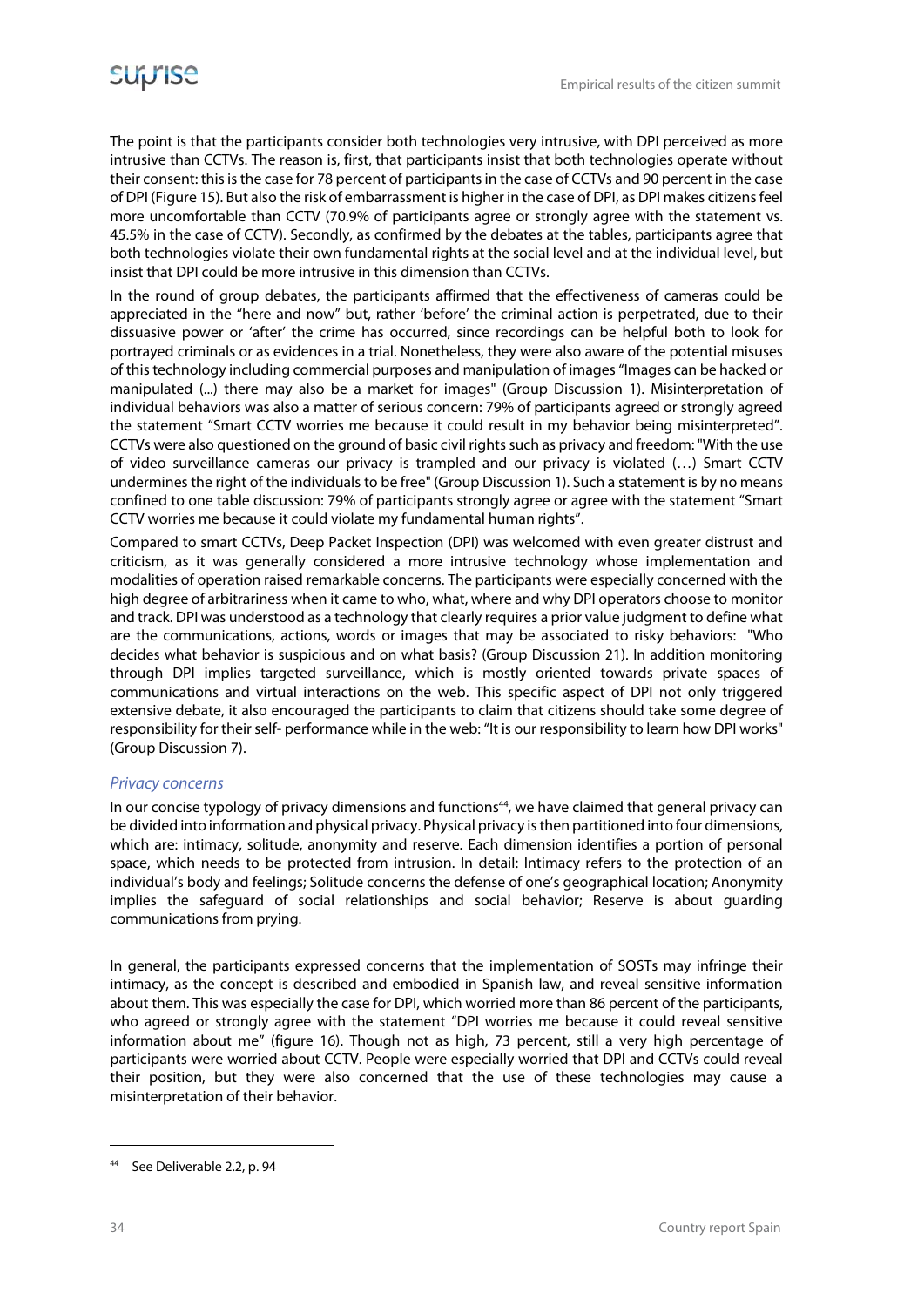The point is that the participants consider both technologies very intrusive, with DPI perceived as more intrusive than CCTVs. The reason is, first, that participants insist that both technologies operate without their consent: this is the case for 78 percent of participants in the case of CCTVs and 90 percent in the case of DPI (Figure 15). But also the risk of embarrassment is higher in the case of DPI, as DPI makes citizens feel more uncomfortable than CCTV (70.9% of participants agree or strongly agree with the statement vs. 45.5% in the case of CCTV). Secondly, as confirmed by the debates at the tables, participants agree that both technologies violate their own fundamental rights at the social level and at the individual level, but insist that DPI could be more intrusive in this dimension than CCTVs.

In the round of group debates, the participants affirmed that the effectiveness of cameras could be appreciated in the "here and now" but, rather 'before' the criminal action is perpetrated, due to their dissuasive power or 'after' the crime has occurred, since recordings can be helpful both to look for portrayed criminals or as evidences in a trial. Nonetheless, they were also aware of the potential misuses of this technology including commercial purposes and manipulation of images "Images can be hacked or manipulated (...) there may also be a market for images" (Group Discussion 1). Misinterpretation of individual behaviors was also a matter of serious concern: 79% of participants agreed or strongly agreed the statement "Smart CCTV worries me because it could result in my behavior being misinterpreted". CCTVs were also questioned on the ground of basic civil rights such as privacy and freedom: "With the use of video surveillance cameras our privacy is trampled and our privacy is violated (…) Smart CCTV undermines the right of the individuals to be free" (Group Discussion 1). Such a statement is by no means confined to one table discussion: 79% of participants strongly agree or agree with the statement "Smart CCTV worries me because it could violate my fundamental human rights".

Compared to smart CCTVs, Deep Packet Inspection (DPI) was welcomed with even greater distrust and criticism, as it was generally considered a more intrusive technology whose implementation and modalities of operation raised remarkable concerns. The participants were especially concerned with the high degree of arbitrariness when it came to who, what, where and why DPI operators choose to monitor and track. DPI was understood as a technology that clearly requires a prior value judgment to define what are the communications, actions, words or images that may be associated to risky behaviors: "Who decides what behavior is suspicious and on what basis? (Group Discussion 21). In addition monitoring through DPI implies targeted surveillance, which is mostly oriented towards private spaces of communications and virtual interactions on the web. This specific aspect of DPI not only triggered extensive debate, it also encouraged the participants to claim that citizens should take some degree of responsibility for their self- performance while in the web: "It is our responsibility to learn how DPI works" (Group Discussion 7).

### *Privacy concerns*

In our concise typology of privacy dimensions and functions[44], we have claimed that general privacy can be divided into information and physical privacy. Physical privacy is then partitioned into four dimensions, which are: intimacy, solitude, anonymity and reserve. Each dimension identifies a portion of personal space, which needs to be protected from intrusion. In detail: Intimacy refers to the protection of an individual's body and feelings; Solitude concerns the defense of one's geographical location; Anonymity implies the safeguard of social relationships and social behavior; Reserve is about guarding communications from prying.

In general, the participants expressed concerns that the implementation of SOSTs may infringe their intimacy, as the concept is described and embodied in Spanish law, and reveal sensitive information about them. This was especially the case for DPI, which worried more than 86 percent of the participants, who agreed or strongly agree with the statement "DPI worries me because it could reveal sensitive information about me" (figure 16). Though not as high, 73 percent, still a very high percentage of participants were worried about CCTV. People were especially worried that DPI and CCTVs could reveal their position, but they were also concerned that the use of these technologies may cause a misinterpretation of their behavior.

[44] See Deliverable 2.2, p. 94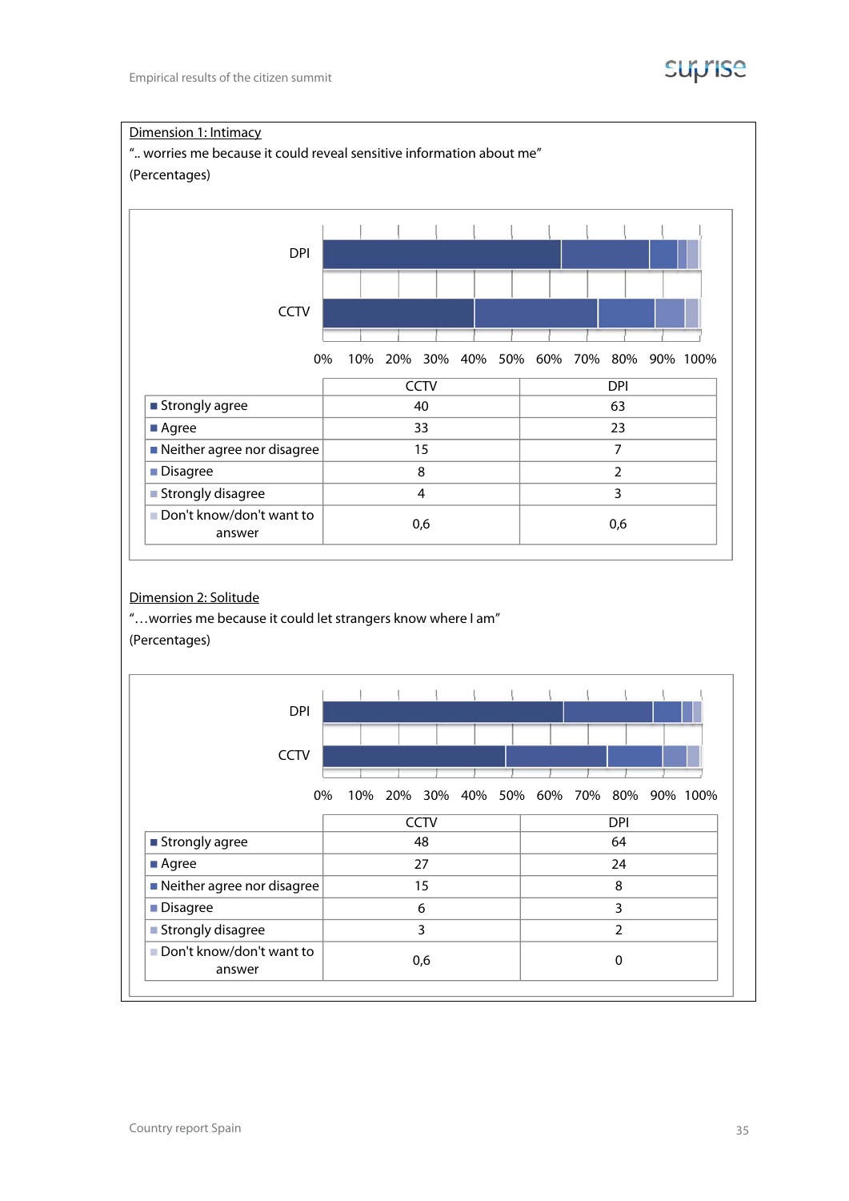Dimension 1: Intimacy

".. worries me because it could reveal sensitive information about me"

(Percentages)

| | CCTV | DPI |
|---|---|---|
| Strongly agree | 40 | 63 |
| Agree | 33 | 23 |
| Neither agree nor disagree | 15 | 7 |
| Disagree | 8 | 2 |
| Strongly disagree | 4 | 3 |
| Don't know/don't want to answer | 0,6 | 0,6 |

Dimension 2: Solitude

"…worries me because it could let strangers know where I am"

(Percentages)

| | CCTV | DPI |
|---|---|---|
| Strongly agree | 48 | 64 |
| Agree | 27 | 24 |
| Neither agree nor disagree | 15 | 8 |
| Disagree | 6 | 3 |
| Strongly disagree | 3 | 2 |
| Don't know/don't want to answer | 0,6 | 0 |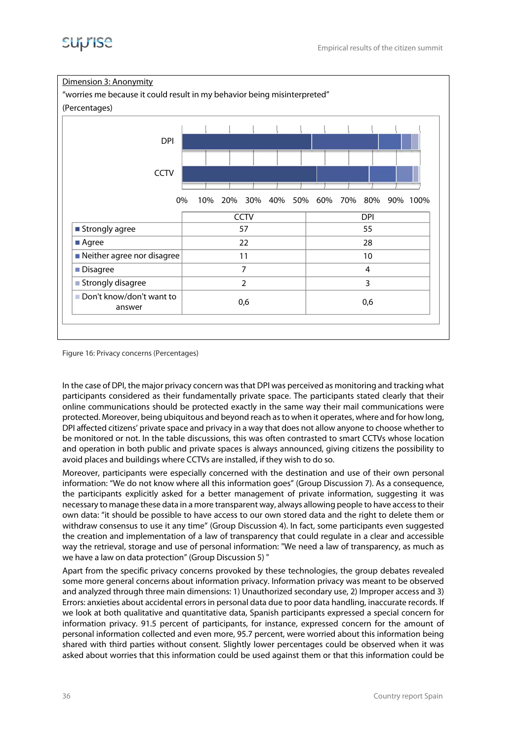Dimension 3: Anonymity

"worries me because it could result in my behavior being misinterpreted"

(Percentages)

| | CCTV | DPI |
|---|---|---|
| Strongly agree | 57 | 55 |
| Agree | 22 | 28 |
| Neither agree nor disagree | 11 | 10 |
| Disagree | 7 | 4 |
| Strongly disagree | 2 | 3 |
| Don't know/don't want to answer | 0,6 | 0,6 |

Figure 16: Privacy concerns (Percentages)

In the case of DPI, the major privacy concern was that DPI was perceived as monitoring and tracking what participants considered as their fundamentally private space. The participants stated clearly that their online communications should be protected exactly in the same way their mail communications were protected. Moreover, being ubiquitous and beyond reach as to when it operates, where and for how long, DPI affected citizens' private space and privacy in a way that does not allow anyone to choose whether to be monitored or not. In the table discussions, this was often contrasted to smart CCTVs whose location and operation in both public and private spaces is always announced, giving citizens the possibility to avoid places and buildings where CCTVs are installed, if they wish to do so.

Moreover, participants were especially concerned with the destination and use of their own personal information: "We do not know where all this information goes" (Group Discussion 7). As a consequence, the participants explicitly asked for a better management of private information, suggesting it was necessary to manage these data in a more transparent way, always allowing people to have access to their own data: "it should be possible to have access to our own stored data and the right to delete them or withdraw consensus to use it any time" (Group Discussion 4). In fact, some participants even suggested the creation and implementation of a law of transparency that could regulate in a clear and accessible way the retrieval, storage and use of personal information: "We need a law of transparency, as much as we have a law on data protection" (Group Discussion 5) "

Apart from the specific privacy concerns provoked by these technologies, the group debates revealed some more general concerns about information privacy. Information privacy was meant to be observed and analyzed through three main dimensions: 1) Unauthorized secondary use, 2) Improper access and 3) Errors: anxieties about accidental errors in personal data due to poor data handling, inaccurate records. If we look at both qualitative and quantitative data, Spanish participants expressed a special concern for information privacy. 91.5 percent of participants, for instance, expressed concern for the amount of personal information collected and even more, 95.7 percent, were worried about this information being shared with third parties without consent. Slightly lower percentages could be observed when it was asked about worries that this information could be used against them or that this information could be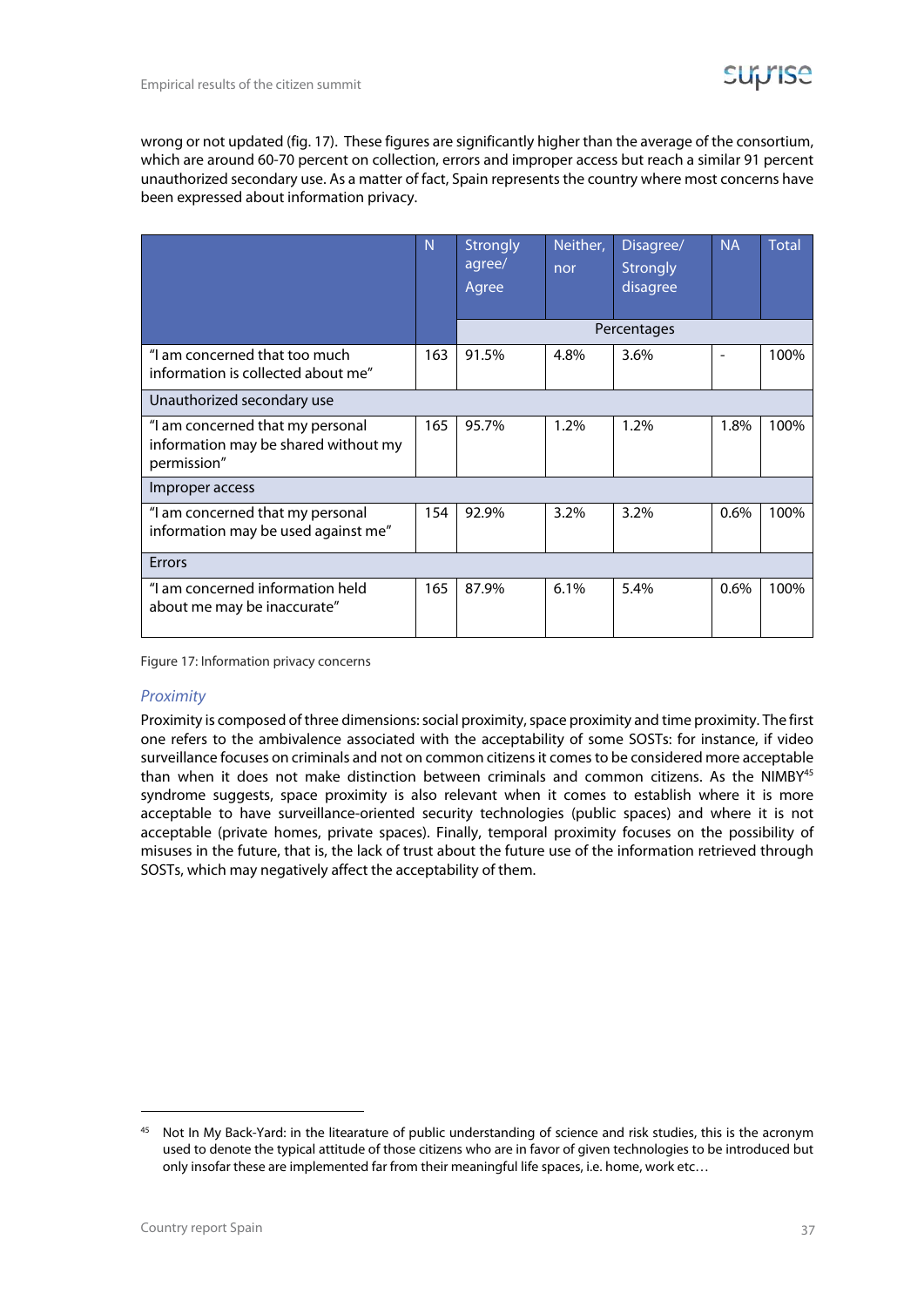wrong or not updated (fig. 17). These figures are significantly higher than the average of the consortium, which are around 60-70 percent on collection, errors and improper access but reach a similar 91 percent unauthorized secondary use. As a matter of fact, Spain represents the country where most concerns have been expressed about information privacy.

| | N | Strongly agree/ Agree | Neither, nor | Disagree/ Strongly disagree | NA | Total |
|---|---|---|---|---|---|---|
| | | Percentages | | | | |
| "I am concerned that too much information is collected about me" | 163 | 91.5% | 4.8% | 3.6% | - | 100% |
| Unauthorized secondary use | | | | | | |
| "I am concerned that my personal information may be shared without my permission" | 165 | 95.7% | 1.2% | 1.2% | 1.8% | 100% |
| Improper access | | | | | | |
| "I am concerned that my personal information may be used against me" | 154 | 92.9% | 3.2% | 3.2% | 0.6% | 100% |
| Errors | | | | | | |
| "I am concerned information held about me may be inaccurate" | 165 | 87.9% | 6.1% | 5.4% | 0.6% | 100% |

Figure 17: Information privacy concerns

### *Proximity*

Proximity is composed of three dimensions: social proximity, space proximity and time proximity. The first one refers to the ambivalence associated with the acceptability of some SOSTs: for instance, if video surveillance focuses on criminals and not on common citizens it comes to be considered more acceptable than when it does not make distinction between criminals and common citizens. As the NIMBY[45] syndrome suggests, space proximity is also relevant when it comes to establish where it is more acceptable to have surveillance-oriented security technologies (public spaces) and where it is not acceptable (private homes, private spaces). Finally, temporal proximity focuses on the possibility of misuses in the future, that is, the lack of trust about the future use of the information retrieved through SOSTs, which may negatively affect the acceptability of them.

[45] Not In My Back-Yard: in the litearature of public understanding of science and risk studies, this is the acronym used to denote the typical attitude of those citizens who are in favor of given technologies to be introduced but only insofar these are implemented far from their meaningful life spaces, i.e. home, work etc…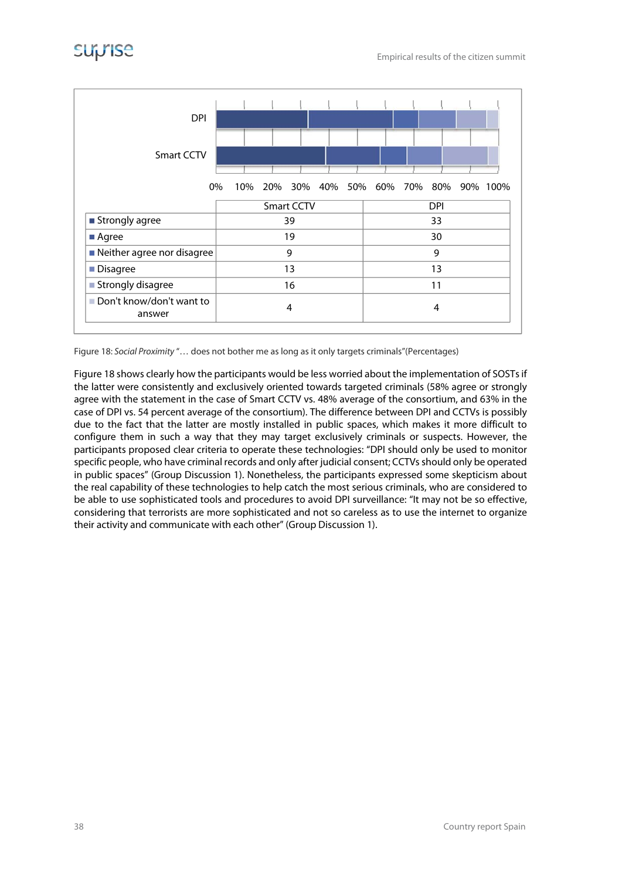| | Smart CCTV | DPI |
|---|---|---|
| Strongly agree | 39 | 33 |
| Agree | 19 | 30 |
| Neither agree nor disagree | 9 | 9 |
| Disagree | 13 | 13 |
| Strongly disagree | 16 | 11 |
| Don't know/don't want to answer | 4 | 4 |

Figure 18: *Social Proximity* "… does not bother me as long as it only targets criminals"(Percentages)

Figure 18 shows clearly how the participants would be less worried about the implementation of SOSTs if the latter were consistently and exclusively oriented towards targeted criminals (58% agree or strongly agree with the statement in the case of Smart CCTV vs. 48% average of the consortium, and 63% in the case of DPI vs. 54 percent average of the consortium). The difference between DPI and CCTVs is possibly due to the fact that the latter are mostly installed in public spaces, which makes it more difficult to configure them in such a way that they may target exclusively criminals or suspects. However, the participants proposed clear criteria to operate these technologies: "DPI should only be used to monitor specific people, who have criminal records and only after judicial consent; CCTVs should only be operated in public spaces" (Group Discussion 1). Nonetheless, the participants expressed some skepticism about the real capability of these technologies to help catch the most serious criminals, who are considered to be able to use sophisticated tools and procedures to avoid DPI surveillance: "It may not be so effective, considering that terrorists are more sophisticated and not so careless as to use the internet to organize their activity and communicate with each other" (Group Discussion 1).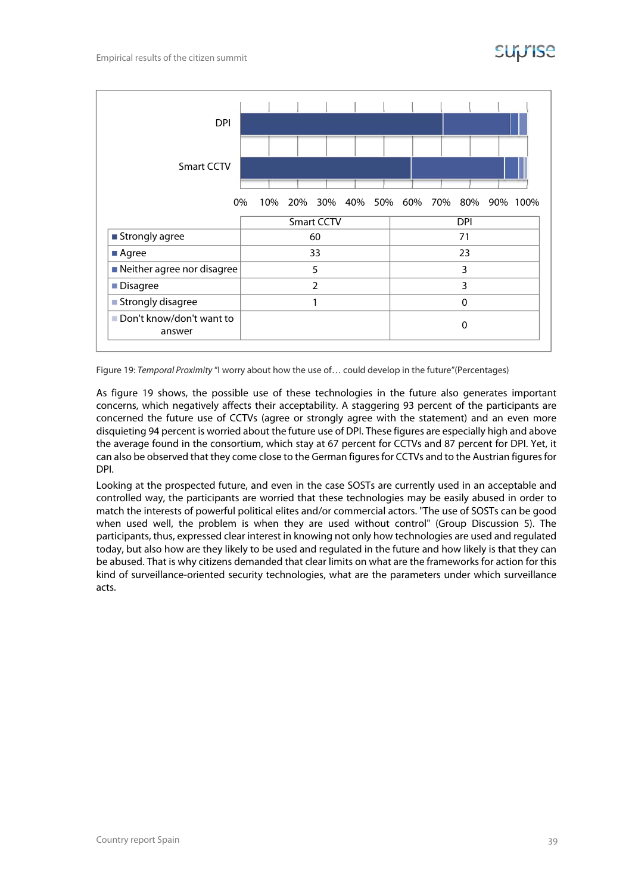| | Smart CCTV | DPI |
|---|---|---|
| Strongly agree | 60 | 71 |
| Agree | 33 | 23 |
| Neither agree nor disagree | 5 | 3 |
| Disagree | 2 | 3 |
| Strongly disagree | 1 | 0 |
| Don't know/don't want to answer | | 0 |

Figure 19: *Temporal Proximity* "I worry about how the use of… could develop in the future"(Percentages)

As figure 19 shows, the possible use of these technologies in the future also generates important concerns, which negatively affects their acceptability. A staggering 93 percent of the participants are concerned the future use of CCTVs (agree or strongly agree with the statement) and an even more disquieting 94 percent is worried about the future use of DPI. These figures are especially high and above the average found in the consortium, which stay at 67 percent for CCTVs and 87 percent for DPI. Yet, it can also be observed that they come close to the German figures for CCTVs and to the Austrian figures for DPI.

Looking at the prospected future, and even in the case SOSTs are currently used in an acceptable and controlled way, the participants are worried that these technologies may be easily abused in order to match the interests of powerful political elites and/or commercial actors. "The use of SOSTs can be good when used well, the problem is when they are used without control" (Group Discussion 5). The participants, thus, expressed clear interest in knowing not only how technologies are used and regulated today, but also how are they likely to be used and regulated in the future and how likely is that they can be abused. That is why citizens demanded that clear limits on what are the frameworks for action for this kind of surveillance-oriented security technologies, what are the parameters under which surveillance acts.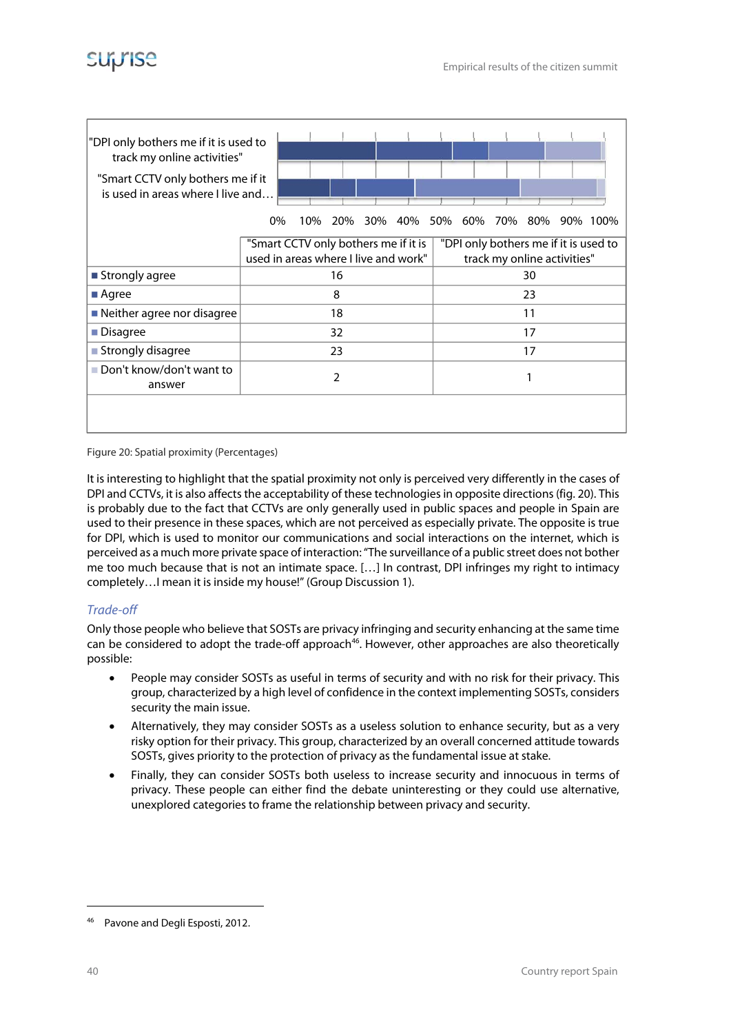| | "Smart CCTV only bothers me if it is used in areas where I live and work" | "DPI only bothers me if it is used to track my online activities" |
|---|---|---|
| Strongly agree | 16 | 30 |
| Agree | 8 | 23 |
| Neither agree nor disagree | 18 | 11 |
| Disagree | 32 | 17 |
| Strongly disagree | 23 | 17 |
| Don't know/don't want to answer | 2 | 1 |

Figure 20: Spatial proximity (Percentages)

It is interesting to highlight that the spatial proximity not only is perceived very differently in the cases of DPI and CCTVs, it is also affects the acceptability of these technologies in opposite directions (fig. 20). This is probably due to the fact that CCTVs are only generally used in public spaces and people in Spain are used to their presence in these spaces, which are not perceived as especially private. The opposite is true for DPI, which is used to monitor our communications and social interactions on the internet, which is perceived as a much more private space of interaction: "The surveillance of a public street does not bother me too much because that is not an intimate space. […] In contrast, DPI infringes my right to intimacy completely…I mean it is inside my house!" (Group Discussion 1).

### *Trade-off*

Only those people who believe that SOSTs are privacy infringing and security enhancing at the same time can be considered to adopt the trade-off approach[46]. However, other approaches are also theoretically possible:

- People may consider SOSTs as useful in terms of security and with no risk for their privacy. This group, characterized by a high level of confidence in the context implementing SOSTs, considers security the main issue.
- Alternatively, they may consider SOSTs as a useless solution to enhance security, but as a very risky option for their privacy. This group, characterized by an overall concerned attitude towards SOSTs, gives priority to the protection of privacy as the fundamental issue at stake.
- Finally, they can consider SOSTs both useless to increase security and innocuous in terms of privacy. These people can either find the debate uninteresting or they could use alternative, unexplored categories to frame the relationship between privacy and security.

[46] Pavone and Degli Esposti, 2012.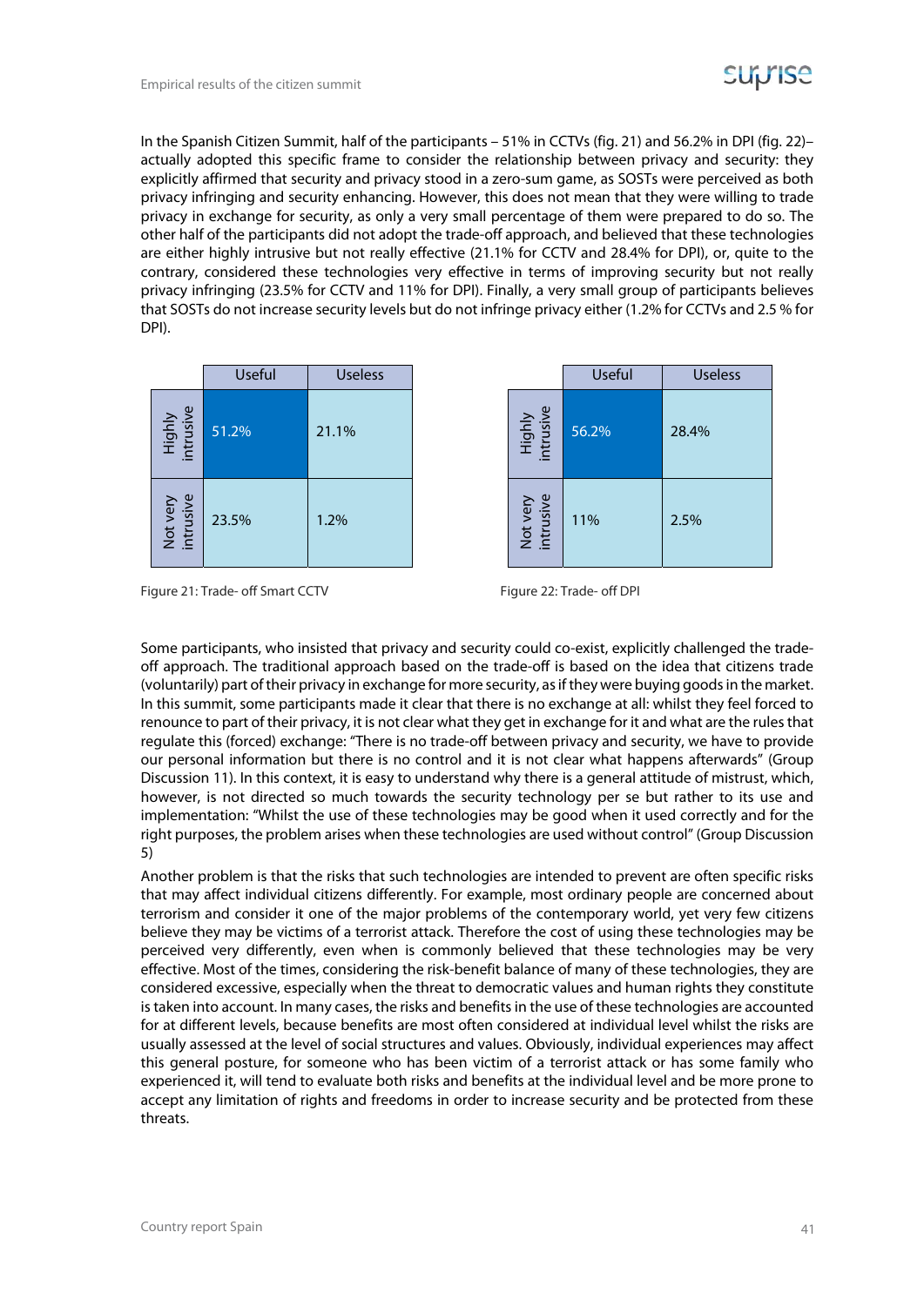In the Spanish Citizen Summit, half of the participants – 51% in CCTVs (fig. 21) and 56.2% in DPI (fig. 22)– actually adopted this specific frame to consider the relationship between privacy and security: they explicitly affirmed that security and privacy stood in a zero-sum game, as SOSTs were perceived as both privacy infringing and security enhancing. However, this does not mean that they were willing to trade privacy in exchange for security, as only a very small percentage of them were prepared to do so. The other half of the participants did not adopt the trade-off approach, and believed that these technologies are either highly intrusive but not really effective (21.1% for CCTV and 28.4% for DPI), or, quite to the contrary, considered these technologies very effective in terms of improving security but not really privacy infringing (23.5% for CCTV and 11% for DPI). Finally, a very small group of participants believes that SOSTs do not increase security levels but do not infringe privacy either (1.2% for CCTVs and 2.5 % for DPI).

| | Useful | Useless |
|---|---|---|
| Highly intrusive | 51.2% | 21.1% |
| Not very intrusive | 23.5% | 1.2% |

Figure 21: Trade- off Smart CCTV

| | Useful | Useless |
|---|---|---|
| Highly intrusive | 56.2% | 28.4% |
| Not very intrusive | 11% | 2.5% |

Figure 22: Trade- off DPI

Some participants, who insisted that privacy and security could co-exist, explicitly challenged the trade-off approach. The traditional approach based on the trade-off is based on the idea that citizens trade (voluntarily) part of their privacy in exchange for more security, as if they were buying goods in the market. In this summit, some participants made it clear that there is no exchange at all: whilst they feel forced to renounce to part of their privacy, it is not clear what they get in exchange for it and what are the rules that regulate this (forced) exchange: "There is no trade-off between privacy and security, we have to provide our personal information but there is no control and it is not clear what happens afterwards" (Group Discussion 11). In this context, it is easy to understand why there is a general attitude of mistrust, which, however, is not directed so much towards the security technology per se but rather to its use and implementation: "Whilst the use of these technologies may be good when it used correctly and for the right purposes, the problem arises when these technologies are used without control" (Group Discussion 5)

Another problem is that the risks that such technologies are intended to prevent are often specific risks that may affect individual citizens differently. For example, most ordinary people are concerned about terrorism and consider it one of the major problems of the contemporary world, yet very few citizens believe they may be victims of a terrorist attack. Therefore the cost of using these technologies may be perceived very differently, even when is commonly believed that these technologies may be very effective. Most of the times, considering the risk-benefit balance of many of these technologies, they are considered excessive, especially when the threat to democratic values and human rights they constitute is taken into account. In many cases, the risks and benefits in the use of these technologies are accounted for at different levels, because benefits are most often considered at individual level whilst the risks are usually assessed at the level of social structures and values. Obviously, individual experiences may affect this general posture, for someone who has been victim of a terrorist attack or has some family who experienced it, will tend to evaluate both risks and benefits at the individual level and be more prone to accept any limitation of rights and freedoms in order to increase security and be protected from these threats.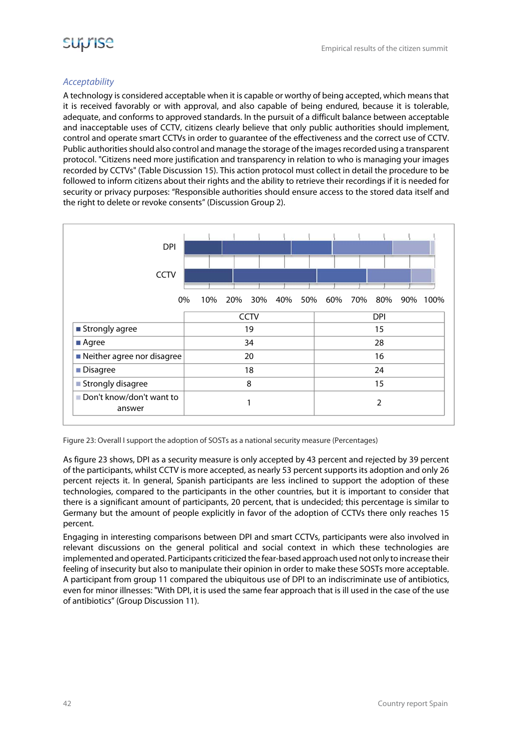*Acceptability*

A technology is considered acceptable when it is capable or worthy of being accepted, which means that it is received favorably or with approval, and also capable of being endured, because it is tolerable, adequate, and conforms to approved standards. In the pursuit of a difficult balance between acceptable and inacceptable uses of CCTV, citizens clearly believe that only public authorities should implement, control and operate smart CCTVs in order to guarantee of the effectiveness and the correct use of CCTV. Public authorities should also control and manage the storage of the images recorded using a transparent protocol. "Citizens need more justification and transparency in relation to who is managing your images recorded by CCTVs" (Table Discussion 15). This action protocol must collect in detail the procedure to be followed to inform citizens about their rights and the ability to retrieve their recordings if it is needed for security or privacy purposes: "Responsible authorities should ensure access to the stored data itself and the right to delete or revoke consents" (Discussion Group 2).

| | CCTV | DPI |
|---|---|---|
| Strongly agree | 19 | 15 |
| Agree | 34 | 28 |
| Neither agree nor disagree | 20 | 16 |
| Disagree | 18 | 24 |
| Strongly disagree | 8 | 15 |
| Don't know/don't want to answer | 1 | 2 |

Figure 23: Overall I support the adoption of SOSTs as a national security measure (Percentages)

As figure 23 shows, DPI as a security measure is only accepted by 43 percent and rejected by 39 percent of the participants, whilst CCTV is more accepted, as nearly 53 percent supports its adoption and only 26 percent rejects it. In general, Spanish participants are less inclined to support the adoption of these technologies, compared to the participants in the other countries, but it is important to consider that there is a significant amount of participants, 20 percent, that is undecided; this percentage is similar to Germany but the amount of people explicitly in favor of the adoption of CCTVs there only reaches 15 percent.

Engaging in interesting comparisons between DPI and smart CCTVs, participants were also involved in relevant discussions on the general political and social context in which these technologies are implemented and operated. Participants criticized the fear-based approach used not only to increase their feeling of insecurity but also to manipulate their opinion in order to make these SOSTs more acceptable. A participant from group 11 compared the ubiquitous use of DPI to an indiscriminate use of antibiotics, even for minor illnesses: "With DPI, it is used the same fear approach that is ill used in the case of the use of antibiotics" (Group Discussion 11).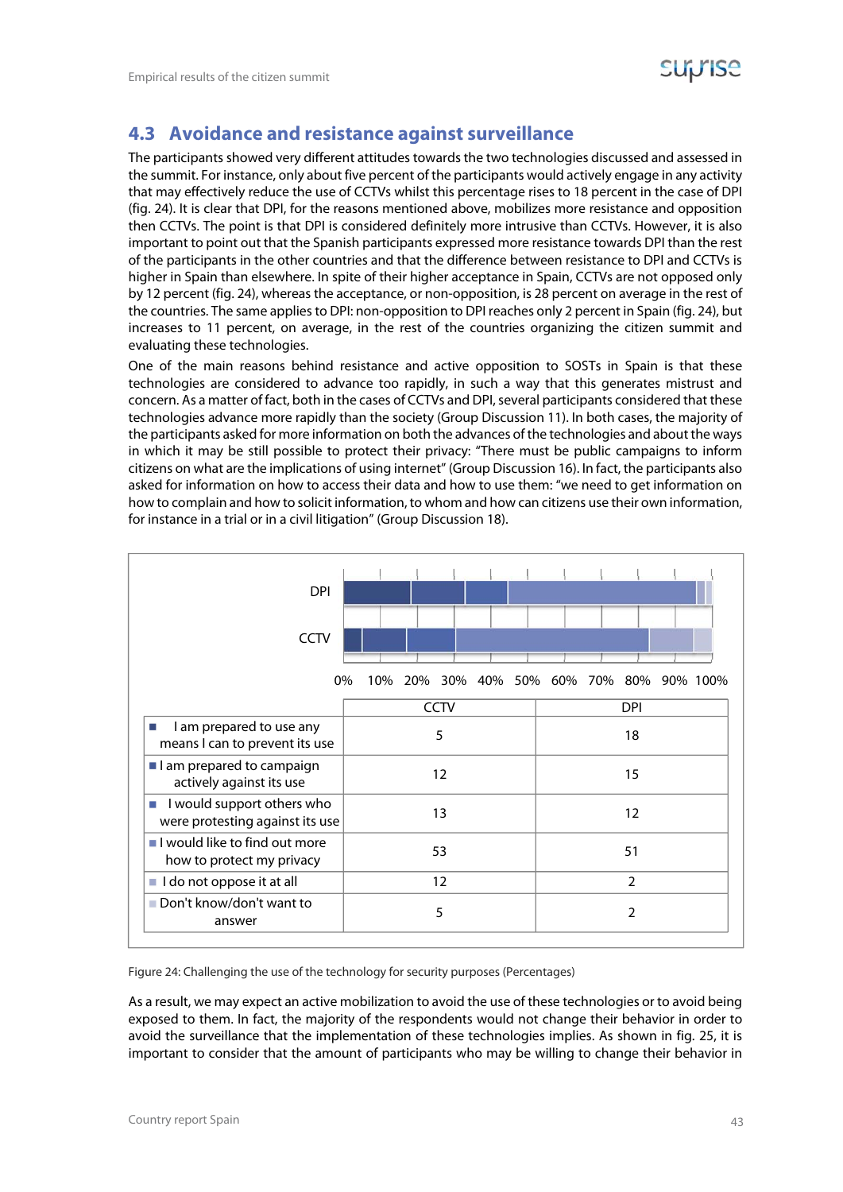## 4.3 Avoidance and resistance against surveillance

The participants showed very different attitudes towards the two technologies discussed and assessed in the summit. For instance, only about five percent of the participants would actively engage in any activity that may effectively reduce the use of CCTVs whilst this percentage rises to 18 percent in the case of DPI (fig. 24). It is clear that DPI, for the reasons mentioned above, mobilizes more resistance and opposition then CCTVs. The point is that DPI is considered definitely more intrusive than CCTVs. However, it is also important to point out that the Spanish participants expressed more resistance towards DPI than the rest of the participants in the other countries and that the difference between resistance to DPI and CCTVs is higher in Spain than elsewhere. In spite of their higher acceptance in Spain, CCTVs are not opposed only by 12 percent (fig. 24), whereas the acceptance, or non-opposition, is 28 percent on average in the rest of the countries. The same applies to DPI: non-opposition to DPI reaches only 2 percent in Spain (fig. 24), but increases to 11 percent, on average, in the rest of the countries organizing the citizen summit and evaluating these technologies.

One of the main reasons behind resistance and active opposition to SOSTs in Spain is that these technologies are considered to advance too rapidly, in such a way that this generates mistrust and concern. As a matter of fact, both in the cases of CCTVs and DPI, several participants considered that these technologies advance more rapidly than the society (Group Discussion 11). In both cases, the majority of the participants asked for more information on both the advances of the technologies and about the ways in which it may be still possible to protect their privacy: "There must be public campaigns to inform citizens on what are the implications of using internet" (Group Discussion 16). In fact, the participants also asked for information on how to access their data and how to use them: "we need to get information on how to complain and how to solicit information, to whom and how can citizens use their own information, for instance in a trial or in a civil litigation" (Group Discussion 18).

| | CCTV | DPI |
|---|---|---|
| I am prepared to use any means I can to prevent its use | 5 | 18 |
| I am prepared to campaign actively against its use | 12 | 15 |
| I would support others who were protesting against its use | 13 | 12 |
| I would like to find out more how to protect my privacy | 53 | 51 |
| I do not oppose it at all | 12 | 2 |
| Don't know/don't want to answer | 5 | 2 |

Figure 24: Challenging the use of the technology for security purposes (Percentages)

As a result, we may expect an active mobilization to avoid the use of these technologies or to avoid being exposed to them. In fact, the majority of the respondents would not change their behavior in order to avoid the surveillance that the implementation of these technologies implies. As shown in fig. 25, it is important to consider that the amount of participants who may be willing to change their behavior in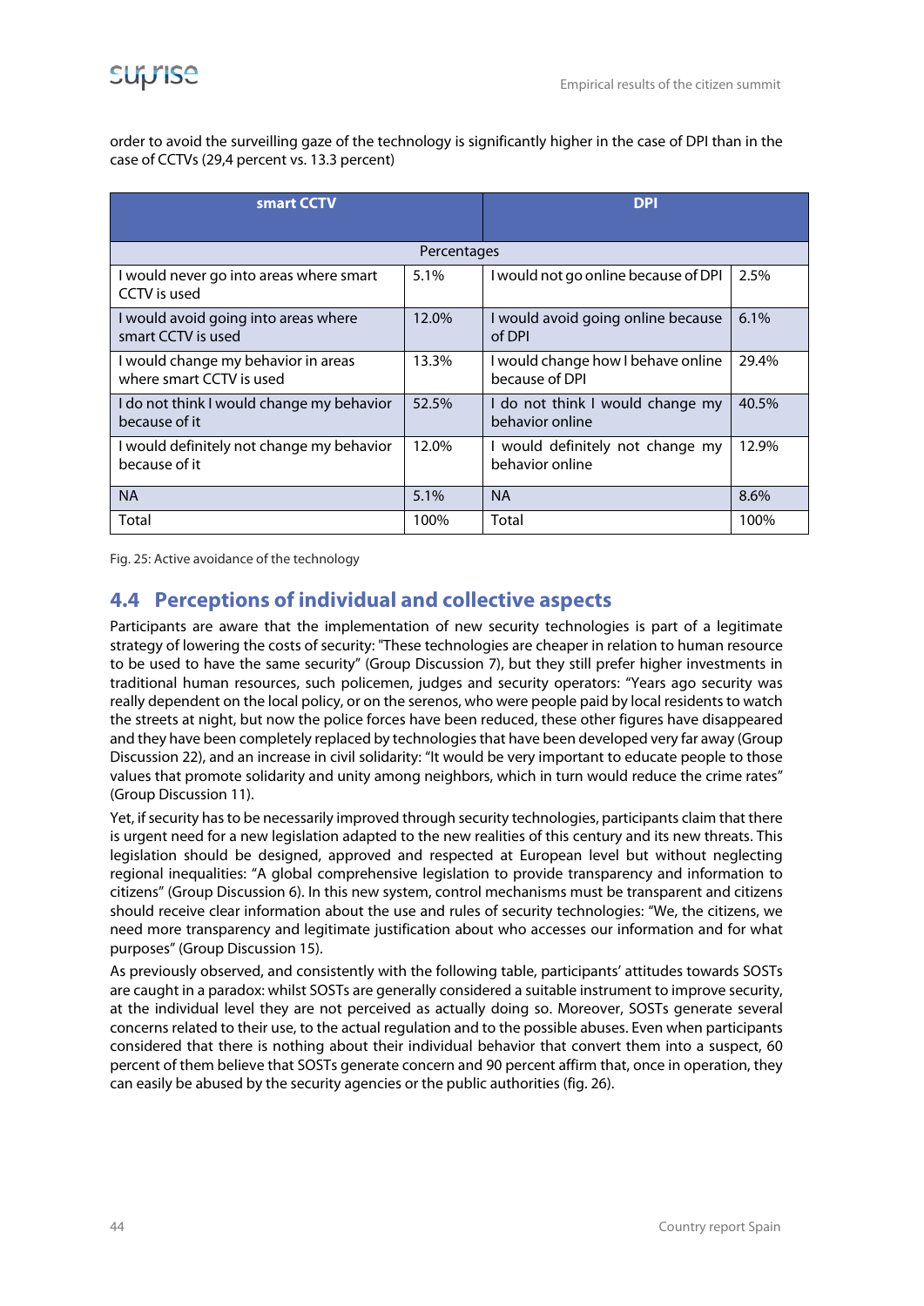order to avoid the surveilling gaze of the technology is significantly higher in the case of DPI than in the case of CCTVs (29,4 percent vs. 13.3 percent)

| smart CCTV | | DPI | |
|---|---|---|---|
| Percentages | | | |
| I would never go into areas where smart CCTV is used | 5.1% | I would not go online because of DPI | 2.5% |
| I would avoid going into areas where smart CCTV is used | 12.0% | I would avoid going online because of DPI | 6.1% |
| I would change my behavior in areas where smart CCTV is used | 13.3% | I would change how I behave online because of DPI | 29.4% |
| I do not think I would change my behavior because of it | 52.5% | I do not think I would change my behavior online | 40.5% |
| I would definitely not change my behavior because of it | 12.0% | I would definitely not change my behavior online | 12.9% |
| NA | 5.1% | NA | 8.6% |
| Total | 100% | Total | 100% |

Fig. 25: Active avoidance of the technology

## 4.4 Perceptions of individual and collective aspects

Participants are aware that the implementation of new security technologies is part of a legitimate strategy of lowering the costs of security: "These technologies are cheaper in relation to human resource to be used to have the same security" (Group Discussion 7), but they still prefer higher investments in traditional human resources, such policemen, judges and security operators: "Years ago security was really dependent on the local policy, or on the serenos, who were people paid by local residents to watch the streets at night, but now the police forces have been reduced, these other figures have disappeared and they have been completely replaced by technologies that have been developed very far away (Group Discussion 22), and an increase in civil solidarity: "It would be very important to educate people to those values that promote solidarity and unity among neighbors, which in turn would reduce the crime rates" (Group Discussion 11).

Yet, if security has to be necessarily improved through security technologies, participants claim that there is urgent need for a new legislation adapted to the new realities of this century and its new threats. This legislation should be designed, approved and respected at European level but without neglecting regional inequalities: "A global comprehensive legislation to provide transparency and information to citizens" (Group Discussion 6). In this new system, control mechanisms must be transparent and citizens should receive clear information about the use and rules of security technologies: "We, the citizens, we need more transparency and legitimate justification about who accesses our information and for what purposes" (Group Discussion 15).

As previously observed, and consistently with the following table, participants' attitudes towards SOSTs are caught in a paradox: whilst SOSTs are generally considered a suitable instrument to improve security, at the individual level they are not perceived as actually doing so. Moreover, SOSTs generate several concerns related to their use, to the actual regulation and to the possible abuses. Even when participants considered that there is nothing about their individual behavior that convert them into a suspect, 60 percent of them believe that SOSTs generate concern and 90 percent affirm that, once in operation, they can easily be abused by the security agencies or the public authorities (fig. 26).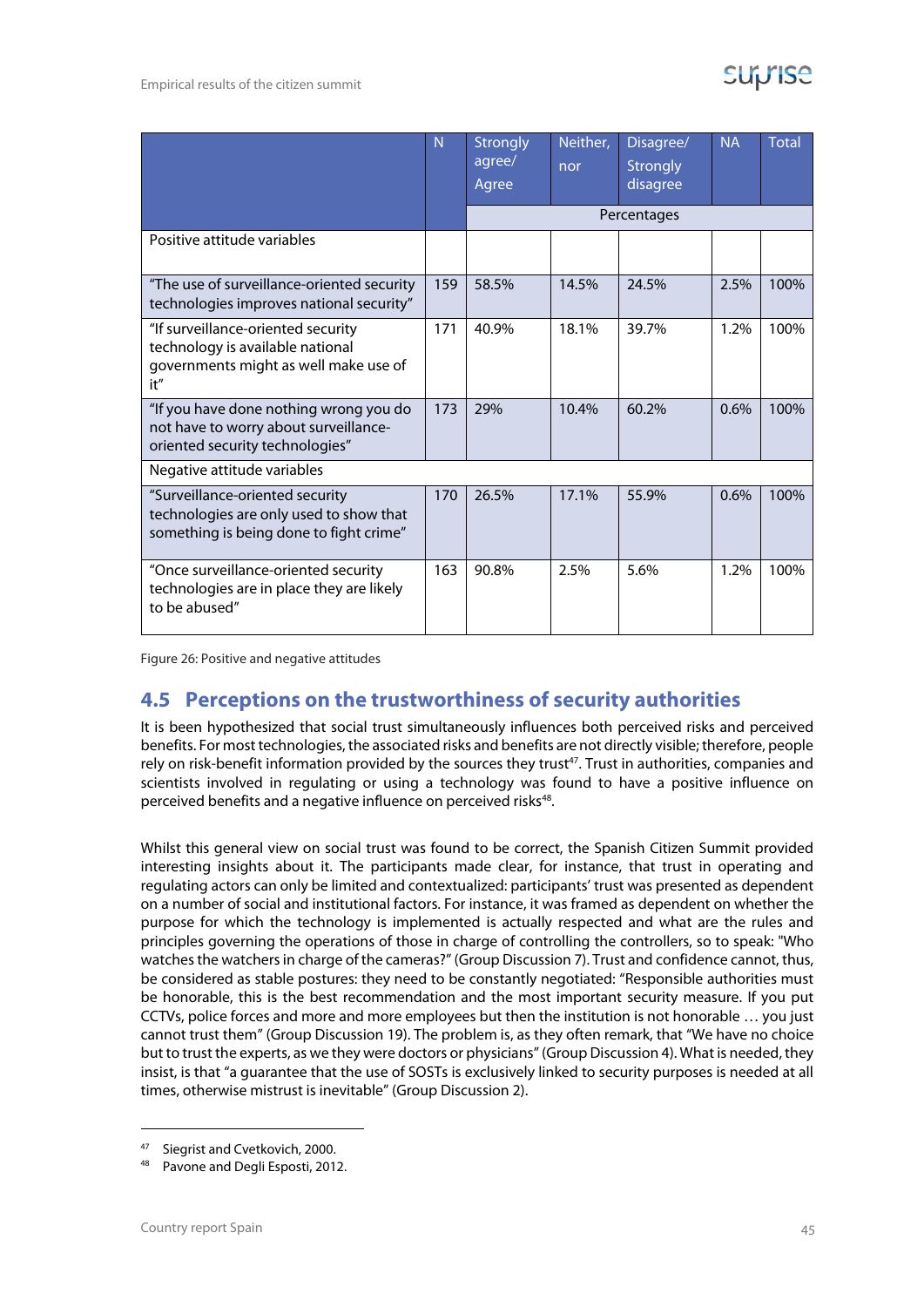| | N | Strongly agree/ Agree | Neither, nor | Disagree/ Strongly disagree | NA | Total |
|---|---|---|---|---|---|---|
| | | Percentages | | | | |
| Positive attitude variables | | | | | | |
| "The use of surveillance-oriented security technologies improves national security" | 159 | 58.5% | 14.5% | 24.5% | 2.5% | 100% |
| "If surveillance-oriented security technology is available national governments might as well make use of it" | 171 | 40.9% | 18.1% | 39.7% | 1.2% | 100% |
| "If you have done nothing wrong you do not have to worry about surveillance-oriented security technologies" | 173 | 29% | 10.4% | 60.2% | 0.6% | 100% |
| Negative attitude variables | | | | | | |
| "Surveillance-oriented security technologies are only used to show that something is being done to fight crime" | 170 | 26.5% | 17.1% | 55.9% | 0.6% | 100% |
| "Once surveillance-oriented security technologies are in place they are likely to be abused" | 163 | 90.8% | 2.5% | 5.6% | 1.2% | 100% |

Figure 26: Positive and negative attitudes

## 4.5 Perceptions on the trustworthiness of security authorities

It is been hypothesized that social trust simultaneously influences both perceived risks and perceived benefits. For most technologies, the associated risks and benefits are not directly visible; therefore, people rely on risk-benefit information provided by the sources they trust[47]. Trust in authorities, companies and scientists involved in regulating or using a technology was found to have a positive influence on perceived benefits and a negative influence on perceived risks[48].

Whilst this general view on social trust was found to be correct, the Spanish Citizen Summit provided interesting insights about it. The participants made clear, for instance, that trust in operating and regulating actors can only be limited and contextualized: participants' trust was presented as dependent on a number of social and institutional factors. For instance, it was framed as dependent on whether the purpose for which the technology is implemented is actually respected and what are the rules and principles governing the operations of those in charge of controlling the controllers, so to speak: "Who watches the watchers in charge of the cameras?" (Group Discussion 7). Trust and confidence cannot, thus, be considered as stable postures: they need to be constantly negotiated: "Responsible authorities must be honorable, this is the best recommendation and the most important security measure. If you put CCTVs, police forces and more and more employees but then the institution is not honorable … you just cannot trust them" (Group Discussion 19). The problem is, as they often remark, that "We have no choice but to trust the experts, as we they were doctors or physicians" (Group Discussion 4). What is needed, they insist, is that "a guarantee that the use of SOSTs is exclusively linked to security purposes is needed at all times, otherwise mistrust is inevitable" (Group Discussion 2).

[47] Siegrist and Cvetkovich, 2000.
[48] Pavone and Degli Esposti, 2012.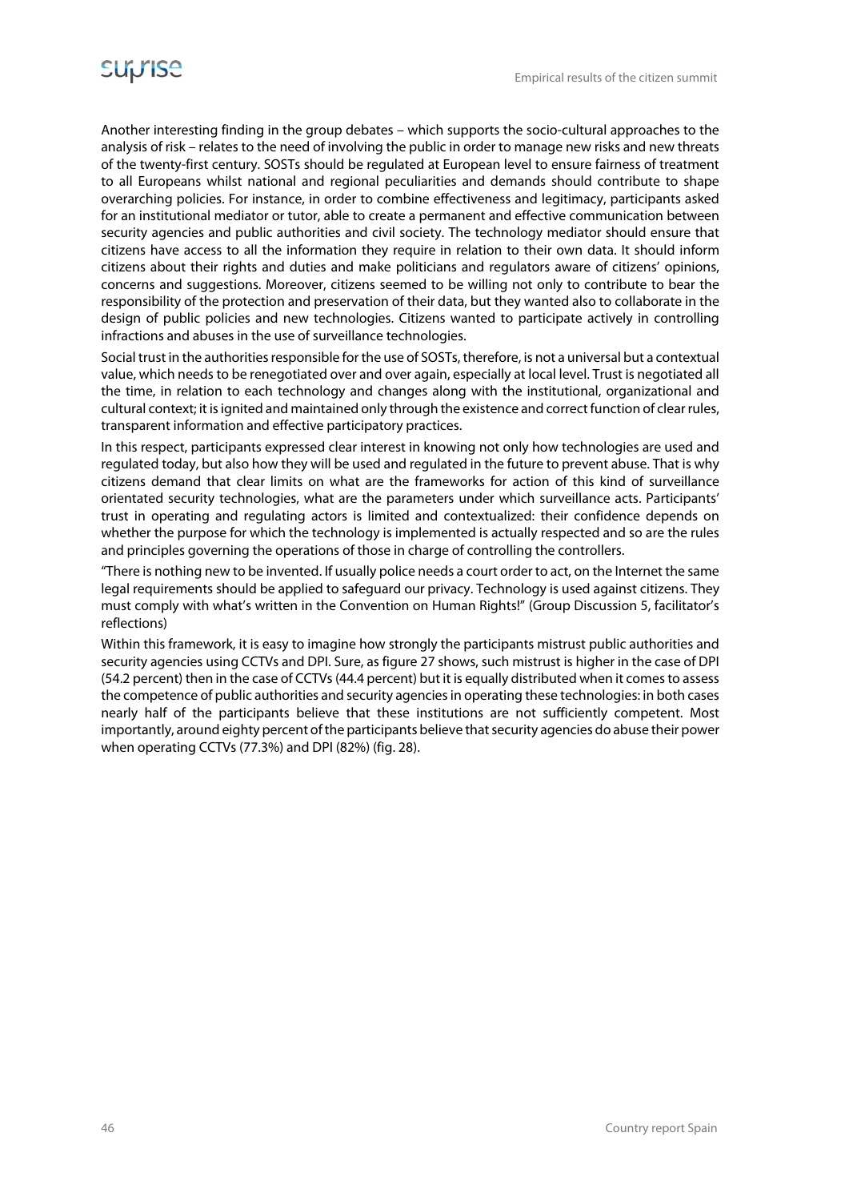Another interesting finding in the group debates – which supports the socio-cultural approaches to the analysis of risk – relates to the need of involving the public in order to manage new risks and new threats of the twenty-first century. SOSTs should be regulated at European level to ensure fairness of treatment to all Europeans whilst national and regional peculiarities and demands should contribute to shape overarching policies. For instance, in order to combine effectiveness and legitimacy, participants asked for an institutional mediator or tutor, able to create a permanent and effective communication between security agencies and public authorities and civil society. The technology mediator should ensure that citizens have access to all the information they require in relation to their own data. It should inform citizens about their rights and duties and make politicians and regulators aware of citizens' opinions, concerns and suggestions. Moreover, citizens seemed to be willing not only to contribute to bear the responsibility of the protection and preservation of their data, but they wanted also to collaborate in the design of public policies and new technologies. Citizens wanted to participate actively in controlling infractions and abuses in the use of surveillance technologies.

Social trust in the authorities responsible for the use of SOSTs, therefore, is not a universal but a contextual value, which needs to be renegotiated over and over again, especially at local level. Trust is negotiated all the time, in relation to each technology and changes along with the institutional, organizational and cultural context; it is ignited and maintained only through the existence and correct function of clear rules, transparent information and effective participatory practices.

In this respect, participants expressed clear interest in knowing not only how technologies are used and regulated today, but also how they will be used and regulated in the future to prevent abuse. That is why citizens demand that clear limits on what are the frameworks for action of this kind of surveillance orientated security technologies, what are the parameters under which surveillance acts. Participants' trust in operating and regulating actors is limited and contextualized: their confidence depends on whether the purpose for which the technology is implemented is actually respected and so are the rules and principles governing the operations of those in charge of controlling the controllers.

"There is nothing new to be invented. If usually police needs a court order to act, on the Internet the same legal requirements should be applied to safeguard our privacy. Technology is used against citizens. They must comply with what's written in the Convention on Human Rights!" (Group Discussion 5, facilitator's reflections)

Within this framework, it is easy to imagine how strongly the participants mistrust public authorities and security agencies using CCTVs and DPI. Sure, as figure 27 shows, such mistrust is higher in the case of DPI (54.2 percent) then in the case of CCTVs (44.4 percent) but it is equally distributed when it comes to assess the competence of public authorities and security agencies in operating these technologies: in both cases nearly half of the participants believe that these institutions are not sufficiently competent. Most importantly, around eighty percent of the participants believe that security agencies do abuse their power when operating CCTVs (77.3%) and DPI (82%) (fig. 28).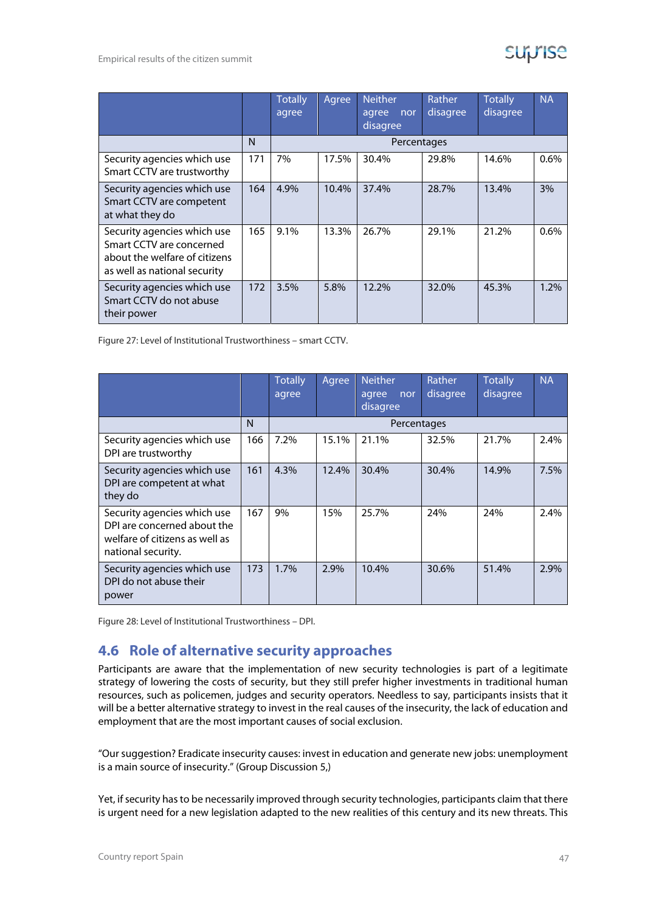| | | Totally agree | Agree | Neither agree nor disagree | Rather disagree | Totally disagree | NA |
|---|---|---|---|---|---|---|---|
| | N | Percentages | | | | | |
| Security agencies which use Smart CCTV are trustworthy | 171 | 7% | 17.5% | 30.4% | 29.8% | 14.6% | 0.6% |
| Security agencies which use Smart CCTV are competent at what they do | 164 | 4.9% | 10.4% | 37.4% | 28.7% | 13.4% | 3% |
| Security agencies which use Smart CCTV are concerned about the welfare of citizens as well as national security | 165 | 9.1% | 13.3% | 26.7% | 29.1% | 21.2% | 0.6% |
| Security agencies which use Smart CCTV do not abuse their power | 172 | 3.5% | 5.8% | 12.2% | 32.0% | 45.3% | 1.2% |

Figure 27: Level of Institutional Trustworthiness – smart CCTV.

| | | Totally agree | Agree | Neither agree nor disagree | Rather disagree | Totally disagree | NA |
|---|---|---|---|---|---|---|---|
| | N | Percentages | | | | | |
| Security agencies which use DPI are trustworthy | 166 | 7.2% | 15.1% | 21.1% | 32.5% | 21.7% | 2.4% |
| Security agencies which use DPI are competent at what they do | 161 | 4.3% | 12.4% | 30.4% | 30.4% | 14.9% | 7.5% |
| Security agencies which use DPI are concerned about the welfare of citizens as well as national security. | 167 | 9% | 15% | 25.7% | 24% | 24% | 2.4% |
| Security agencies which use DPI do not abuse their power | 173 | 1.7% | 2.9% | 10.4% | 30.6% | 51.4% | 2.9% |

Figure 28: Level of Institutional Trustworthiness – DPI.

## 4.6 Role of alternative security approaches

Participants are aware that the implementation of new security technologies is part of a legitimate strategy of lowering the costs of security, but they still prefer higher investments in traditional human resources, such as policemen, judges and security operators. Needless to say, participants insists that it will be a better alternative strategy to invest in the real causes of the insecurity, the lack of education and employment that are the most important causes of social exclusion.

"Our suggestion? Eradicate insecurity causes: invest in education and generate new jobs: unemployment is a main source of insecurity." (Group Discussion 5,)

Yet, if security has to be necessarily improved through security technologies, participants claim that there is urgent need for a new legislation adapted to the new realities of this century and its new threats. This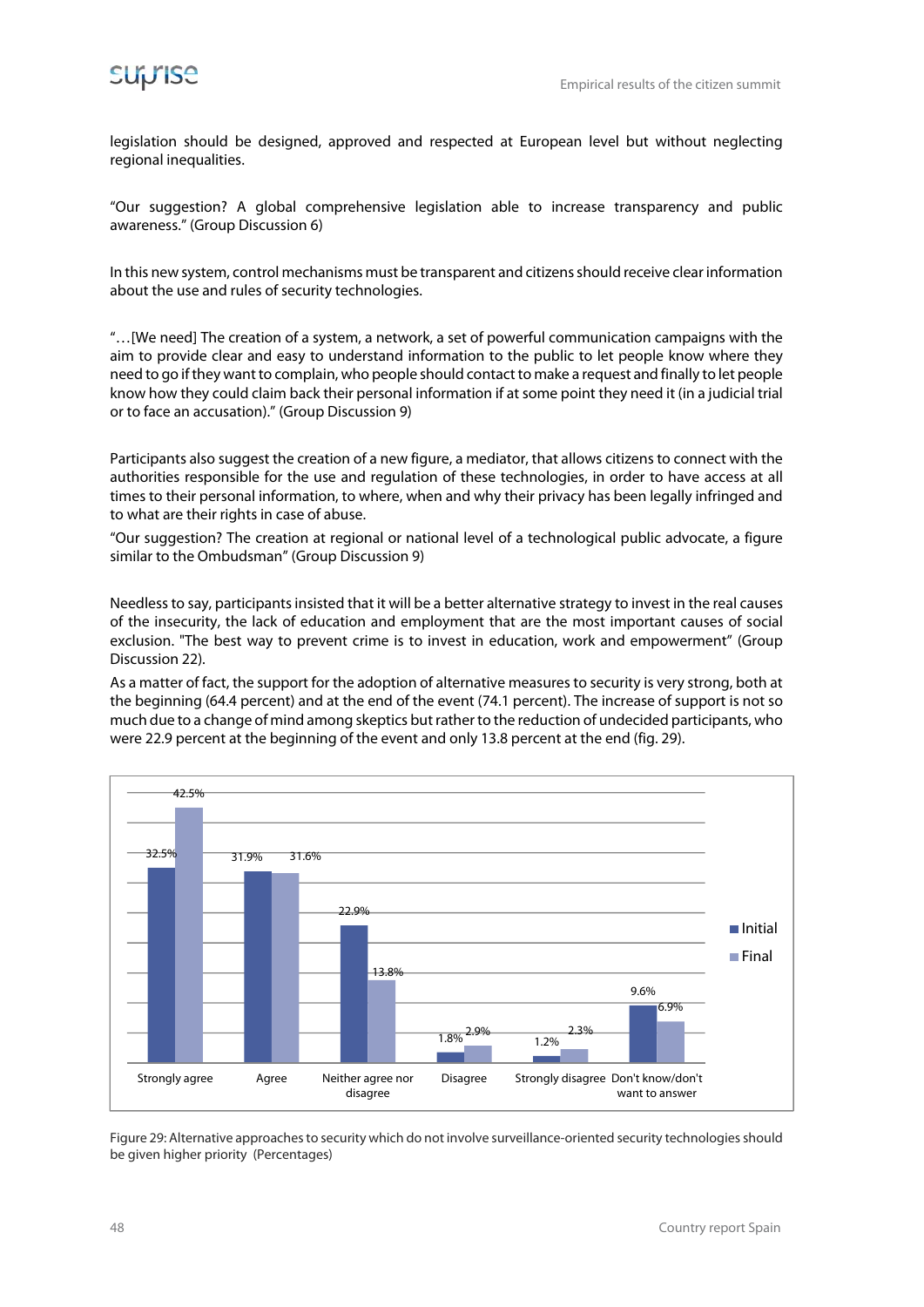legislation should be designed, approved and respected at European level but without neglecting regional inequalities.

"Our suggestion? A global comprehensive legislation able to increase transparency and public awareness." (Group Discussion 6)

In this new system, control mechanisms must be transparent and citizens should receive clear information about the use and rules of security technologies.

"…[We need] The creation of a system, a network, a set of powerful communication campaigns with the aim to provide clear and easy to understand information to the public to let people know where they need to go if they want to complain, who people should contact to make a request and finally to let people know how they could claim back their personal information if at some point they need it (in a judicial trial or to face an accusation)." (Group Discussion 9)

Participants also suggest the creation of a new figure, a mediator, that allows citizens to connect with the authorities responsible for the use and regulation of these technologies, in order to have access at all times to their personal information, to where, when and why their privacy has been legally infringed and to what are their rights in case of abuse.

"Our suggestion? The creation at regional or national level of a technological public advocate, a figure similar to the Ombudsman" (Group Discussion 9)

Needless to say, participants insisted that it will be a better alternative strategy to invest in the real causes of the insecurity, the lack of education and employment that are the most important causes of social exclusion. "The best way to prevent crime is to invest in education, work and empowerment" (Group Discussion 22).

As a matter of fact, the support for the adoption of alternative measures to security is very strong, both at the beginning (64.4 percent) and at the end of the event (74.1 percent). The increase of support is not so much due to a change of mind among skeptics but rather to the reduction of undecided participants, who were 22.9 percent at the beginning of the event and only 13.8 percent at the end (fig. 29).

| | Initial | Final |
|---|---|---|
| Strongly agree | 32.5% | 42.5% |
| Agree | 31.9% | 31.6% |
| Neither agree nor disagree | 22.9% | 13.8% |
| Disagree | 1.8% | 2.9% |
| Strongly disagree | 1.2% | 2.3% |
| Don't know/don't want to answer | 9.6% | 6.9% |

Figure 29: Alternative approaches to security which do not involve surveillance-oriented security technologies should be given higher priority (Percentages)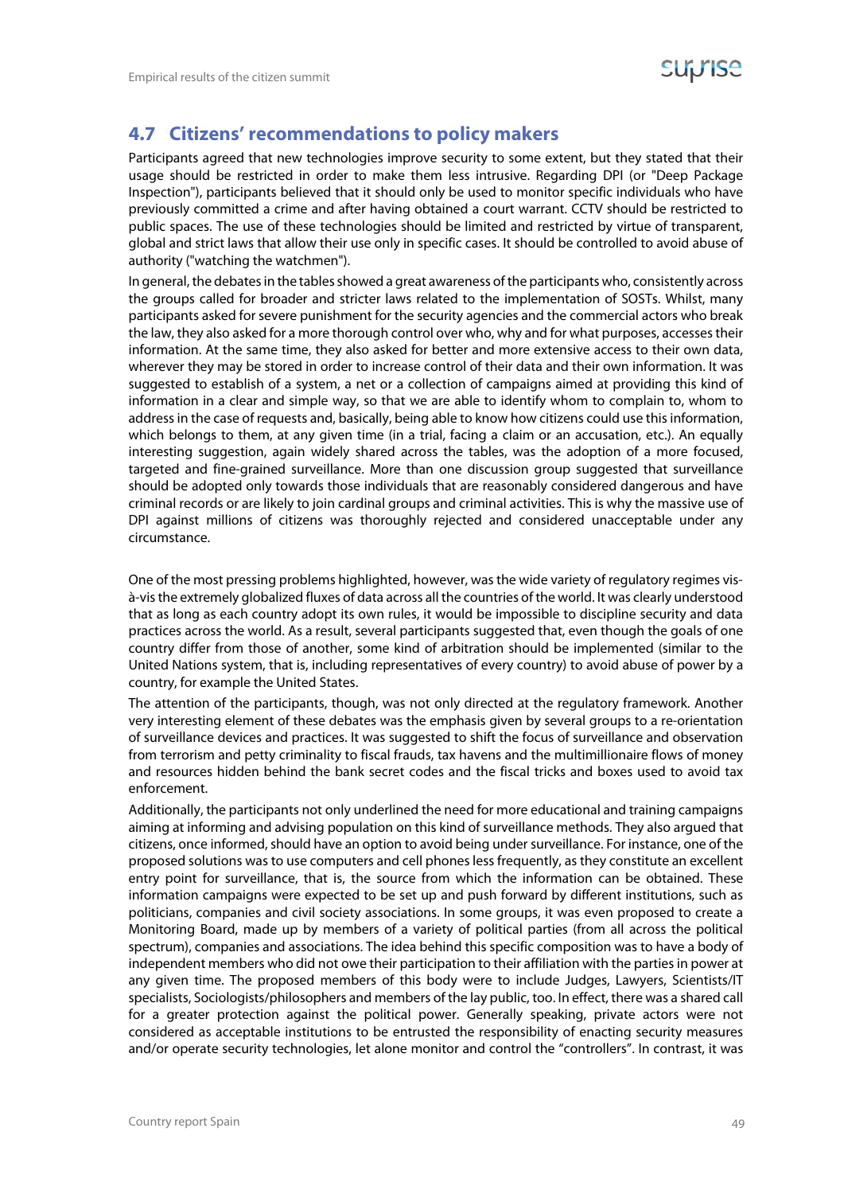## 4.7 Citizens' recommendations to policy makers

Participants agreed that new technologies improve security to some extent, but they stated that their usage should be restricted in order to make them less intrusive. Regarding DPI (or "Deep Package Inspection"), participants believed that it should only be used to monitor specific individuals who have previously committed a crime and after having obtained a court warrant. CCTV should be restricted to public spaces. The use of these technologies should be limited and restricted by virtue of transparent, global and strict laws that allow their use only in specific cases. It should be controlled to avoid abuse of authority ("watching the watchmen").

In general, the debates in the tables showed a great awareness of the participants who, consistently across the groups called for broader and stricter laws related to the implementation of SOSTs. Whilst, many participants asked for severe punishment for the security agencies and the commercial actors who break the law, they also asked for a more thorough control over who, why and for what purposes, accesses their information. At the same time, they also asked for better and more extensive access to their own data, wherever they may be stored in order to increase control of their data and their own information. It was suggested to establish of a system, a net or a collection of campaigns aimed at providing this kind of information in a clear and simple way, so that we are able to identify whom to complain to, whom to address in the case of requests and, basically, being able to know how citizens could use this information, which belongs to them, at any given time (in a trial, facing a claim or an accusation, etc.). An equally interesting suggestion, again widely shared across the tables, was the adoption of a more focused, targeted and fine-grained surveillance. More than one discussion group suggested that surveillance should be adopted only towards those individuals that are reasonably considered dangerous and have criminal records or are likely to join cardinal groups and criminal activities. This is why the massive use of DPI against millions of citizens was thoroughly rejected and considered unacceptable under any circumstance.

One of the most pressing problems highlighted, however, was the wide variety of regulatory regimes vis-à-vis the extremely globalized fluxes of data across all the countries of the world. It was clearly understood that as long as each country adopt its own rules, it would be impossible to discipline security and data practices across the world. As a result, several participants suggested that, even though the goals of one country differ from those of another, some kind of arbitration should be implemented (similar to the United Nations system, that is, including representatives of every country) to avoid abuse of power by a country, for example the United States.

The attention of the participants, though, was not only directed at the regulatory framework. Another very interesting element of these debates was the emphasis given by several groups to a re-orientation of surveillance devices and practices. It was suggested to shift the focus of surveillance and observation from terrorism and petty criminality to fiscal frauds, tax havens and the multimillionaire flows of money and resources hidden behind the bank secret codes and the fiscal tricks and boxes used to avoid tax enforcement.

Additionally, the participants not only underlined the need for more educational and training campaigns aiming at informing and advising population on this kind of surveillance methods. They also argued that citizens, once informed, should have an option to avoid being under surveillance. For instance, one of the proposed solutions was to use computers and cell phones less frequently, as they constitute an excellent entry point for surveillance, that is, the source from which the information can be obtained. These information campaigns were expected to be set up and push forward by different institutions, such as politicians, companies and civil society associations. In some groups, it was even proposed to create a Monitoring Board, made up by members of a variety of political parties (from all across the political spectrum), companies and associations. The idea behind this specific composition was to have a body of independent members who did not owe their participation to their affiliation with the parties in power at any given time. The proposed members of this body were to include Judges, Lawyers, Scientists/IT specialists, Sociologists/philosophers and members of the lay public, too. In effect, there was a shared call for a greater protection against the political power. Generally speaking, private actors were not considered as acceptable institutions to be entrusted the responsibility of enacting security measures and/or operate security technologies, let alone monitor and control the "controllers". In contrast, it was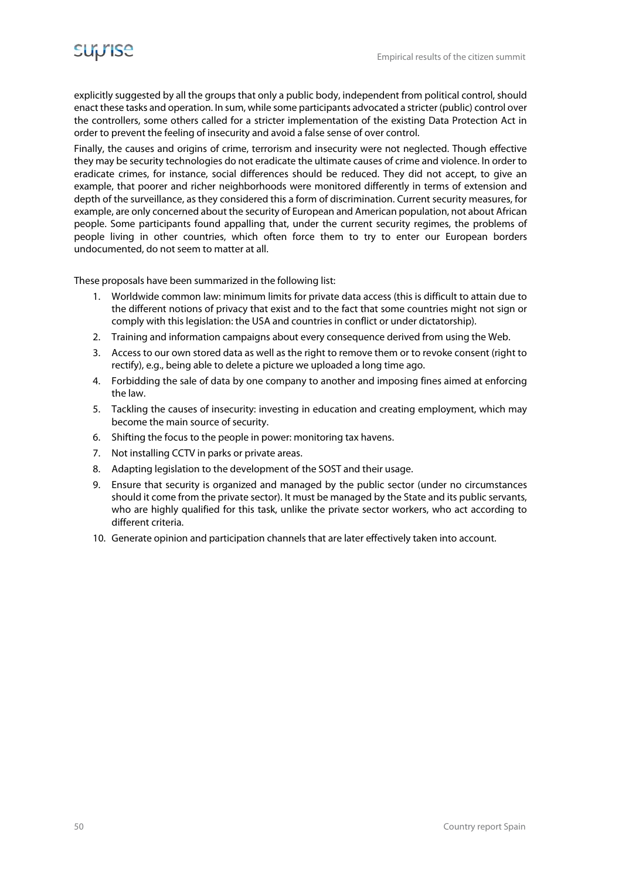explicitly suggested by all the groups that only a public body, independent from political control, should enact these tasks and operation. In sum, while some participants advocated a stricter (public) control over the controllers, some others called for a stricter implementation of the existing Data Protection Act in order to prevent the feeling of insecurity and avoid a false sense of over control.

Finally, the causes and origins of crime, terrorism and insecurity were not neglected. Though effective they may be security technologies do not eradicate the ultimate causes of crime and violence. In order to eradicate crimes, for instance, social differences should be reduced. They did not accept, to give an example, that poorer and richer neighborhoods were monitored differently in terms of extension and depth of the surveillance, as they considered this a form of discrimination. Current security measures, for example, are only concerned about the security of European and American population, not about African people. Some participants found appalling that, under the current security regimes, the problems of people living in other countries, which often force them to try to enter our European borders undocumented, do not seem to matter at all.

These proposals have been summarized in the following list:

1. Worldwide common law: minimum limits for private data access (this is difficult to attain due to the different notions of privacy that exist and to the fact that some countries might not sign or comply with this legislation: the USA and countries in conflict or under dictatorship).
2. Training and information campaigns about every consequence derived from using the Web.
3. Access to our own stored data as well as the right to remove them or to revoke consent (right to rectify), e.g., being able to delete a picture we uploaded a long time ago.
4. Forbidding the sale of data by one company to another and imposing fines aimed at enforcing the law.
5. Tackling the causes of insecurity: investing in education and creating employment, which may become the main source of security.
6. Shifting the focus to the people in power: monitoring tax havens.
7. Not installing CCTV in parks or private areas.
8. Adapting legislation to the development of the SOST and their usage.
9. Ensure that security is organized and managed by the public sector (under no circumstances should it come from the private sector). It must be managed by the State and its public servants, who are highly qualified for this task, unlike the private sector workers, who act according to different criteria.
10. Generate opinion and participation channels that are later effectively taken into account.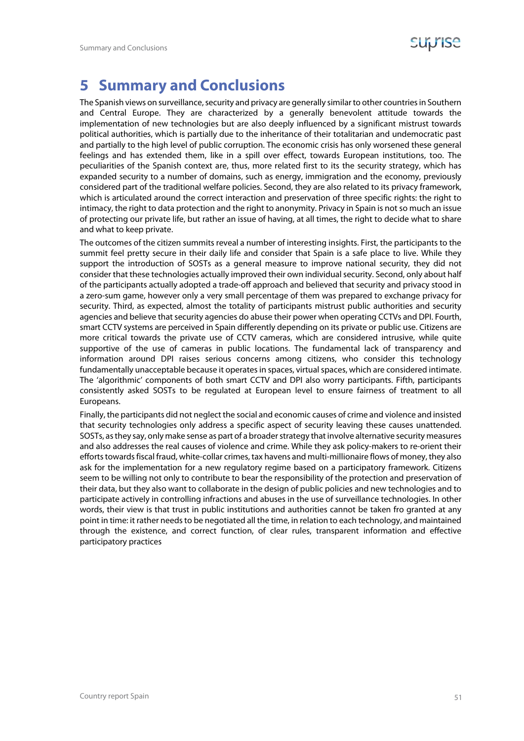# 5 Summary and Conclusions

The Spanish views on surveillance, security and privacy are generally similar to other countries in Southern and Central Europe. They are characterized by a generally benevolent attitude towards the implementation of new technologies but are also deeply influenced by a significant mistrust towards political authorities, which is partially due to the inheritance of their totalitarian and undemocratic past and partially to the high level of public corruption. The economic crisis has only worsened these general feelings and has extended them, like in a spill over effect, towards European institutions, too. The peculiarities of the Spanish context are, thus, more related first to its the security strategy, which has expanded security to a number of domains, such as energy, immigration and the economy, previously considered part of the traditional welfare policies. Second, they are also related to its privacy framework, which is articulated around the correct interaction and preservation of three specific rights: the right to intimacy, the right to data protection and the right to anonymity. Privacy in Spain is not so much an issue of protecting our private life, but rather an issue of having, at all times, the right to decide what to share and what to keep private.

The outcomes of the citizen summits reveal a number of interesting insights. First, the participants to the summit feel pretty secure in their daily life and consider that Spain is a safe place to live. While they support the introduction of SOSTs as a general measure to improve national security, they did not consider that these technologies actually improved their own individual security. Second, only about half of the participants actually adopted a trade-off approach and believed that security and privacy stood in a zero-sum game, however only a very small percentage of them was prepared to exchange privacy for security. Third, as expected, almost the totality of participants mistrust public authorities and security agencies and believe that security agencies do abuse their power when operating CCTVs and DPI. Fourth, smart CCTV systems are perceived in Spain differently depending on its private or public use. Citizens are more critical towards the private use of CCTV cameras, which are considered intrusive, while quite supportive of the use of cameras in public locations. The fundamental lack of transparency and information around DPI raises serious concerns among citizens, who consider this technology fundamentally unacceptable because it operates in spaces, virtual spaces, which are considered intimate. The 'algorithmic' components of both smart CCTV and DPI also worry participants. Fifth, participants consistently asked SOSTs to be regulated at European level to ensure fairness of treatment to all Europeans.

Finally, the participants did not neglect the social and economic causes of crime and violence and insisted that security technologies only address a specific aspect of security leaving these causes unattended. SOSTs, as they say, only make sense as part of a broader strategy that involve alternative security measures and also addresses the real causes of violence and crime. While they ask policy-makers to re-orient their efforts towards fiscal fraud, white-collar crimes, tax havens and multi-millionaire flows of money, they also ask for the implementation for a new regulatory regime based on a participatory framework. Citizens seem to be willing not only to contribute to bear the responsibility of the protection and preservation of their data, but they also want to collaborate in the design of public policies and new technologies and to participate actively in controlling infractions and abuses in the use of surveillance technologies. In other words, their view is that trust in public institutions and authorities cannot be taken fro granted at any point in time: it rather needs to be negotiated all the time, in relation to each technology, and maintained through the existence, and correct function, of clear rules, transparent information and effective participatory practices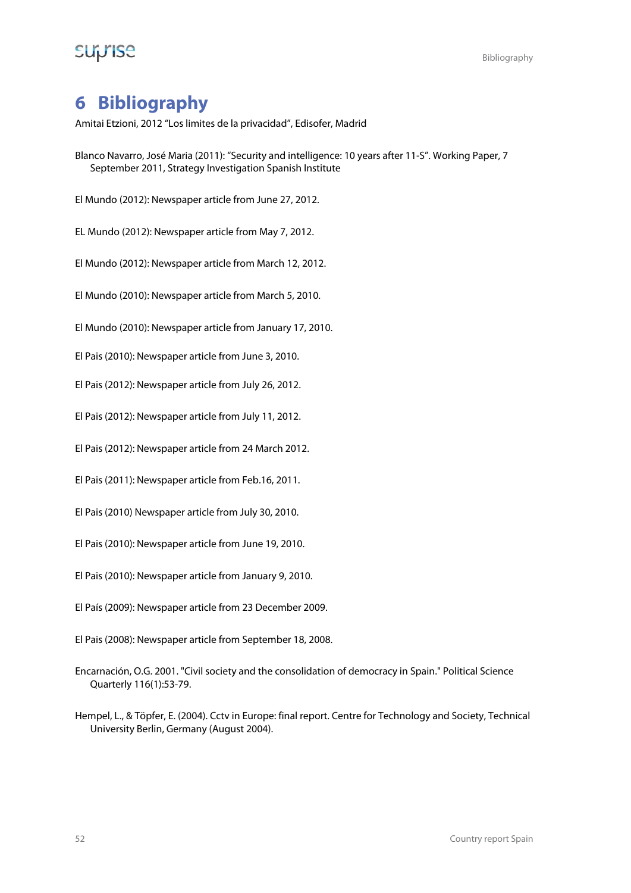# 6 Bibliography

Amitai Etzioni, 2012 "Los limites de la privacidad", Edisofer, Madrid

Blanco Navarro, José Maria (2011): "Security and intelligence: 10 years after 11-S". Working Paper, 7 September 2011, Strategy Investigation Spanish Institute

El Mundo (2012): Newspaper article from June 27, 2012.

EL Mundo (2012): Newspaper article from May 7, 2012.

El Mundo (2012): Newspaper article from March 12, 2012.

El Mundo (2010): Newspaper article from March 5, 2010.

El Mundo (2010): Newspaper article from January 17, 2010.

El Pais (2010): Newspaper article from June 3, 2010.

El Pais (2012): Newspaper article from July 26, 2012.

El Pais (2012): Newspaper article from July 11, 2012.

El Pais (2012): Newspaper article from 24 March 2012.

El Pais (2011): Newspaper article from Feb.16, 2011.

El Pais (2010) Newspaper article from July 30, 2010.

El Pais (2010): Newspaper article from June 19, 2010.

El Pais (2010): Newspaper article from January 9, 2010.

El País (2009): Newspaper article from 23 December 2009.

El Pais (2008): Newspaper article from September 18, 2008.

Encarnación, O.G. 2001. "Civil society and the consolidation of democracy in Spain." Political Science Quarterly 116(1):53-79.

Hempel, L., & Töpfer, E. (2004). Cctv in Europe: final report. Centre for Technology and Society, Technical University Berlin, Germany (August 2004).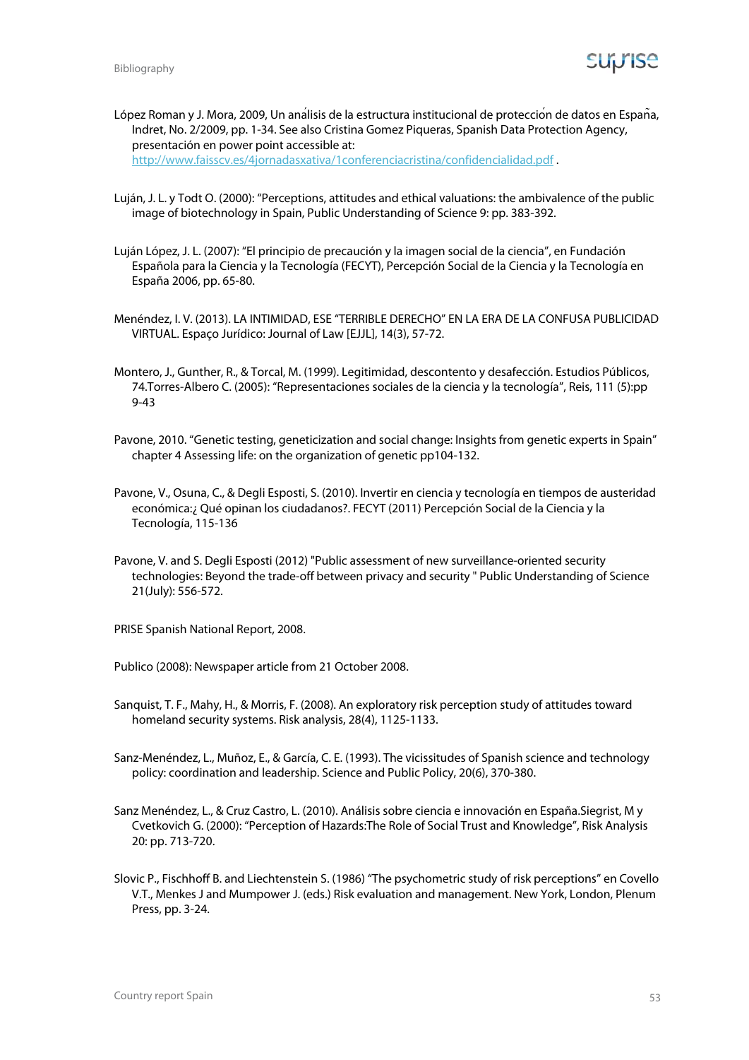López Roman y J. Mora, 2009, Un análisis de la estructura institucional de protección de datos en España, Indret, No. 2/2009, pp. 1-34. See also Cristina Gomez Piqueras, Spanish Data Protection Agency, presentación en power point accessible at: http://www.faisscv.es/4jornadasxativa/1conferenciacristina/confidencialidad.pdf .

Luján, J. L. y Todt O. (2000): "Perceptions, attitudes and ethical valuations: the ambivalence of the public image of biotechnology in Spain, Public Understanding of Science 9: pp. 383-392.

Luján López, J. L. (2007): "El principio de precaución y la imagen social de la ciencia", en Fundación Española para la Ciencia y la Tecnología (FECYT), Percepción Social de la Ciencia y la Tecnología en España 2006, pp. 65-80.

Menéndez, I. V. (2013). LA INTIMIDAD, ESE "TERRIBLE DERECHO" EN LA ERA DE LA CONFUSA PUBLICIDAD VIRTUAL. Espaço Jurídico: Journal of Law [EJJL], 14(3), 57-72.

Montero, J., Gunther, R., & Torcal, M. (1999). Legitimidad, descontento y desafección. Estudios Públicos, 74.Torres-Albero C. (2005): "Representaciones sociales de la ciencia y la tecnología", Reis, 111 (5):pp 9-43

Pavone, 2010. "Genetic testing, geneticization and social change: Insights from genetic experts in Spain" chapter 4 Assessing life: on the organization of genetic pp104-132.

Pavone, V., Osuna, C., & Degli Esposti, S. (2010). Invertir en ciencia y tecnología en tiempos de austeridad económica:¿ Qué opinan los ciudadanos?. FECYT (2011) Percepción Social de la Ciencia y la Tecnología, 115-136

Pavone, V. and S. Degli Esposti (2012) "Public assessment of new surveillance-oriented security technologies: Beyond the trade-off between privacy and security " Public Understanding of Science 21(July): 556-572.

PRISE Spanish National Report, 2008.

Publico (2008): Newspaper article from 21 October 2008.

Sanquist, T. F., Mahy, H., & Morris, F. (2008). An exploratory risk perception study of attitudes toward homeland security systems. Risk analysis, 28(4), 1125-1133.

Sanz-Menéndez, L., Muñoz, E., & García, C. E. (1993). The vicissitudes of Spanish science and technology policy: coordination and leadership. Science and Public Policy, 20(6), 370-380.

Sanz Menéndez, L., & Cruz Castro, L. (2010). Análisis sobre ciencia e innovación en España.Siegrist, M y Cvetkovich G. (2000): "Perception of Hazards:The Role of Social Trust and Knowledge", Risk Analysis 20: pp. 713-720.

Slovic P., Fischhoff B. and Liechtenstein S. (1986) "The psychometric study of risk perceptions" en Covello V.T., Menkes J and Mumpower J. (eds.) Risk evaluation and management. New York, London, Plenum Press, pp. 3-24.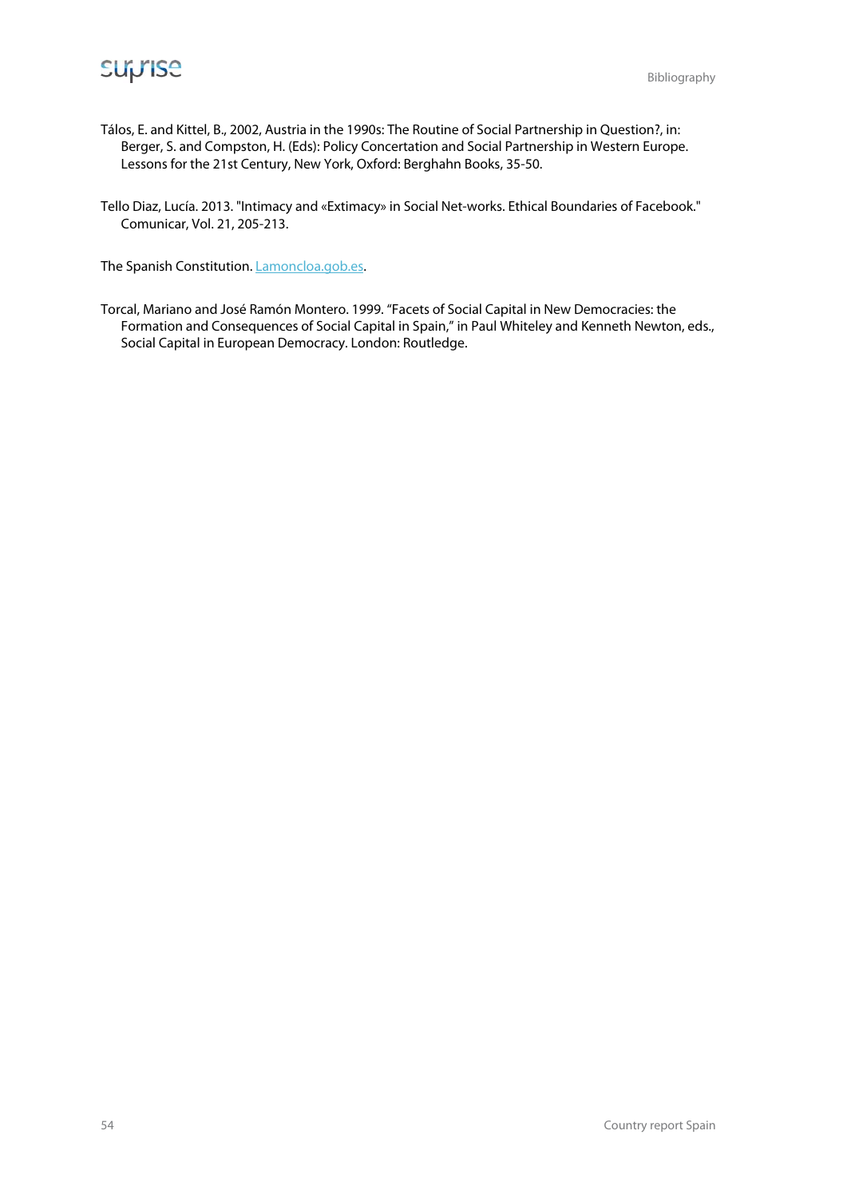Tálos, E. and Kittel, B., 2002, Austria in the 1990s: The Routine of Social Partnership in Question?, in: Berger, S. and Compston, H. (Eds): Policy Concertation and Social Partnership in Western Europe. Lessons for the 21st Century, New York, Oxford: Berghahn Books, 35-50.

Tello Diaz, Lucía. 2013. "Intimacy and «Extimacy» in Social Net-works. Ethical Boundaries of Facebook." Comunicar, Vol. 21, 205-213.

The Spanish Constitution. Lamoncloa.gob.es.

Torcal, Mariano and José Ramón Montero. 1999. "Facets of Social Capital in New Democracies: the Formation and Consequences of Social Capital in Spain," in Paul Whiteley and Kenneth Newton, eds., Social Capital in European Democracy. London: Routledge.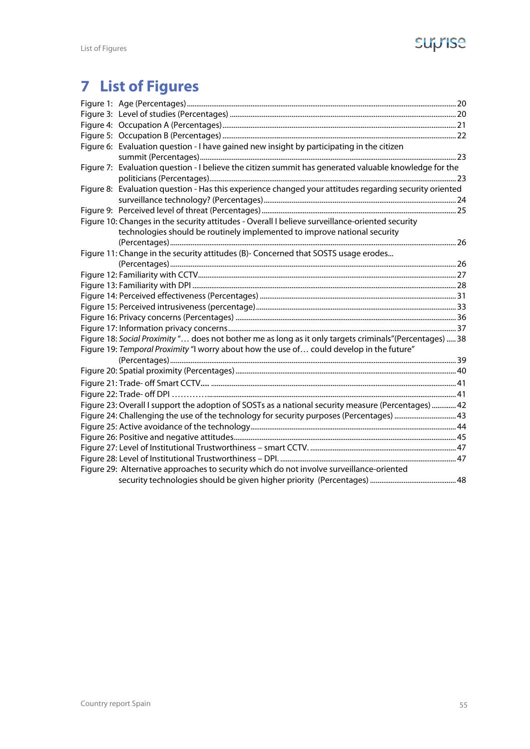# 7 List of Figures

Figure 1: Age (Percentages) ........ 20
Figure 3: Level of studies (Percentages) ........ 20
Figure 4: Occupation A (Percentages) ........ 21
Figure 5: Occupation B (Percentages) ........ 22
Figure 6: Evaluation question - I have gained new insight by participating in the citizen summit (Percentages) ........ 23
Figure 7: Evaluation question - I believe the citizen summit has generated valuable knowledge for the politicians (Percentages) ........ 23
Figure 8: Evaluation question - Has this experience changed your attitudes regarding security oriented surveillance technology? (Percentages) ........ 24
Figure 9: Perceived level of threat (Percentages) ........ 25
Figure 10: Changes in the security attitudes - Overall I believe surveillance-oriented security technologies should be routinely implemented to improve national security (Percentages) ........ 26
Figure 11: Change in the security attitudes (B)- Concerned that SOSTS usage erodes... (Percentages) ........ 26
Figure 12: Familiarity with CCTV ........ 27
Figure 13: Familiarity with DPI ........ 28
Figure 14: Perceived effectiveness (Percentages) ........ 31
Figure 15: Perceived intrusiveness (percentage) ........ 33
Figure 16: Privacy concerns (Percentages) ........ 36
Figure 17: Information privacy concerns ........ 37
Figure 18: *Social Proximity* "… does not bother me as long as it only targets criminals"(Percentages) ........ 38
Figure 19: *Temporal Proximity* "I worry about how the use of… could develop in the future" (Percentages) ........ 39
Figure 20: Spatial proximity (Percentages) ........ 40
Figure 21: Trade- off Smart CCTV**…** ........ 41
Figure 22: Trade- off DPI ………… ........ 41
Figure 23: Overall I support the adoption of SOSTs as a national security measure (Percentages) ........ 42
Figure 24: Challenging the use of the technology for security purposes (Percentages) ........ 43
Figure 25: Active avoidance of the technology ........ 44
Figure 26: Positive and negative attitudes ........ 45
Figure 27: Level of Institutional Trustworthiness – smart CCTV. ........ 47
Figure 28: Level of Institutional Trustworthiness – DPI. ........ 47
Figure 29: Alternative approaches to security which do not involve surveillance-oriented security technologies should be given higher priority (Percentages) ........ 48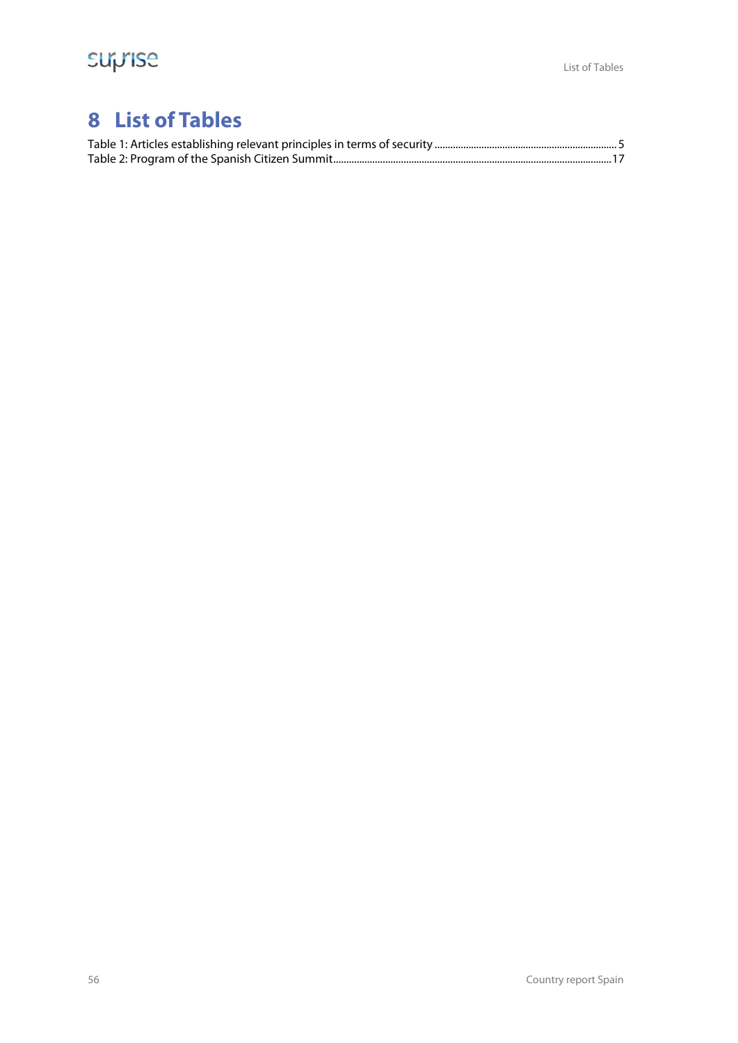# 8 List of Tables

Table 1: Articles establishing relevant principles in terms of security ..................... 5

Table 2: Program of the Spanish Citizen Summit..................... 17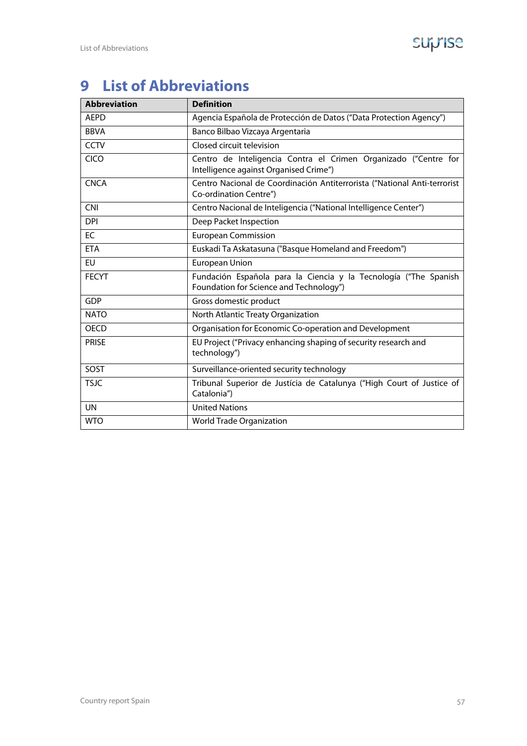# 9 List of Abbreviations

| Abbreviation | Definition |
|---|---|
| AEPD | Agencia Española de Protección de Datos (“Data Protection Agency”) |
| BBVA | Banco Bilbao Vizcaya Argentaria |
| CCTV | Closed circuit television |
| CICO | Centro de Inteligencia Contra el Crimen Organizado (“Centre for Intelligence against Organised Crime”) |
| CNCA | Centro Nacional de Coordinación Antiterrorista (“National Anti-terrorist Co-ordination Centre”) |
| CNI | Centro Nacional de Inteligencia (“National Intelligence Center”) |
| DPI | Deep Packet Inspection |
| EC | European Commission |
| ETA | Euskadi Ta Askatasuna ("Basque Homeland and Freedom") |
| EU | European Union |
| FECYT | Fundación Española para la Ciencia y la Tecnología (“The Spanish Foundation for Science and Technology”) |
| GDP | Gross domestic product |
| NATO | North Atlantic Treaty Organization |
| OECD | Organisation for Economic Co-operation and Development |
| PRISE | EU Project (“Privacy enhancing shaping of security research and technology”) |
| SOST | Surveillance-oriented security technology |
| TSJC | Tribunal Superior de Justícia de Catalunya (“High Court of Justice of Catalonia”) |
| UN | United Nations |
| WTO | World Trade Organization |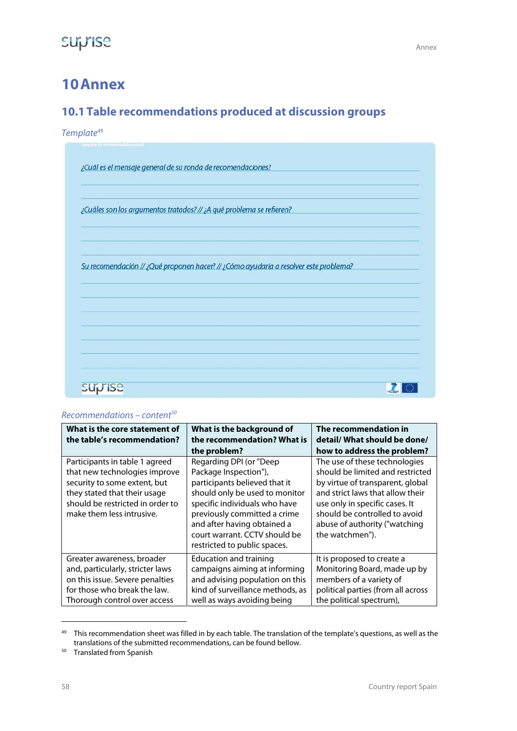# 10 Annex

## 10.1 Table recommendations produced at discussion groups

*Template*[49]

Template for recommendation round

¿Cuál es el mensaje general de su ronda de recomendaciones?

¿Cuáles son los argumentos tratados? // ¿A qué problema se refieren?

Su recomendación // ¿Qué proponen hacer? // ¿Cómo ayudaría a resolver este problema?

*Recommendations – content*[50]

| What is the core statement of the table's recommendation? | What is the background of the recommendation? What is the problem? | The recommendation in detail/ What should be done/ how to address the problem? |
|---|---|---|
| Participants in table 1 agreed that new technologies improve security to some extent, but they stated that their usage should be restricted in order to make them less intrusive. | Regarding DPI (or "Deep Package Inspection"), participants believed that it should only be used to monitor specific individuals who have previously committed a crime and after having obtained a court warrant. CCTV should be restricted to public spaces. | The use of these technologies should be limited and restricted by virtue of transparent, global and strict laws that allow their use only in specific cases. It should be controlled to avoid abuse of authority ("watching the watchmen"). |
| Greater awareness, broader and, particularly, stricter laws on this issue. Severe penalties for those who break the law. Thorough control over access | Education and training campaigns aiming at informing and advising population on this kind of surveillance methods, as well as ways avoiding being | It is proposed to create a Monitoring Board, made up by members of a variety of political parties (from all across the political spectrum), |

[49] This recommendation sheet was filled in by each table. The translation of the template's questions, as well as the translations of the submitted recommendations, can be found bellow.

[50] Translated from Spanish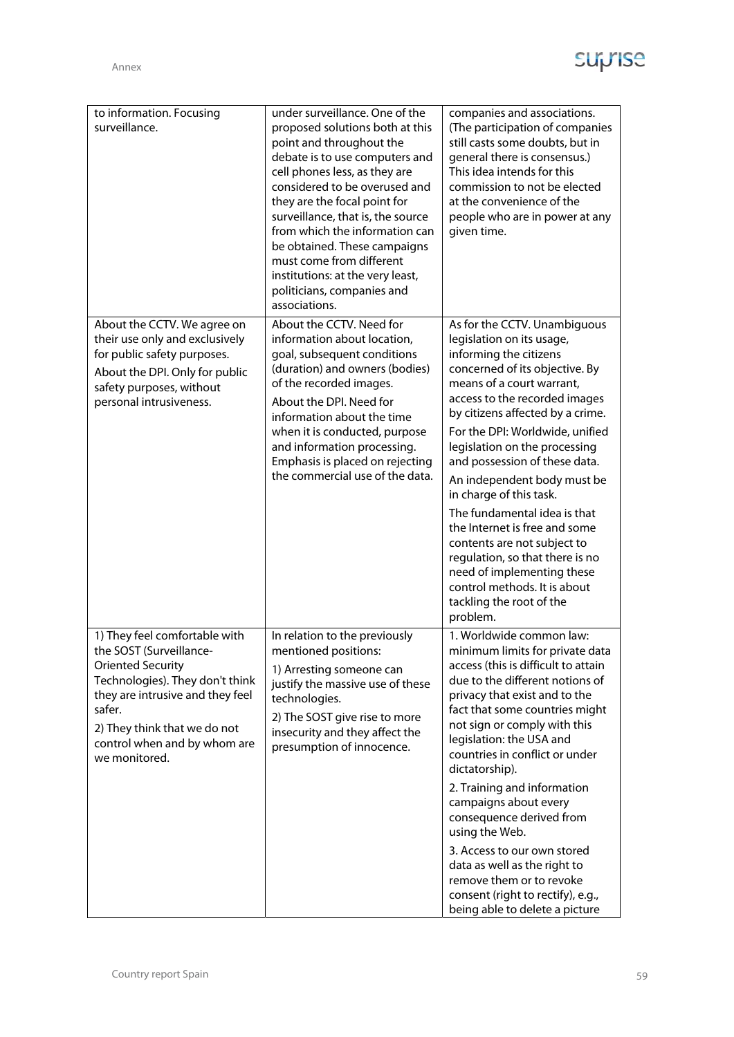| | | |
|---|---|---|
| to information. Focusing surveillance. | under surveillance. One of the proposed solutions both at this point and throughout the debate is to use computers and cell phones less, as they are considered to be overused and they are the focal point for surveillance, that is, the source from which the information can be obtained. These campaigns must come from different institutions: at the very least, politicians, companies and associations. | companies and associations. (The participation of companies still casts some doubts, but in general there is consensus.) This idea intends for this commission to not be elected at the convenience of the people who are in power at any given time. |
| About the CCTV. We agree on their use only and exclusively for public safety purposes.<br><br>About the DPI. Only for public safety purposes, without personal intrusiveness. | About the CCTV. Need for information about location, goal, subsequent conditions (duration) and owners (bodies) of the recorded images.<br><br>About the DPI. Need for information about the time when it is conducted, purpose and information processing. Emphasis is placed on rejecting the commercial use of the data. | As for the CCTV. Unambiguous legislation on its usage, informing the citizens concerned of its objective. By means of a court warrant, access to the recorded images by citizens affected by a crime.<br><br>For the DPI: Worldwide, unified legislation on the processing and possession of these data.<br><br>An independent body must be in charge of this task.<br><br>The fundamental idea is that the Internet is free and some contents are not subject to regulation, so that there is no need of implementing these control methods. It is about tackling the root of the problem. |
| 1) They feel comfortable with the SOST (Surveillance-Oriented Security Technologies). They don't think they are intrusive and they feel safer.<br><br>2) They think that we do not control when and by whom are we monitored. | In relation to the previously mentioned positions:<br><br>1) Arresting someone can justify the massive use of these technologies.<br><br>2) The SOST give rise to more insecurity and they affect the presumption of innocence. | 1. Worldwide common law: minimum limits for private data access (this is difficult to attain due to the different notions of privacy that exist and to the fact that some countries might not sign or comply with this legislation: the USA and countries in conflict or under dictatorship).<br><br>2. Training and information campaigns about every consequence derived from using the Web.<br><br>3. Access to our own stored data as well as the right to remove them or to revoke consent (right to rectify), e.g., being able to delete a picture |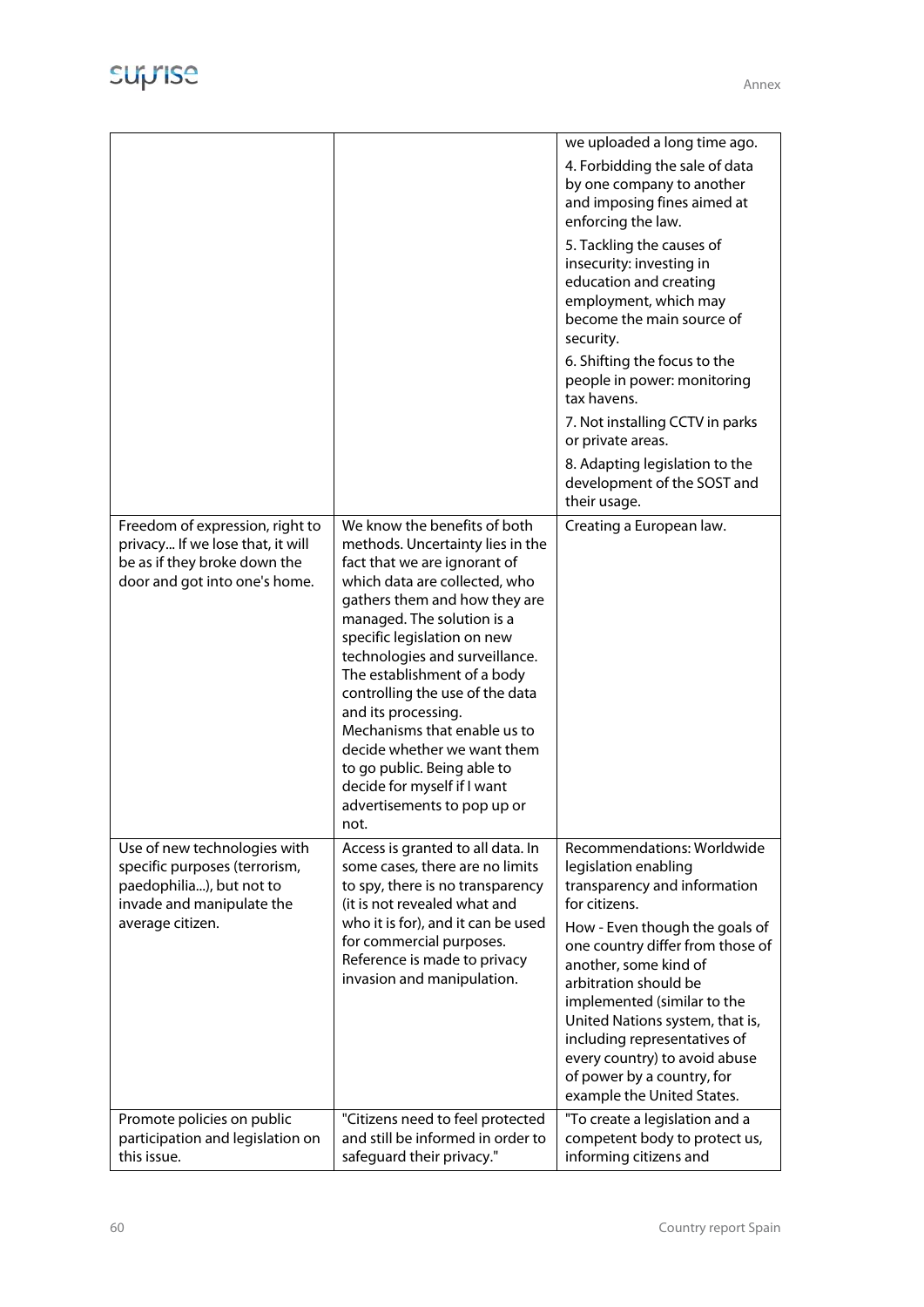| | | |
|---|---|---|
| | | we uploaded a long time ago.<br>4. Forbidding the sale of data by one company to another and imposing fines aimed at enforcing the law.<br>5. Tackling the causes of insecurity: investing in education and creating employment, which may become the main source of security.<br>6. Shifting the focus to the people in power: monitoring tax havens.<br>7. Not installing CCTV in parks or private areas.<br>8. Adapting legislation to the development of the SOST and their usage. |
| Freedom of expression, right to privacy... If we lose that, it will be as if they broke down the door and got into one's home. | We know the benefits of both methods. Uncertainty lies in the fact that we are ignorant of which data are collected, who gathers them and how they are managed. The solution is a specific legislation on new technologies and surveillance. The establishment of a body controlling the use of the data and its processing. Mechanisms that enable us to decide whether we want them to go public. Being able to decide for myself if I want advertisements to pop up or not. | Creating a European law. |
| Use of new technologies with specific purposes (terrorism, paedophilia...), but not to invade and manipulate the average citizen. | Access is granted to all data. In some cases, there are no limits to spy, there is no transparency (it is not revealed what and who it is for), and it can be used for commercial purposes. Reference is made to privacy invasion and manipulation. | Recommendations: Worldwide legislation enabling transparency and information for citizens.<br>How - Even though the goals of one country differ from those of another, some kind of arbitration should be implemented (similar to the United Nations system, that is, including representatives of every country) to avoid abuse of power by a country, for example the United States. |
| Promote policies on public participation and legislation on this issue. | "Citizens need to feel protected and still be informed in order to safeguard their privacy." | "To create a legislation and a competent body to protect us, informing citizens and |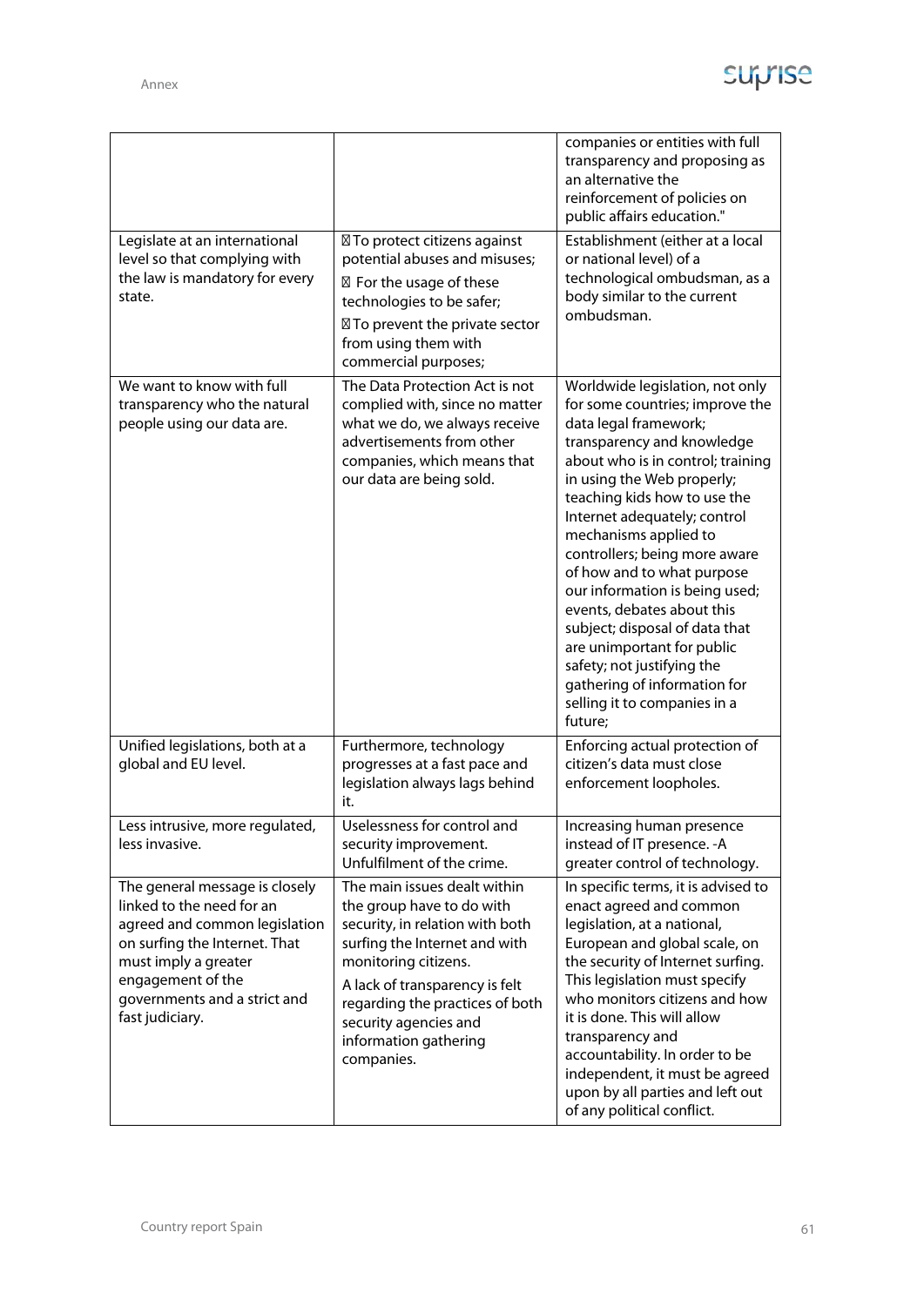|  |  |  |
|---|---|---|
|  |  | companies or entities with full transparency and proposing as an alternative the reinforcement of policies on public affairs education." |
| Legislate at an international level so that complying with the law is mandatory for every state. |  To protect citizens against potential abuses and misuses;<br> For the usage of these technologies to be safer;<br> To prevent the private sector from using them with commercial purposes; | Establishment (either at a local or national level) of a technological ombudsman, as a body similar to the current ombudsman. |
| We want to know with full transparency who the natural people using our data are. | The Data Protection Act is not complied with, since no matter what we do, we always receive advertisements from other companies, which means that our data are being sold. | Worldwide legislation, not only for some countries; improve the data legal framework; transparency and knowledge about who is in control; training in using the Web properly; teaching kids how to use the Internet adequately; control mechanisms applied to controllers; being more aware of how and to what purpose our information is being used; events, debates about this subject; disposal of data that are unimportant for public safety; not justifying the gathering of information for selling it to companies in a future; |
| Unified legislations, both at a global and EU level. | Furthermore, technology progresses at a fast pace and legislation always lags behind it. | Enforcing actual protection of citizen's data must close enforcement loopholes. |
| Less intrusive, more regulated, less invasive. | Uselessness for control and security improvement. Unfulfilment of the crime. | Increasing human presence instead of IT presence. -A greater control of technology. |
| The general message is closely linked to the need for an agreed and common legislation on surfing the Internet. That must imply a greater engagement of the governments and a strict and fast judiciary. | The main issues dealt within the group have to do with security, in relation with both surfing the Internet and with monitoring citizens.<br>A lack of transparency is felt regarding the practices of both security agencies and information gathering companies. | In specific terms, it is advised to enact agreed and common legislation, at a national, European and global scale, on the security of Internet surfing. This legislation must specify who monitors citizens and how it is done. This will allow transparency and accountability. In order to be independent, it must be agreed upon by all parties and left out of any political conflict. |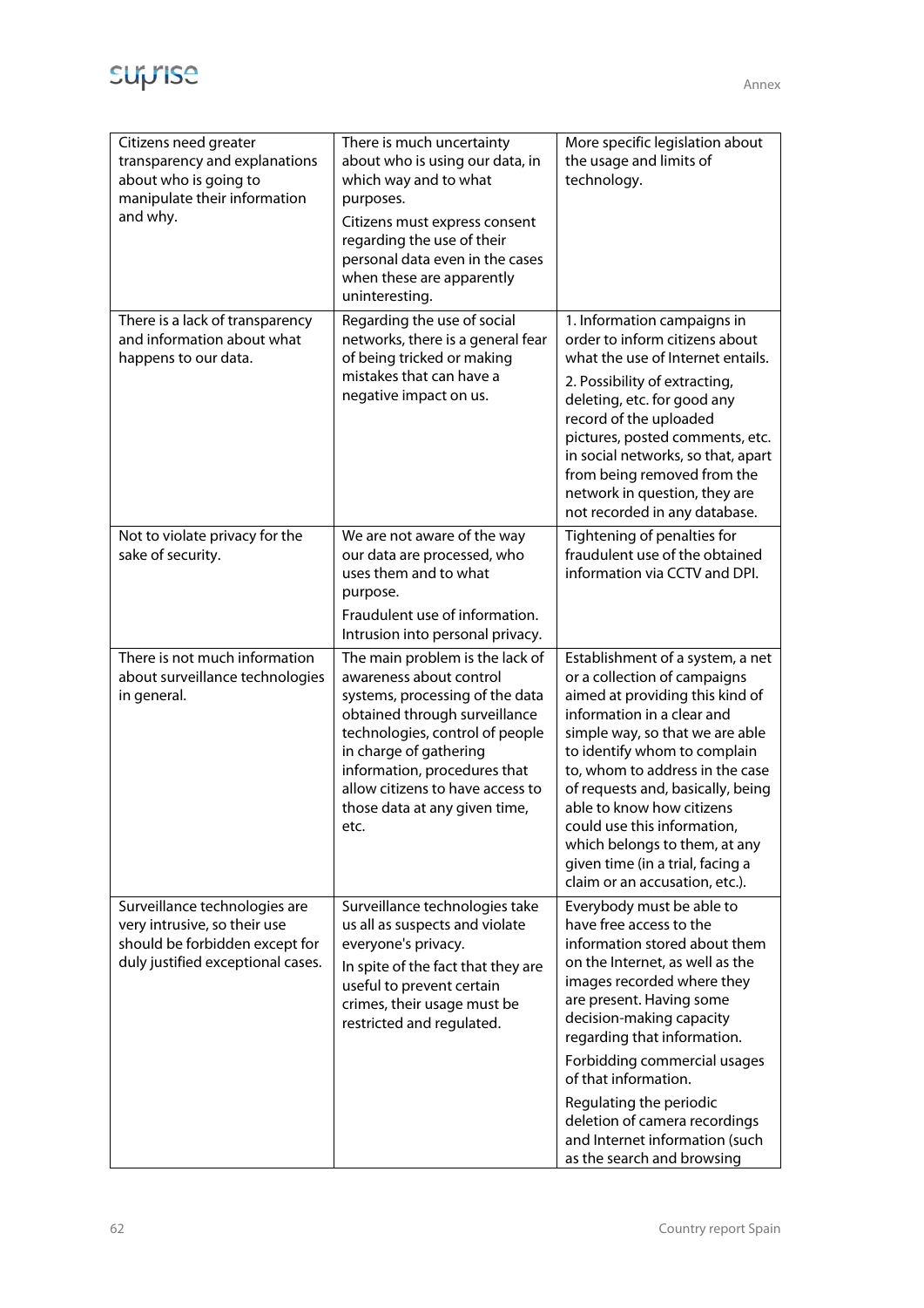| | | |
|---|---|---|
| Citizens need greater transparency and explanations about who is going to manipulate their information and why. | There is much uncertainty about who is using our data, in which way and to what purposes.<br>Citizens must express consent regarding the use of their personal data even in the cases when these are apparently uninteresting. | More specific legislation about the usage and limits of technology. |
| There is a lack of transparency and information about what happens to our data. | Regarding the use of social networks, there is a general fear of being tricked or making mistakes that can have a negative impact on us. | 1. Information campaigns in order to inform citizens about what the use of Internet entails.<br>2. Possibility of extracting, deleting, etc. for good any record of the uploaded pictures, posted comments, etc. in social networks, so that, apart from being removed from the network in question, they are not recorded in any database. |
| Not to violate privacy for the sake of security. | We are not aware of the way our data are processed, who uses them and to what purpose.<br>Fraudulent use of information. Intrusion into personal privacy. | Tightening of penalties for fraudulent use of the obtained information via CCTV and DPI. |
| There is not much information about surveillance technologies in general. | The main problem is the lack of awareness about control systems, processing of the data obtained through surveillance technologies, control of people in charge of gathering information, procedures that allow citizens to have access to those data at any given time, etc. | Establishment of a system, a net or a collection of campaigns aimed at providing this kind of information in a clear and simple way, so that we are able to identify whom to complain to, whom to address in the case of requests and, basically, being able to know how citizens could use this information, which belongs to them, at any given time (in a trial, facing a claim or an accusation, etc.). |
| Surveillance technologies are very intrusive, so their use should be forbidden except for duly justified exceptional cases. | Surveillance technologies take us all as suspects and violate everyone's privacy.<br>In spite of the fact that they are useful to prevent certain crimes, their usage must be restricted and regulated. | Everybody must be able to have free access to the information stored about them on the Internet, as well as the images recorded where they are present. Having some decision-making capacity regarding that information.<br>Forbidding commercial usages of that information.<br>Regulating the periodic deletion of camera recordings and Internet information (such as the search and browsing |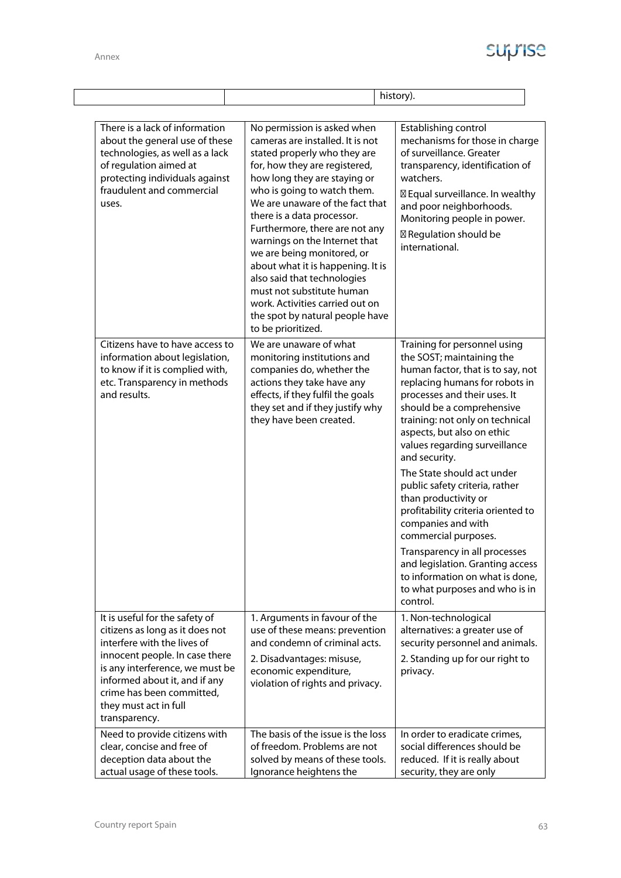| | | history). |
|---|---|---|
| There is a lack of information about the general use of these technologies, as well as a lack of regulation aimed at protecting individuals against fraudulent and commercial uses. | No permission is asked when cameras are installed. It is not stated properly who they are for, how they are registered, how long they are staying or who is going to watch them. We are unaware of the fact that there is a data processor. Furthermore, there are not any warnings on the Internet that we are being monitored, or about what it is happening. It is also said that technologies must not substitute human work. Activities carried out on the spot by natural people have to be prioritized. | Establishing control mechanisms for those in charge of surveillance. Greater transparency, identification of watchers.<br><br> Equal surveillance. In wealthy and poor neighborhoods. Monitoring people in power.<br><br> Regulation should be international. |
| Citizens have to have access to information about legislation, to know if it is complied with, etc. Transparency in methods and results. | We are unaware of what monitoring institutions and companies do, whether the actions they take have any effects, if they fulfil the goals they set and if they justify why they have been created. | Training for personnel using the SOST; maintaining the human factor, that is to say, not replacing humans for robots in processes and their uses. It should be a comprehensive training: not only on technical aspects, but also on ethic values regarding surveillance and security.<br><br>The State should act under public safety criteria, rather than productivity or profitability criteria oriented to companies and with commercial purposes.<br><br>Transparency in all processes and legislation. Granting access to information on what is done, to what purposes and who is in control. |
| It is useful for the safety of citizens as long as it does not interfere with the lives of innocent people. In case there is any interference, we must be informed about it, and if any crime has been committed, they must act in full transparency. | 1. Arguments in favour of the use of these means: prevention and condemn of criminal acts.<br><br>2. Disadvantages: misuse, economic expenditure, violation of rights and privacy. | 1. Non-technological alternatives: a greater use of security personnel and animals.<br><br>2. Standing up for our right to privacy. |
| Need to provide citizens with clear, concise and free of deception data about the actual usage of these tools. | The basis of the issue is the loss of freedom. Problems are not solved by means of these tools. Ignorance heightens the | In order to eradicate crimes, social differences should be reduced. If it is really about security, they are only |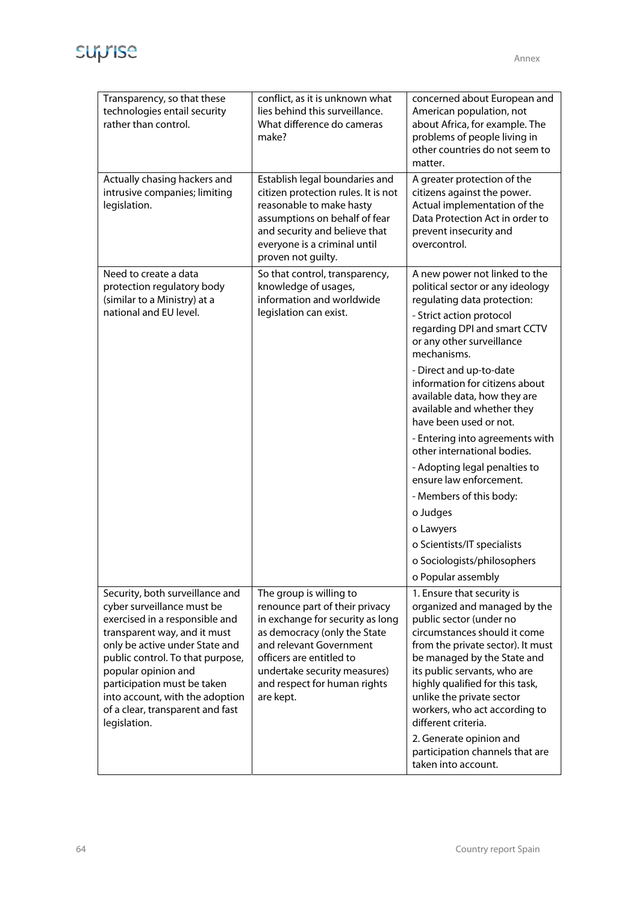| | | |
|---|---|---|
| Transparency, so that these technologies entail security rather than control. | conflict, as it is unknown what lies behind this surveillance. What difference do cameras make? | concerned about European and American population, not about Africa, for example. The problems of people living in other countries do not seem to matter. |
| Actually chasing hackers and intrusive companies; limiting legislation. | Establish legal boundaries and citizen protection rules. It is not reasonable to make hasty assumptions on behalf of fear and security and believe that everyone is a criminal until proven not guilty. | A greater protection of the citizens against the power. Actual implementation of the Data Protection Act in order to prevent insecurity and overcontrol. |
| Need to create a data protection regulatory body (similar to a Ministry) at a national and EU level. | So that control, transparency, knowledge of usages, information and worldwide legislation can exist. | A new power not linked to the political sector or any ideology regulating data protection:<br>- Strict action protocol regarding DPI and smart CCTV or any other surveillance mechanisms.<br>- Direct and up-to-date information for citizens about available data, how they are available and whether they have been used or not.<br>- Entering into agreements with other international bodies.<br>- Adopting legal penalties to ensure law enforcement.<br>- Members of this body:<br>o Judges<br>o Lawyers<br>o Scientists/IT specialists<br>o Sociologists/philosophers<br>o Popular assembly |
| Security, both surveillance and cyber surveillance must be exercised in a responsible and transparent way, and it must only be active under State and public control. To that purpose, popular opinion and participation must be taken into account, with the adoption of a clear, transparent and fast legislation. | The group is willing to renounce part of their privacy in exchange for security as long as democracy (only the State and relevant Government officers are entitled to undertake security measures) and respect for human rights are kept. | 1. Ensure that security is organized and managed by the public sector (under no circumstances should it come from the private sector). It must be managed by the State and its public servants, who are highly qualified for this task, unlike the private sector workers, who act according to different criteria.<br>2. Generate opinion and participation channels that are taken into account. |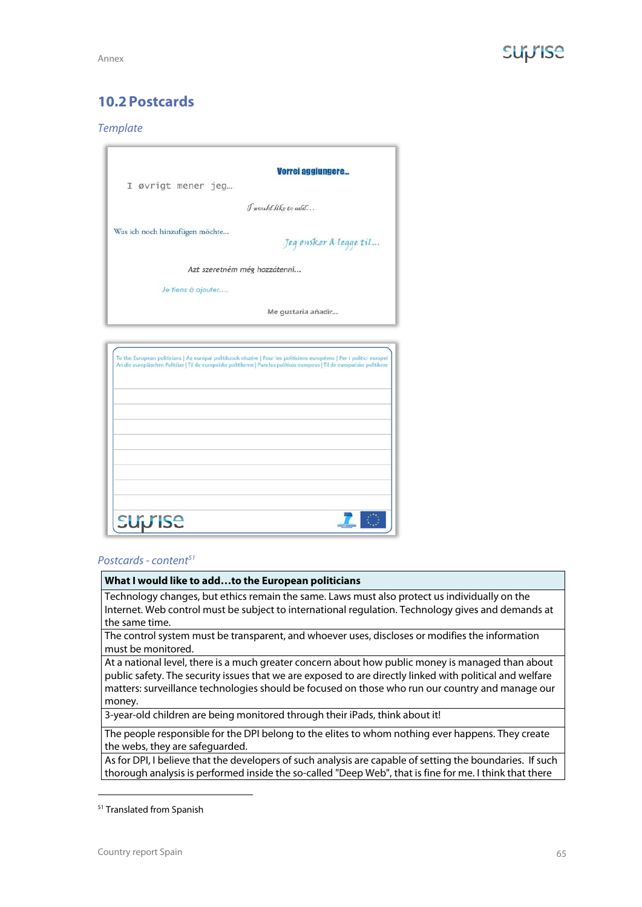## 10.2 Postcards

*Template*

I øvrigt mener jeg…

Vorrei aggiungere…

I would like to add…

Was ich noch hinzufügen möchte…

Jeg ønsker å legge til…

Azt szeretném még hozzátenni…

Je tiens à ajouter….

Me gustaría añadir…

To the European politicians | Az európai politikusok részére | Pour les politiciens européens | Per i politici europei
An die europäischen Politiker | Til de europeiske politikerne | Para los políticos europeos | Til de europæiske politikere

*Postcards - content*[51]

| What I would like to add…to the European politicians |
|---|
| Technology changes, but ethics remain the same. Laws must also protect us individually on the Internet. Web control must be subject to international regulation. Technology gives and demands at the same time. |
| The control system must be transparent, and whoever uses, discloses or modifies the information must be monitored. |
| At a national level, there is a much greater concern about how public money is managed than about public safety. The security issues that we are exposed to are directly linked with political and welfare matters: surveillance technologies should be focused on those who run our country and manage our money. |
| 3-year-old children are being monitored through their iPads, think about it! |
| The people responsible for the DPI belong to the elites to whom nothing ever happens. They create the webs, they are safeguarded. |
| As for DPI, I believe that the developers of such analysis are capable of setting the boundaries. If such thorough analysis is performed inside the so-called "Deep Web", that is fine for me. I think that there |

[51] Translated from Spanish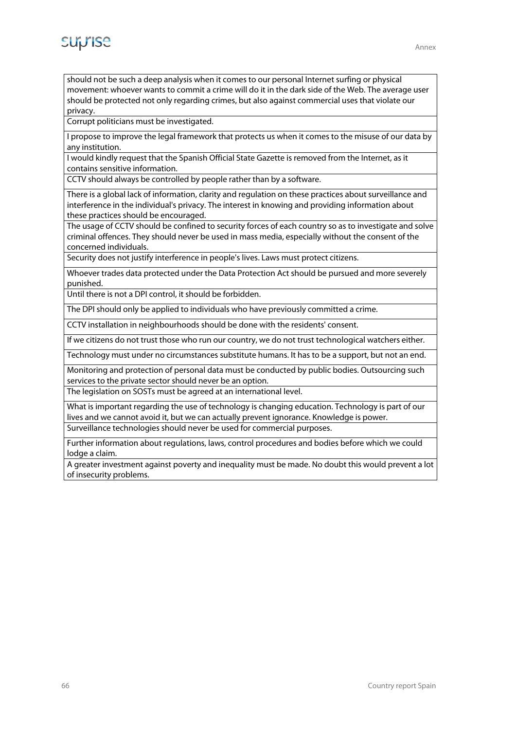| |
|---|
| should not be such a deep analysis when it comes to our personal Internet surfing or physical movement: whoever wants to commit a crime will do it in the dark side of the Web. The average user should be protected not only regarding crimes, but also against commercial uses that violate our privacy. |
| Corrupt politicians must be investigated. |
| I propose to improve the legal framework that protects us when it comes to the misuse of our data by any institution. |
| I would kindly request that the Spanish Official State Gazette is removed from the Internet, as it contains sensitive information. |
| CCTV should always be controlled by people rather than by a software. |
| There is a global lack of information, clarity and regulation on these practices about surveillance and interference in the individual's privacy. The interest in knowing and providing information about these practices should be encouraged. |
| The usage of CCTV should be confined to security forces of each country so as to investigate and solve criminal offences. They should never be used in mass media, especially without the consent of the concerned individuals. |
| Security does not justify interference in people's lives. Laws must protect citizens. |
| Whoever trades data protected under the Data Protection Act should be pursued and more severely punished. |
| Until there is not a DPI control, it should be forbidden. |
| The DPI should only be applied to individuals who have previously committed a crime. |
| CCTV installation in neighbourhoods should be done with the residents' consent. |
| If we citizens do not trust those who run our country, we do not trust technological watchers either. |
| Technology must under no circumstances substitute humans. It has to be a support, but not an end. |
| Monitoring and protection of personal data must be conducted by public bodies. Outsourcing such services to the private sector should never be an option. |
| The legislation on SOSTs must be agreed at an international level. |
| What is important regarding the use of technology is changing education. Technology is part of our lives and we cannot avoid it, but we can actually prevent ignorance. Knowledge is power. |
| Surveillance technologies should never be used for commercial purposes. |
| Further information about regulations, laws, control procedures and bodies before which we could lodge a claim. |
| A greater investment against poverty and inequality must be made. No doubt this would prevent a lot of insecurity problems. |